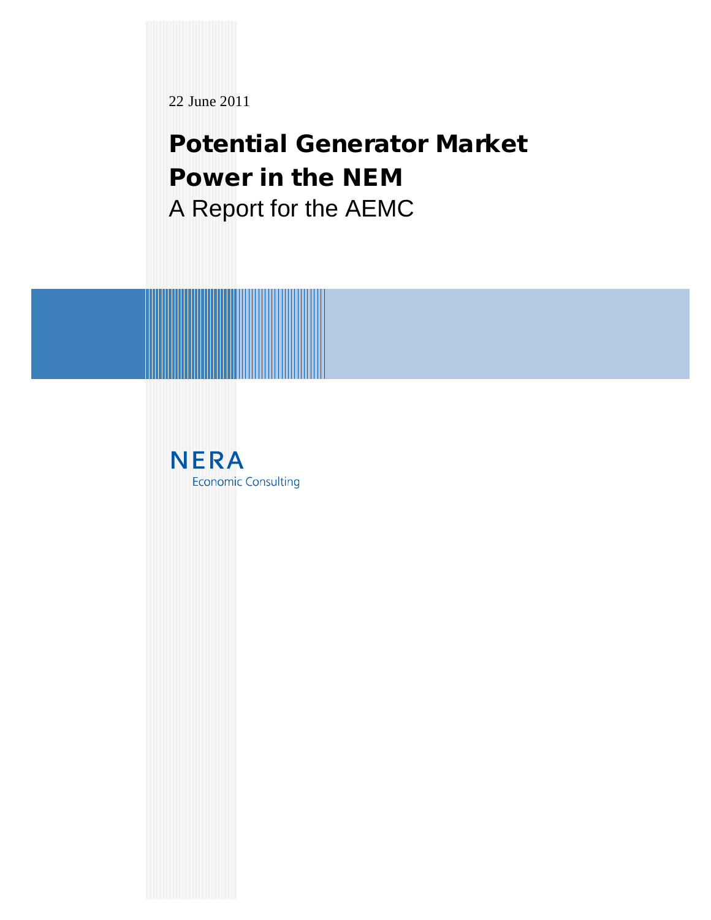22 June 2011

# Potential Generator Market Power in the NEM

A Report for the AEMC

NERA
Economic Consulting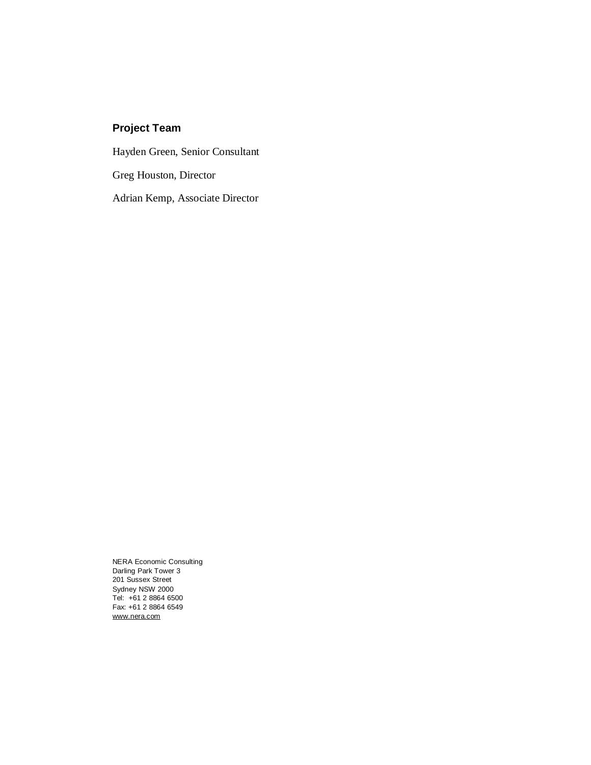## Project Team

Hayden Green, Senior Consultant

Greg Houston, Director

Adrian Kemp, Associate Director

NERA Economic Consulting  
Darling Park Tower 3  
201 Sussex Street  
Sydney NSW 2000  
Tel: +61 2 8864 6500  
Fax: +61 2 8864 6549  
www.nera.com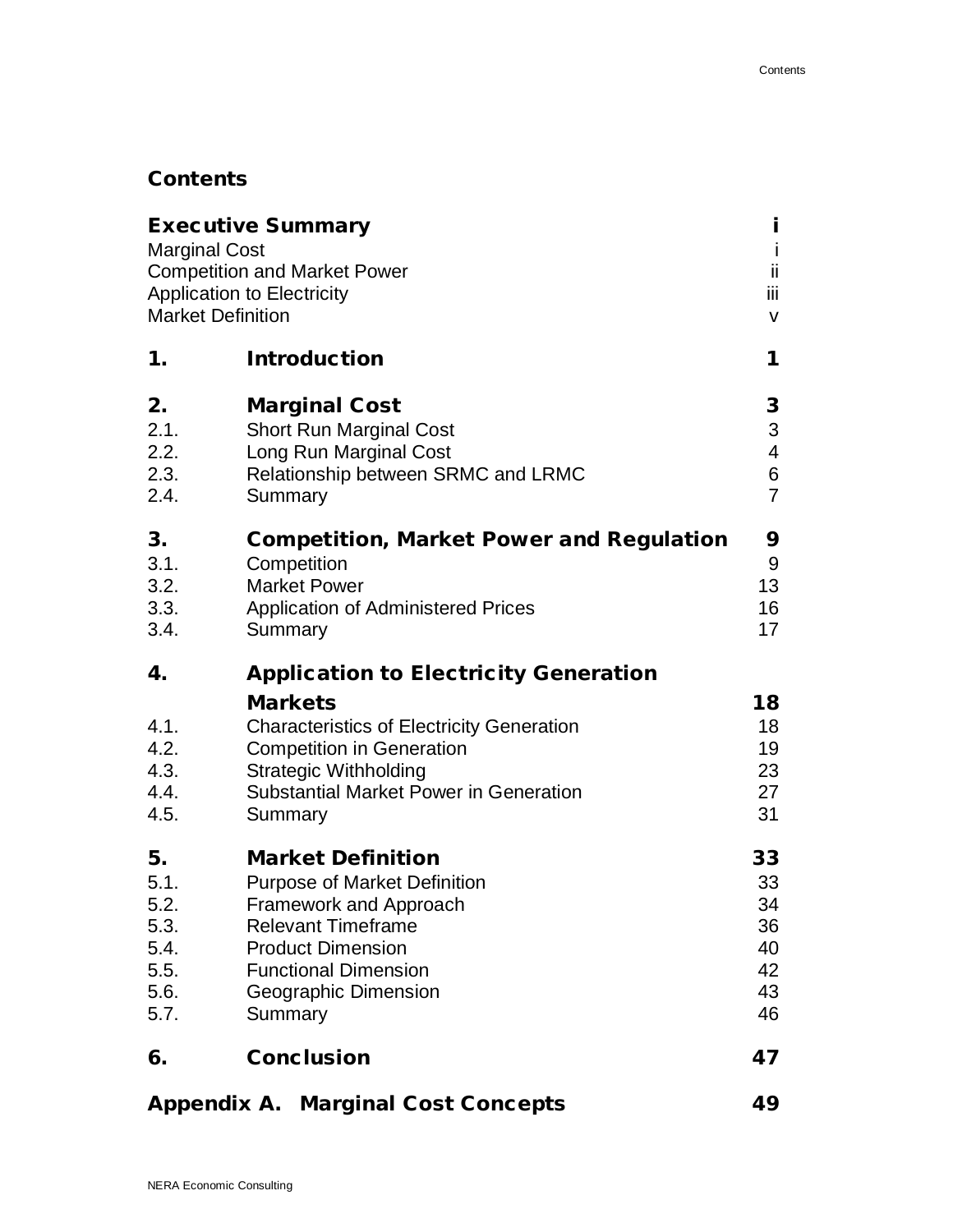# Contents

| | | |
|---|---|---|
| **Executive Summary** | | **i** |
| Marginal Cost | | i |
| Competition and Market Power | | ii |
| Application to Electricity | | iii |
| Market Definition | | v |
| **1.** | **Introduction** | **1** |
| **2.** | **Marginal Cost** | **3** |
| 2.1. | Short Run Marginal Cost | 3 |
| 2.2. | Long Run Marginal Cost | 4 |
| 2.3. | Relationship between SRMC and LRMC | 6 |
| 2.4. | Summary | 7 |
| **3.** | **Competition, Market Power and Regulation** | **9** |
| 3.1. | Competition | 9 |
| 3.2. | Market Power | 13 |
| 3.3. | Application of Administered Prices | 16 |
| 3.4. | Summary | 17 |
| **4.** | **Application to Electricity Generation Markets** | **18** |
| 4.1. | Characteristics of Electricity Generation | 18 |
| 4.2. | Competition in Generation | 19 |
| 4.3. | Strategic Withholding | 23 |
| 4.4. | Substantial Market Power in Generation | 27 |
| 4.5. | Summary | 31 |
| **5.** | **Market Definition** | **33** |
| 5.1. | Purpose of Market Definition | 33 |
| 5.2. | Framework and Approach | 34 |
| 5.3. | Relevant Timeframe | 36 |
| 5.4. | Product Dimension | 40 |
| 5.5. | Functional Dimension | 42 |
| 5.6. | Geographic Dimension | 43 |
| 5.7. | Summary | 46 |
| **6.** | **Conclusion** | **47** |
| **Appendix A.** | **Marginal Cost Concepts** | **49** |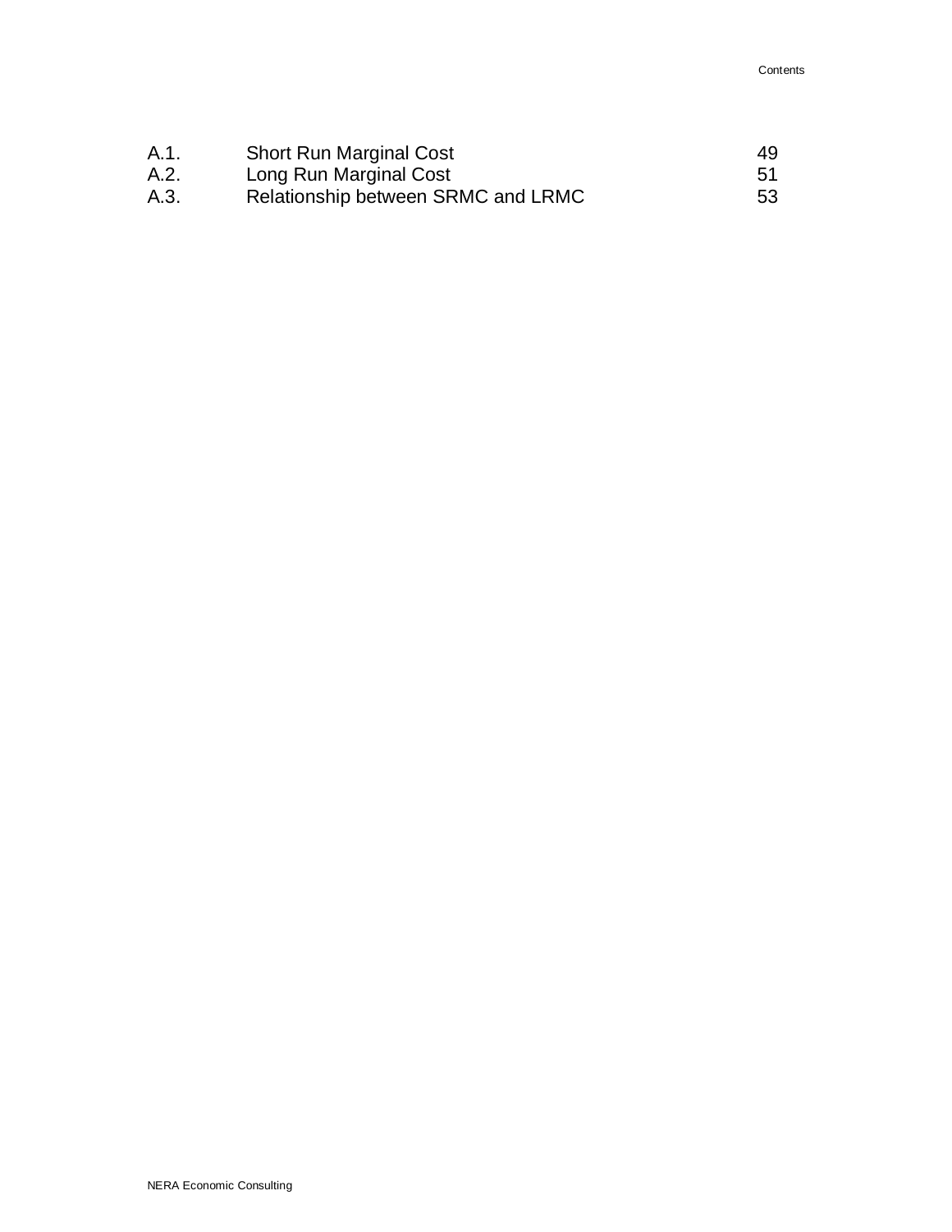| | | |
|---|---|---|
| A.1. | Short Run Marginal Cost | 49 |
| A.2. | Long Run Marginal Cost | 51 |
| A.3. | Relationship between SRMC and LRMC | 53 |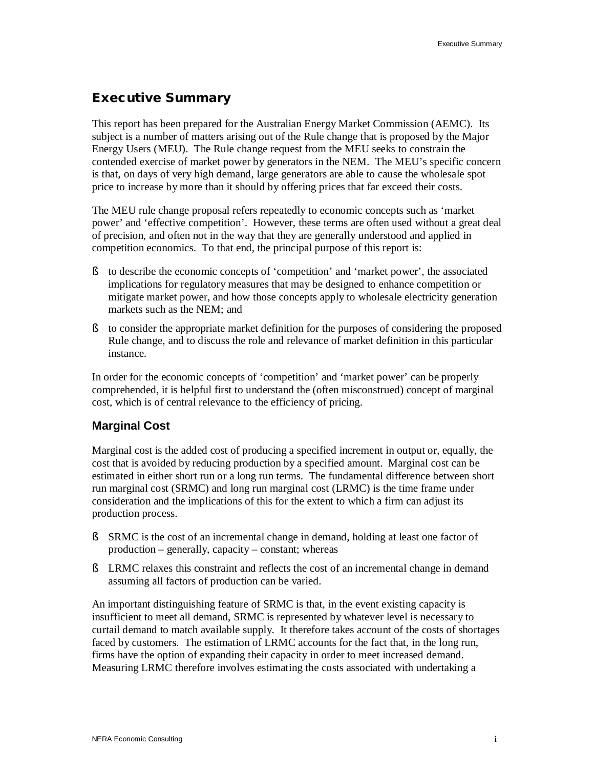# Executive Summary

This report has been prepared for the Australian Energy Market Commission (AEMC). Its subject is a number of matters arising out of the Rule change that is proposed by the Major Energy Users (MEU). The Rule change request from the MEU seeks to constrain the contended exercise of market power by generators in the NEM. The MEU's specific concern is that, on days of very high demand, large generators are able to cause the wholesale spot price to increase by more than it should by offering prices that far exceed their costs.

The MEU rule change proposal refers repeatedly to economic concepts such as 'market power' and 'effective competition'. However, these terms are often used without a great deal of precision, and often not in the way that they are generally understood and applied in competition economics. To that end, the principal purpose of this report is:

- to describe the economic concepts of 'competition' and 'market power', the associated implications for regulatory measures that may be designed to enhance competition or mitigate market power, and how those concepts apply to wholesale electricity generation markets such as the NEM; and
- to consider the appropriate market definition for the purposes of considering the proposed Rule change, and to discuss the role and relevance of market definition in this particular instance.

In order for the economic concepts of 'competition' and 'market power' can be properly comprehended, it is helpful first to understand the (often misconstrued) concept of marginal cost, which is of central relevance to the efficiency of pricing.

## Marginal Cost

Marginal cost is the added cost of producing a specified increment in output or, equally, the cost that is avoided by reducing production by a specified amount. Marginal cost can be estimated in either short run or a long run terms. The fundamental difference between short run marginal cost (SRMC) and long run marginal cost (LRMC) is the time frame under consideration and the implications of this for the extent to which a firm can adjust its production process.

- SRMC is the cost of an incremental change in demand, holding at least one factor of production – generally, capacity – constant; whereas
- LRMC relaxes this constraint and reflects the cost of an incremental change in demand assuming all factors of production can be varied.

An important distinguishing feature of SRMC is that, in the event existing capacity is insufficient to meet all demand, SRMC is represented by whatever level is necessary to curtail demand to match available supply. It therefore takes account of the costs of shortages faced by customers. The estimation of LRMC accounts for the fact that, in the long run, firms have the option of expanding their capacity in order to meet increased demand. Measuring LRMC therefore involves estimating the costs associated with undertaking a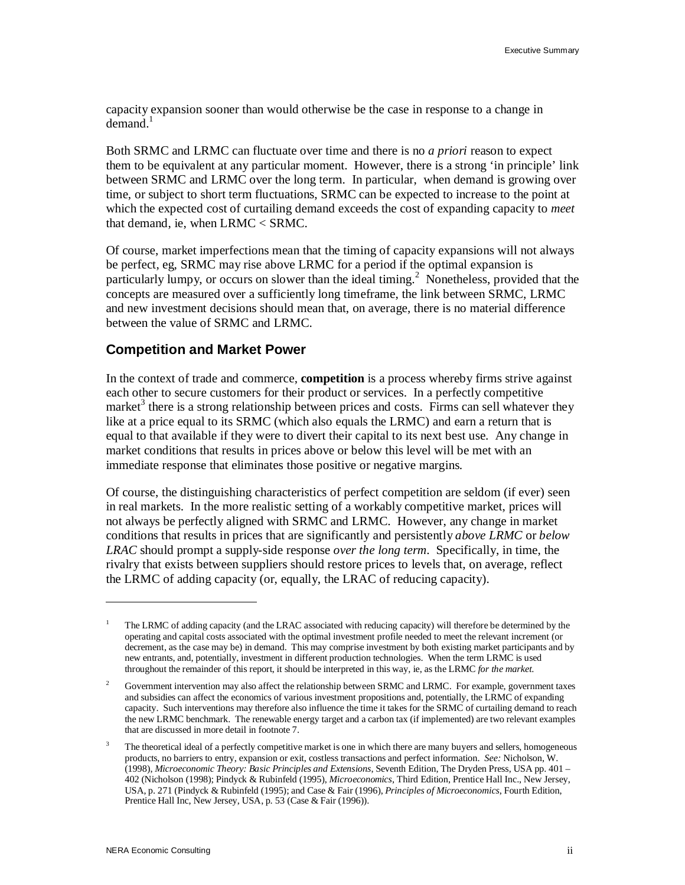capacity expansion sooner than would otherwise be the case in response to a change in demand.[1]

Both SRMC and LRMC can fluctuate over time and there is no *a priori* reason to expect them to be equivalent at any particular moment. However, there is a strong 'in principle' link between SRMC and LRMC over the long term. In particular, when demand is growing over time, or subject to short term fluctuations, SRMC can be expected to increase to the point at which the expected cost of curtailing demand exceeds the cost of expanding capacity to *meet* that demand, ie, when LRMC < SRMC.

Of course, market imperfections mean that the timing of capacity expansions will not always be perfect, eg, SRMC may rise above LRMC for a period if the optimal expansion is particularly lumpy, or occurs on slower than the ideal timing.[2] Nonetheless, provided that the concepts are measured over a sufficiently long timeframe, the link between SRMC, LRMC and new investment decisions should mean that, on average, there is no material difference between the value of SRMC and LRMC.

## Competition and Market Power

In the context of trade and commerce, **competition** is a process whereby firms strive against each other to secure customers for their product or services. In a perfectly competitive market[3] there is a strong relationship between prices and costs. Firms can sell whatever they like at a price equal to its SRMC (which also equals the LRMC) and earn a return that is equal to that available if they were to divert their capital to its next best use. Any change in market conditions that results in prices above or below this level will be met with an immediate response that eliminates those positive or negative margins.

Of course, the distinguishing characteristics of perfect competition are seldom (if ever) seen in real markets. In the more realistic setting of a workably competitive market, prices will not always be perfectly aligned with SRMC and LRMC. However, any change in market conditions that results in prices that are significantly and persistently *above LRMC* or *below LRAC* should prompt a supply-side response *over the long term*. Specifically, in time, the rivalry that exists between suppliers should restore prices to levels that, on average, reflect the LRMC of adding capacity (or, equally, the LRAC of reducing capacity).

---

[1] The LRMC of adding capacity (and the LRAC associated with reducing capacity) will therefore be determined by the operating and capital costs associated with the optimal investment profile needed to meet the relevant increment (or decrement, as the case may be) in demand. This may comprise investment by both existing market participants and by new entrants, and, potentially, investment in different production technologies. When the term LRMC is used throughout the remainder of this report, it should be interpreted in this way, ie, as the LRMC *for the market*.

[2] Government intervention may also affect the relationship between SRMC and LRMC. For example, government taxes and subsidies can affect the economics of various investment propositions and, potentially, the LRMC of expanding capacity. Such interventions may therefore also influence the time it takes for the SRMC of curtailing demand to reach the new LRMC benchmark. The renewable energy target and a carbon tax (if implemented) are two relevant examples that are discussed in more detail in footnote 7.

[3] The theoretical ideal of a perfectly competitive market is one in which there are many buyers and sellers, homogeneous products, no barriers to entry, expansion or exit, costless transactions and perfect information. *See:* Nicholson, W. (1998), *Microeconomic Theory: Basic Principles and Extensions*, Seventh Edition, The Dryden Press, USA pp. 401 – 402 (Nicholson (1998); Pindyck & Rubinfeld (1995), *Microeconomics*, Third Edition, Prentice Hall Inc., New Jersey, USA, p. 271 (Pindyck & Rubinfeld (1995); and Case & Fair (1996), *Principles of Microeconomics*, Fourth Edition, Prentice Hall Inc, New Jersey, USA, p. 53 (Case & Fair (1996)).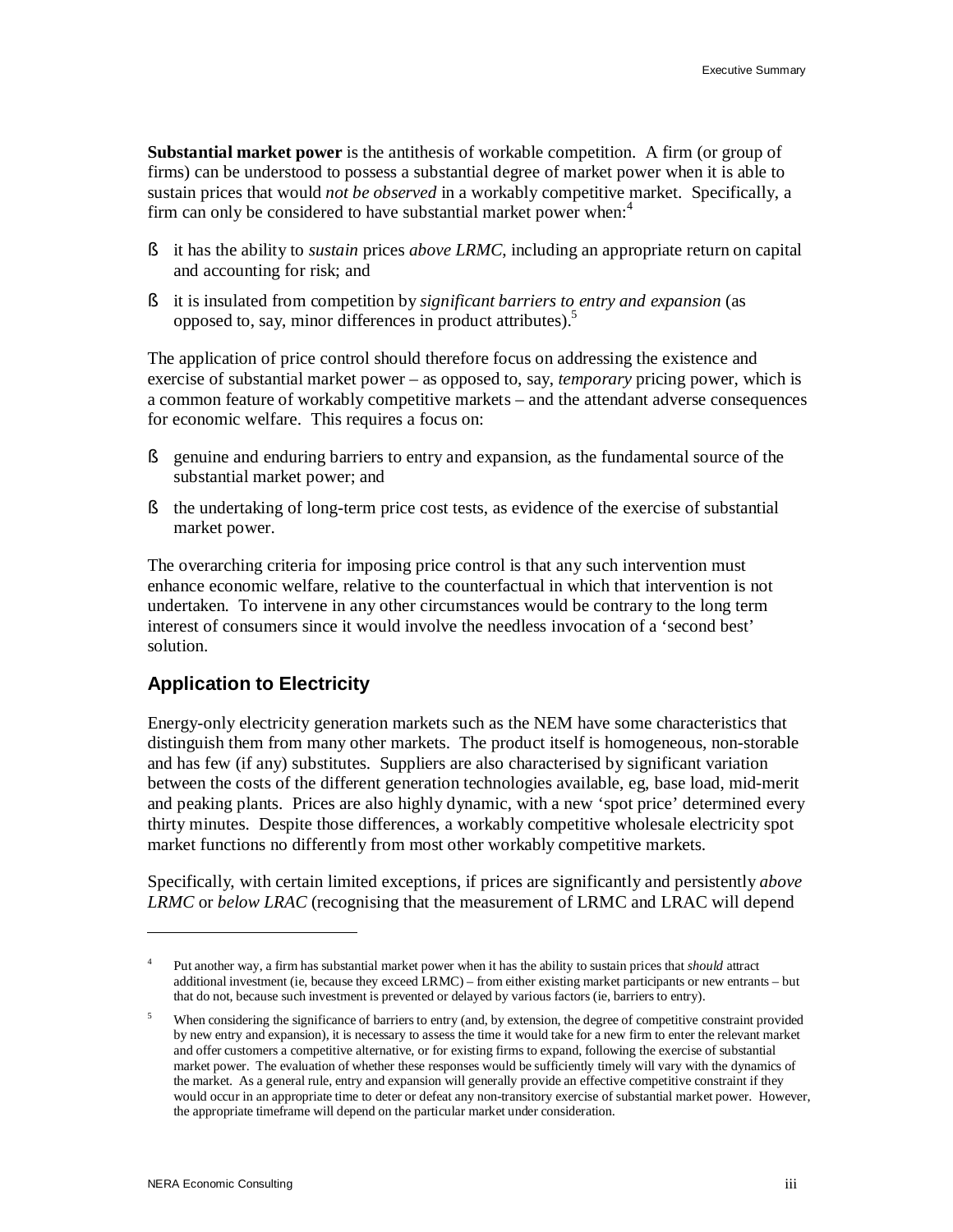**Substantial market power** is the antithesis of workable competition. A firm (or group of firms) can be understood to possess a substantial degree of market power when it is able to sustain prices that would *not be observed* in a workably competitive market. Specifically, a firm can only be considered to have substantial market power when:[4]

- it has the ability to *sustain* prices *above LRMC*, including an appropriate return on capital and accounting for risk; and
- it is insulated from competition by *significant barriers to entry and expansion* (as opposed to, say, minor differences in product attributes).[5]

The application of price control should therefore focus on addressing the existence and exercise of substantial market power – as opposed to, say, *temporary* pricing power, which is a common feature of workably competitive markets – and the attendant adverse consequences for economic welfare. This requires a focus on:

- genuine and enduring barriers to entry and expansion, as the fundamental source of the substantial market power; and
- the undertaking of long-term price cost tests, as evidence of the exercise of substantial market power.

The overarching criteria for imposing price control is that any such intervention must enhance economic welfare, relative to the counterfactual in which that intervention is not undertaken. To intervene in any other circumstances would be contrary to the long term interest of consumers since it would involve the needless invocation of a 'second best' solution.

## Application to Electricity

Energy-only electricity generation markets such as the NEM have some characteristics that distinguish them from many other markets. The product itself is homogeneous, non-storable and has few (if any) substitutes. Suppliers are also characterised by significant variation between the costs of the different generation technologies available, eg, base load, mid-merit and peaking plants. Prices are also highly dynamic, with a new 'spot price' determined every thirty minutes. Despite those differences, a workably competitive wholesale electricity spot market functions no differently from most other workably competitive markets.

Specifically, with certain limited exceptions, if prices are significantly and persistently *above LRMC* or *below LRAC* (recognising that the measurement of LRMC and LRAC will depend

---

[4] Put another way, a firm has substantial market power when it has the ability to sustain prices that *should* attract additional investment (ie, because they exceed LRMC) – from either existing market participants or new entrants – but that do not, because such investment is prevented or delayed by various factors (ie, barriers to entry).

[5] When considering the significance of barriers to entry (and, by extension, the degree of competitive constraint provided by new entry and expansion), it is necessary to assess the time it would take for a new firm to enter the relevant market and offer customers a competitive alternative, or for existing firms to expand, following the exercise of substantial market power. The evaluation of whether these responses would be sufficiently timely will vary with the dynamics of the market. As a general rule, entry and expansion will generally provide an effective competitive constraint if they would occur in an appropriate time to deter or defeat any non-transitory exercise of substantial market power. However, the appropriate timeframe will depend on the particular market under consideration.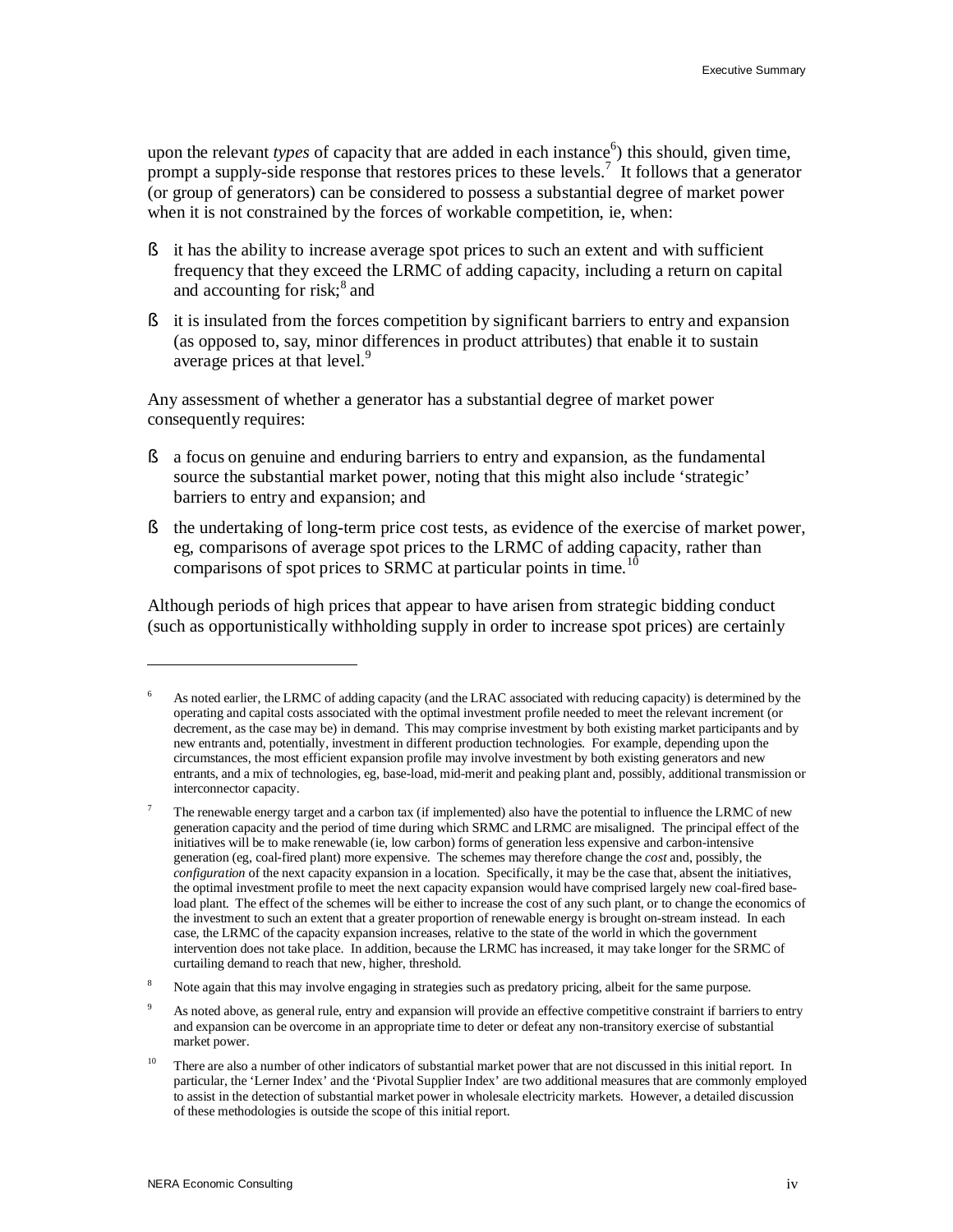upon the relevant *types* of capacity that are added in each instance[6]) this should, given time, prompt a supply-side response that restores prices to these levels.[7] It follows that a generator (or group of generators) can be considered to possess a substantial degree of market power when it is not constrained by the forces of workable competition, ie, when:

- it has the ability to increase average spot prices to such an extent and with sufficient frequency that they exceed the LRMC of adding capacity, including a return on capital and accounting for risk;[8] and
- it is insulated from the forces competition by significant barriers to entry and expansion (as opposed to, say, minor differences in product attributes) that enable it to sustain average prices at that level.[9]

Any assessment of whether a generator has a substantial degree of market power consequently requires:

- a focus on genuine and enduring barriers to entry and expansion, as the fundamental source the substantial market power, noting that this might also include 'strategic' barriers to entry and expansion; and
- the undertaking of long-term price cost tests, as evidence of the exercise of market power, eg, comparisons of average spot prices to the LRMC of adding capacity, rather than comparisons of spot prices to SRMC at particular points in time.[10]

Although periods of high prices that appear to have arisen from strategic bidding conduct (such as opportunistically withholding supply in order to increase spot prices) are certainly

---

[6] As noted earlier, the LRMC of adding capacity (and the LRAC associated with reducing capacity) is determined by the operating and capital costs associated with the optimal investment profile needed to meet the relevant increment (or decrement, as the case may be) in demand. This may comprise investment by both existing market participants and by new entrants and, potentially, investment in different production technologies. For example, depending upon the circumstances, the most efficient expansion profile may involve investment by both existing generators and new entrants, and a mix of technologies, eg, base-load, mid-merit and peaking plant and, possibly, additional transmission or interconnector capacity.

[7] The renewable energy target and a carbon tax (if implemented) also have the potential to influence the LRMC of new generation capacity and the period of time during which SRMC and LRMC are misaligned. The principal effect of the initiatives will be to make renewable (ie, low carbon) forms of generation less expensive and carbon-intensive generation (eg, coal-fired plant) more expensive. The schemes may therefore change the *cost* and, possibly, the *configuration* of the next capacity expansion in a location. Specifically, it may be the case that, absent the initiatives, the optimal investment profile to meet the next capacity expansion would have comprised largely new coal-fired base-load plant. The effect of the schemes will be either to increase the cost of any such plant, or to change the economics of the investment to such an extent that a greater proportion of renewable energy is brought on-stream instead. In each case, the LRMC of the capacity expansion increases, relative to the state of the world in which the government intervention does not take place. In addition, because the LRMC has increased, it may take longer for the SRMC of curtailing demand to reach that new, higher, threshold.

[8] Note again that this may involve engaging in strategies such as predatory pricing, albeit for the same purpose.

[9] As noted above, as general rule, entry and expansion will provide an effective competitive constraint if barriers to entry and expansion can be overcome in an appropriate time to deter or defeat any non-transitory exercise of substantial market power.

[10] There are also a number of other indicators of substantial market power that are not discussed in this initial report. In particular, the 'Lerner Index' and the 'Pivotal Supplier Index' are two additional measures that are commonly employed to assist in the detection of substantial market power in wholesale electricity markets. However, a detailed discussion of these methodologies is outside the scope of this initial report.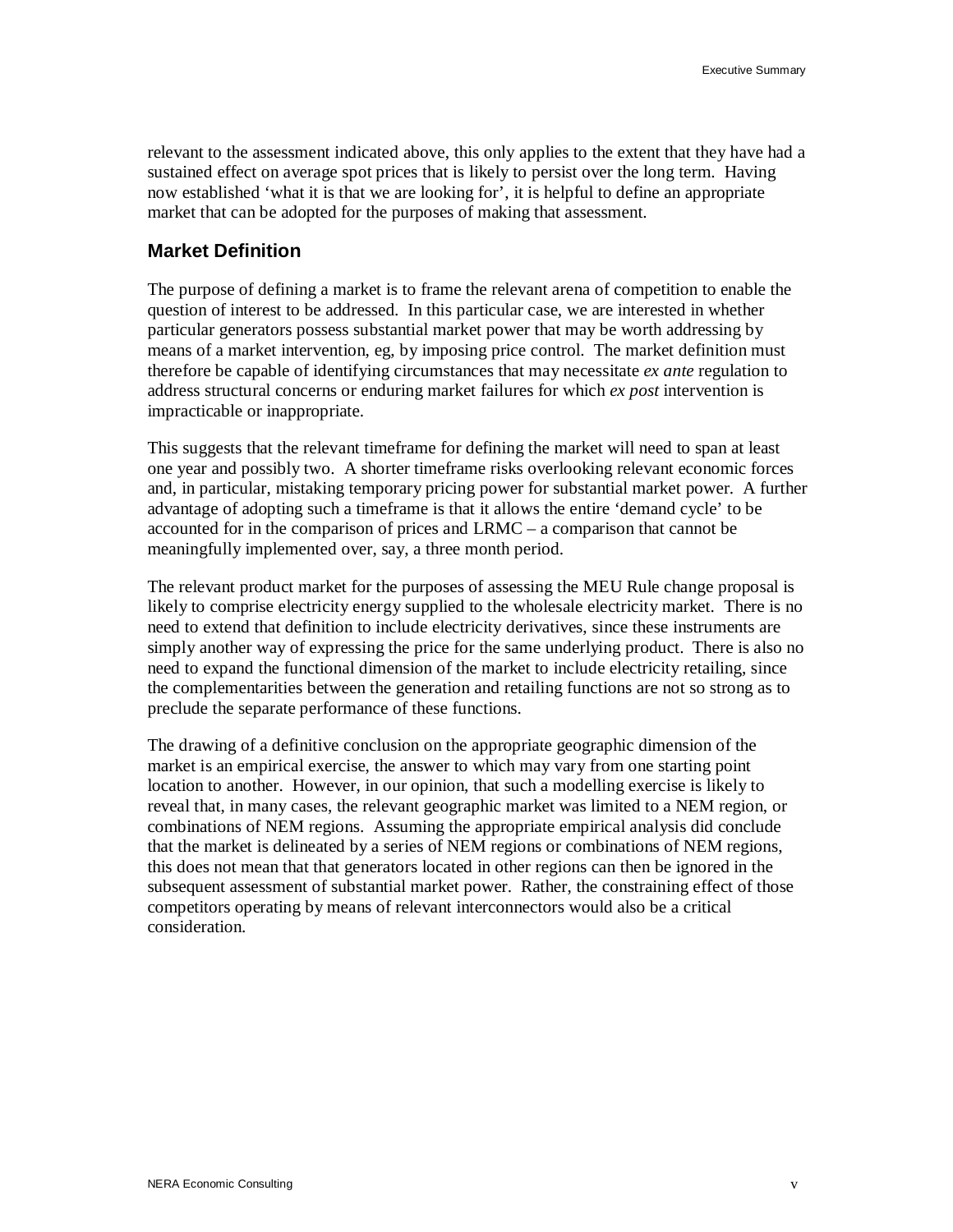relevant to the assessment indicated above, this only applies to the extent that they have had a sustained effect on average spot prices that is likely to persist over the long term. Having now established 'what it is that we are looking for', it is helpful to define an appropriate market that can be adopted for the purposes of making that assessment.

## Market Definition

The purpose of defining a market is to frame the relevant arena of competition to enable the question of interest to be addressed. In this particular case, we are interested in whether particular generators possess substantial market power that may be worth addressing by means of a market intervention, eg, by imposing price control. The market definition must therefore be capable of identifying circumstances that may necessitate *ex ante* regulation to address structural concerns or enduring market failures for which *ex post* intervention is impracticable or inappropriate.

This suggests that the relevant timeframe for defining the market will need to span at least one year and possibly two. A shorter timeframe risks overlooking relevant economic forces and, in particular, mistaking temporary pricing power for substantial market power. A further advantage of adopting such a timeframe is that it allows the entire 'demand cycle' to be accounted for in the comparison of prices and LRMC – a comparison that cannot be meaningfully implemented over, say, a three month period.

The relevant product market for the purposes of assessing the MEU Rule change proposal is likely to comprise electricity energy supplied to the wholesale electricity market. There is no need to extend that definition to include electricity derivatives, since these instruments are simply another way of expressing the price for the same underlying product. There is also no need to expand the functional dimension of the market to include electricity retailing, since the complementarities between the generation and retailing functions are not so strong as to preclude the separate performance of these functions.

The drawing of a definitive conclusion on the appropriate geographic dimension of the market is an empirical exercise, the answer to which may vary from one starting point location to another. However, in our opinion, that such a modelling exercise is likely to reveal that, in many cases, the relevant geographic market was limited to a NEM region, or combinations of NEM regions. Assuming the appropriate empirical analysis did conclude that the market is delineated by a series of NEM regions or combinations of NEM regions, this does not mean that that generators located in other regions can then be ignored in the subsequent assessment of substantial market power. Rather, the constraining effect of those competitors operating by means of relevant interconnectors would also be a critical consideration.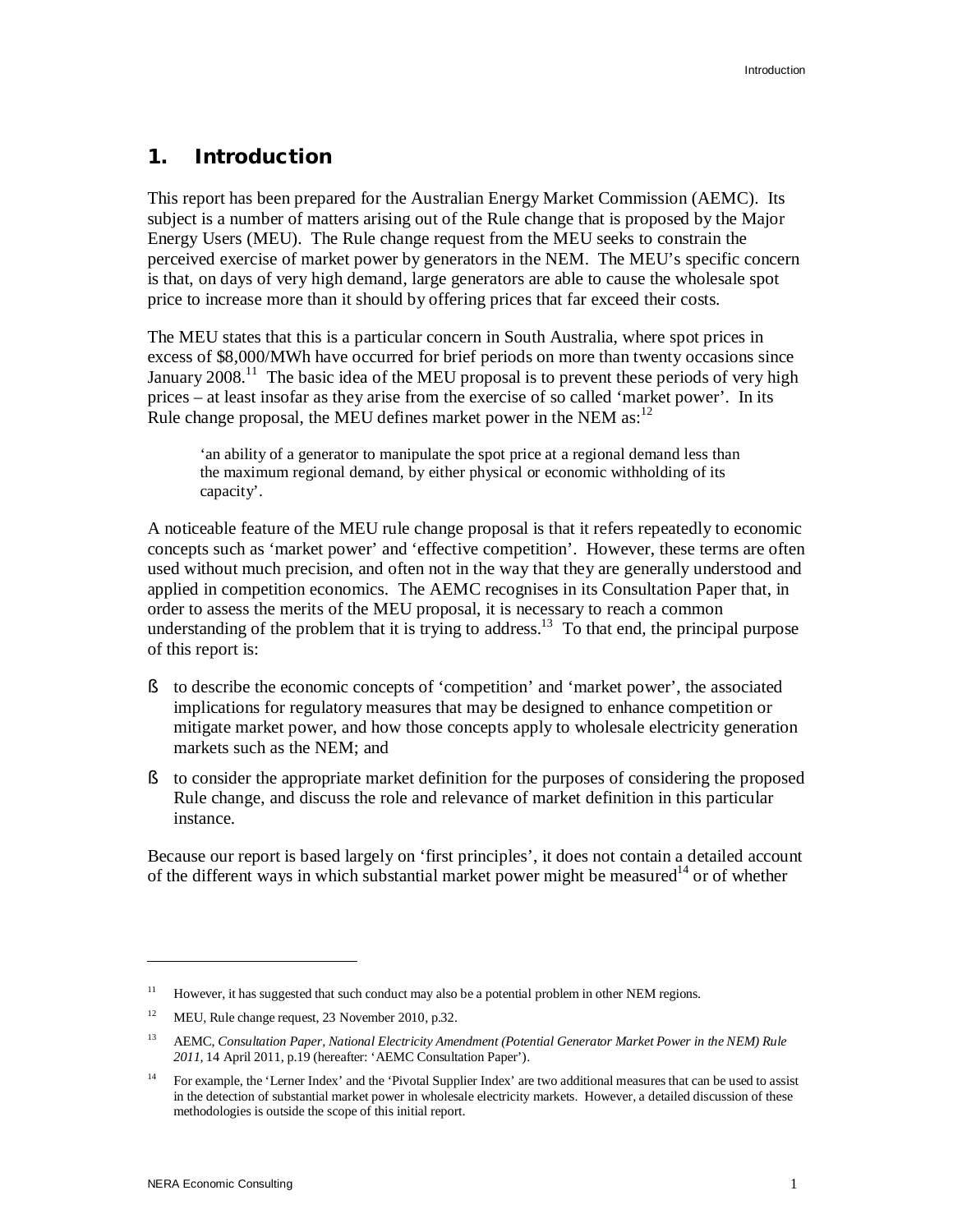# 1. Introduction

This report has been prepared for the Australian Energy Market Commission (AEMC). Its subject is a number of matters arising out of the Rule change that is proposed by the Major Energy Users (MEU). The Rule change request from the MEU seeks to constrain the perceived exercise of market power by generators in the NEM. The MEU's specific concern is that, on days of very high demand, large generators are able to cause the wholesale spot price to increase more than it should by offering prices that far exceed their costs.

The MEU states that this is a particular concern in South Australia, where spot prices in excess of $8,000/MWh have occurred for brief periods on more than twenty occasions since January 2008.[11] The basic idea of the MEU proposal is to prevent these periods of very high prices – at least insofar as they arise from the exercise of so called 'market power'. In its Rule change proposal, the MEU defines market power in the NEM as:[12]

> 'an ability of a generator to manipulate the spot price at a regional demand less than the maximum regional demand, by either physical or economic withholding of its capacity'.

A noticeable feature of the MEU rule change proposal is that it refers repeatedly to economic concepts such as 'market power' and 'effective competition'. However, these terms are often used without much precision, and often not in the way that they are generally understood and applied in competition economics. The AEMC recognises in its Consultation Paper that, in order to assess the merits of the MEU proposal, it is necessary to reach a common understanding of the problem that it is trying to address.[13] To that end, the principal purpose of this report is:

- to describe the economic concepts of 'competition' and 'market power', the associated implications for regulatory measures that may be designed to enhance competition or mitigate market power, and how those concepts apply to wholesale electricity generation markets such as the NEM; and
- to consider the appropriate market definition for the purposes of considering the proposed Rule change, and discuss the role and relevance of market definition in this particular instance.

Because our report is based largely on 'first principles', it does not contain a detailed account of the different ways in which substantial market power might be measured[14] or of whether

---

[11] However, it has suggested that such conduct may also be a potential problem in other NEM regions.

[12] MEU, Rule change request, 23 November 2010, p.32.

[13] AEMC, *Consultation Paper, National Electricity Amendment (Potential Generator Market Power in the NEM) Rule 2011,* 14 April 2011, p.19 (hereafter: 'AEMC Consultation Paper').

[14] For example, the 'Lerner Index' and the 'Pivotal Supplier Index' are two additional measures that can be used to assist in the detection of substantial market power in wholesale electricity markets. However, a detailed discussion of these methodologies is outside the scope of this initial report.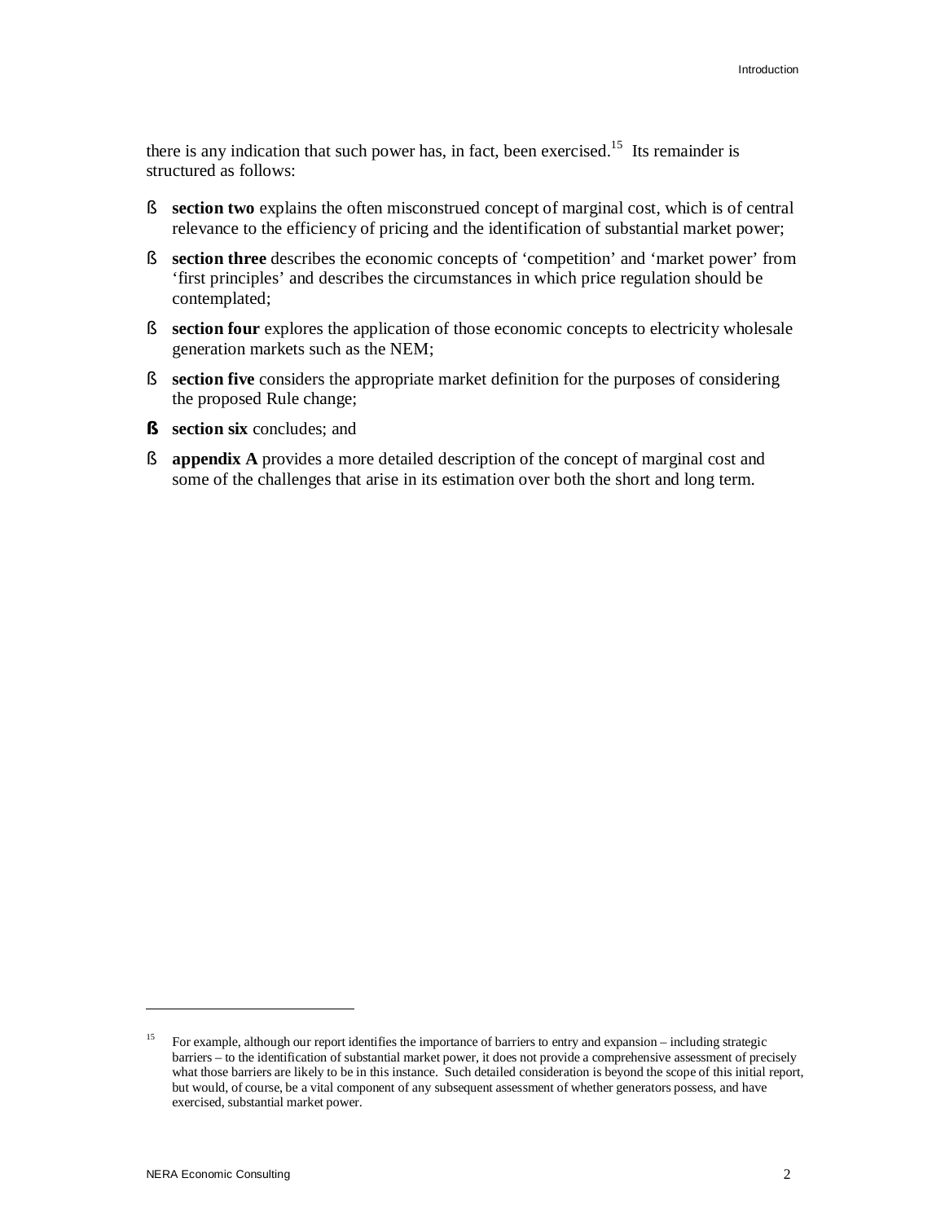there is any indication that such power has, in fact, been exercised.[15] Its remainder is structured as follows:

- **section two** explains the often misconstrued concept of marginal cost, which is of central relevance to the efficiency of pricing and the identification of substantial market power;
- **section three** describes the economic concepts of 'competition' and 'market power' from 'first principles' and describes the circumstances in which price regulation should be contemplated;
- **section four** explores the application of those economic concepts to electricity wholesale generation markets such as the NEM;
- **section five** considers the appropriate market definition for the purposes of considering the proposed Rule change;
- **section six** concludes; and
- **appendix A** provides a more detailed description of the concept of marginal cost and some of the challenges that arise in its estimation over both the short and long term.

[15] For example, although our report identifies the importance of barriers to entry and expansion – including strategic barriers – to the identification of substantial market power, it does not provide a comprehensive assessment of precisely what those barriers are likely to be in this instance. Such detailed consideration is beyond the scope of this initial report, but would, of course, be a vital component of any subsequent assessment of whether generators possess, and have exercised, substantial market power.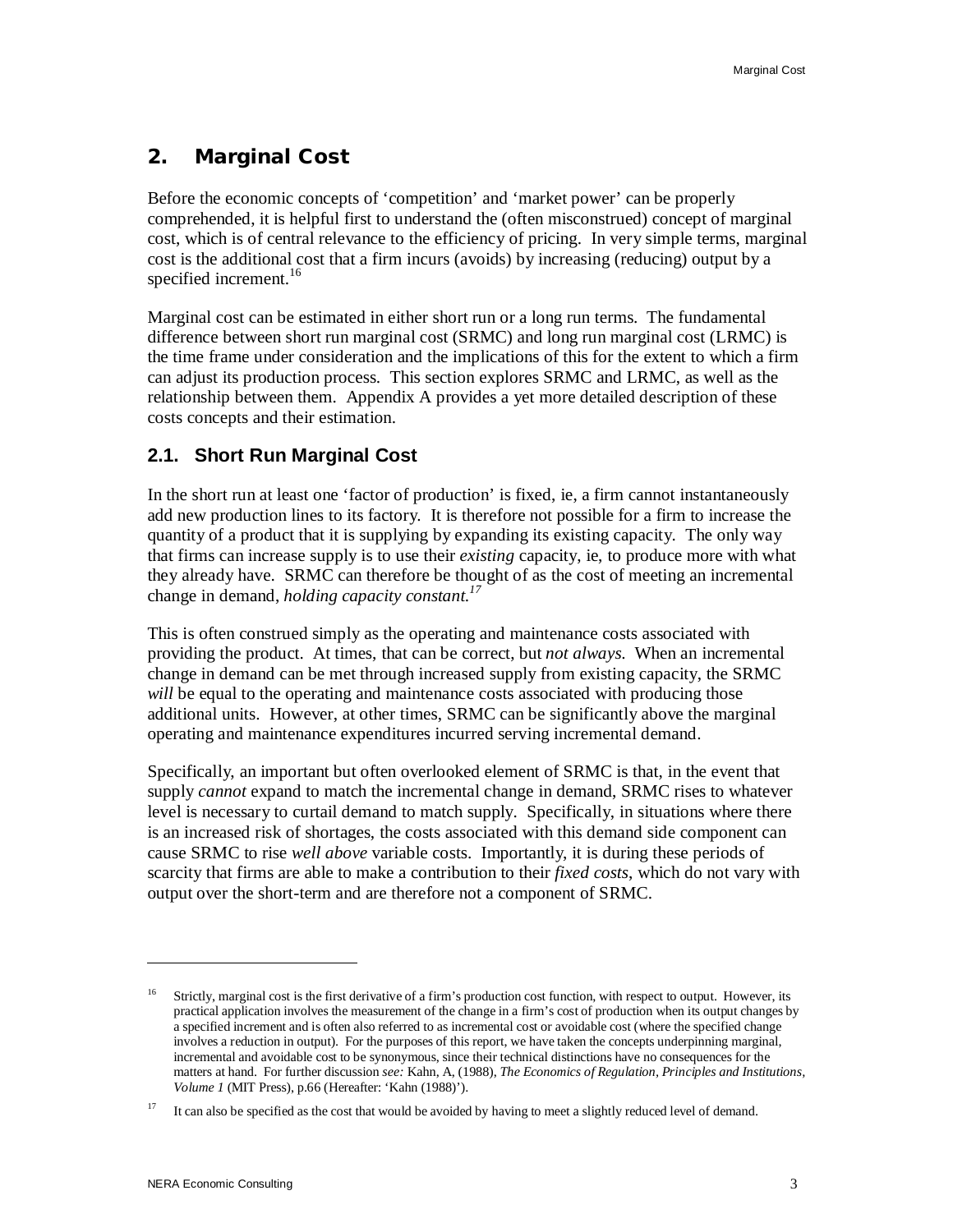## 2. Marginal Cost

Before the economic concepts of 'competition' and 'market power' can be properly comprehended, it is helpful first to understand the (often misconstrued) concept of marginal cost, which is of central relevance to the efficiency of pricing. In very simple terms, marginal cost is the additional cost that a firm incurs (avoids) by increasing (reducing) output by a specified increment.[16]

Marginal cost can be estimated in either short run or a long run terms. The fundamental difference between short run marginal cost (SRMC) and long run marginal cost (LRMC) is the time frame under consideration and the implications of this for the extent to which a firm can adjust its production process. This section explores SRMC and LRMC, as well as the relationship between them. Appendix A provides a yet more detailed description of these costs concepts and their estimation.

### 2.1. Short Run Marginal Cost

In the short run at least one 'factor of production' is fixed, ie, a firm cannot instantaneously add new production lines to its factory. It is therefore not possible for a firm to increase the quantity of a product that it is supplying by expanding its existing capacity. The only way that firms can increase supply is to use their *existing* capacity, ie, to produce more with what they already have. SRMC can therefore be thought of as the cost of meeting an incremental change in demand, *holding capacity constant.*[17]

This is often construed simply as the operating and maintenance costs associated with providing the product. At times, that can be correct, but *not always.* When an incremental change in demand can be met through increased supply from existing capacity, the SRMC *will* be equal to the operating and maintenance costs associated with producing those additional units. However, at other times, SRMC can be significantly above the marginal operating and maintenance expenditures incurred serving incremental demand.

Specifically, an important but often overlooked element of SRMC is that, in the event that supply *cannot* expand to match the incremental change in demand, SRMC rises to whatever level is necessary to curtail demand to match supply. Specifically, in situations where there is an increased risk of shortages, the costs associated with this demand side component can cause SRMC to rise *well above* variable costs. Importantly, it is during these periods of scarcity that firms are able to make a contribution to their *fixed costs*, which do not vary with output over the short-term and are therefore not a component of SRMC.

---

[16] Strictly, marginal cost is the first derivative of a firm's production cost function, with respect to output. However, its practical application involves the measurement of the change in a firm's cost of production when its output changes by a specified increment and is often also referred to as incremental cost or avoidable cost (where the specified change involves a reduction in output). For the purposes of this report, we have taken the concepts underpinning marginal, incremental and avoidable cost to be synonymous, since their technical distinctions have no consequences for the matters at hand. For further discussion *see:* Kahn, A, (1988), *The Economics of Regulation, Principles and Institutions, Volume 1* (MIT Press), p.66 (Hereafter: 'Kahn (1988)').

[17] It can also be specified as the cost that would be avoided by having to meet a slightly reduced level of demand.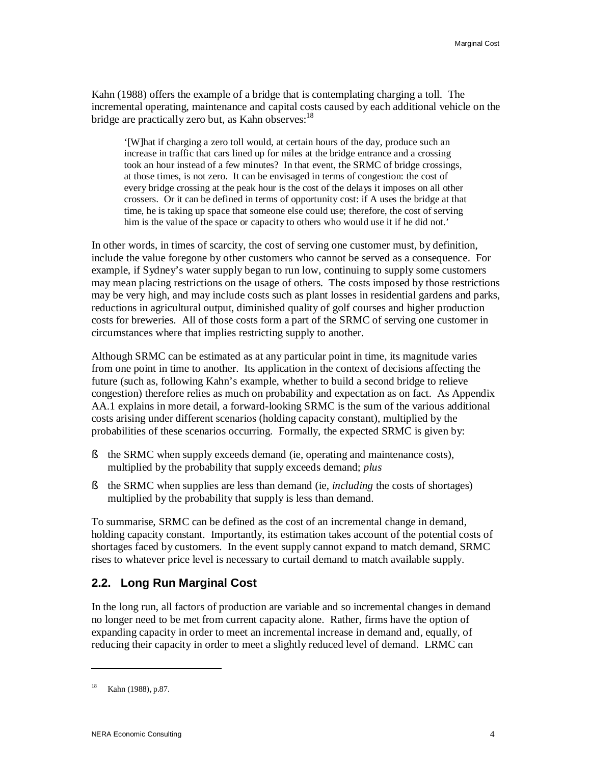Kahn (1988) offers the example of a bridge that is contemplating charging a toll. The incremental operating, maintenance and capital costs caused by each additional vehicle on the bridge are practically zero but, as Kahn observes:[18]

> '[W]hat if charging a zero toll would, at certain hours of the day, produce such an increase in traffic that cars lined up for miles at the bridge entrance and a crossing took an hour instead of a few minutes? In that event, the SRMC of bridge crossings, at those times, is not zero. It can be envisaged in terms of congestion: the cost of every bridge crossing at the peak hour is the cost of the delays it imposes on all other crossers. Or it can be defined in terms of opportunity cost: if A uses the bridge at that time, he is taking up space that someone else could use; therefore, the cost of serving him is the value of the space or capacity to others who would use it if he did not.'

In other words, in times of scarcity, the cost of serving one customer must, by definition, include the value foregone by other customers who cannot be served as a consequence. For example, if Sydney's water supply began to run low, continuing to supply some customers may mean placing restrictions on the usage of others. The costs imposed by those restrictions may be very high, and may include costs such as plant losses in residential gardens and parks, reductions in agricultural output, diminished quality of golf courses and higher production costs for breweries. All of those costs form a part of the SRMC of serving one customer in circumstances where that implies restricting supply to another.

Although SRMC can be estimated as at any particular point in time, its magnitude varies from one point in time to another. Its application in the context of decisions affecting the future (such as, following Kahn's example, whether to build a second bridge to relieve congestion) therefore relies as much on probability and expectation as on fact. As Appendix AA.1 explains in more detail, a forward-looking SRMC is the sum of the various additional costs arising under different scenarios (holding capacity constant), multiplied by the probabilities of these scenarios occurring. Formally, the expected SRMC is given by:

- the SRMC when supply exceeds demand (ie, operating and maintenance costs), multiplied by the probability that supply exceeds demand; *plus*
- the SRMC when supplies are less than demand (ie, *including* the costs of shortages) multiplied by the probability that supply is less than demand.

To summarise, SRMC can be defined as the cost of an incremental change in demand, holding capacity constant. Importantly, its estimation takes account of the potential costs of shortages faced by customers. In the event supply cannot expand to match demand, SRMC rises to whatever price level is necessary to curtail demand to match available supply.

## 2.2. Long Run Marginal Cost

In the long run, all factors of production are variable and so incremental changes in demand no longer need to be met from current capacity alone. Rather, firms have the option of expanding capacity in order to meet an incremental increase in demand and, equally, of reducing their capacity in order to meet a slightly reduced level of demand. LRMC can

---

[18] Kahn (1988), p.87.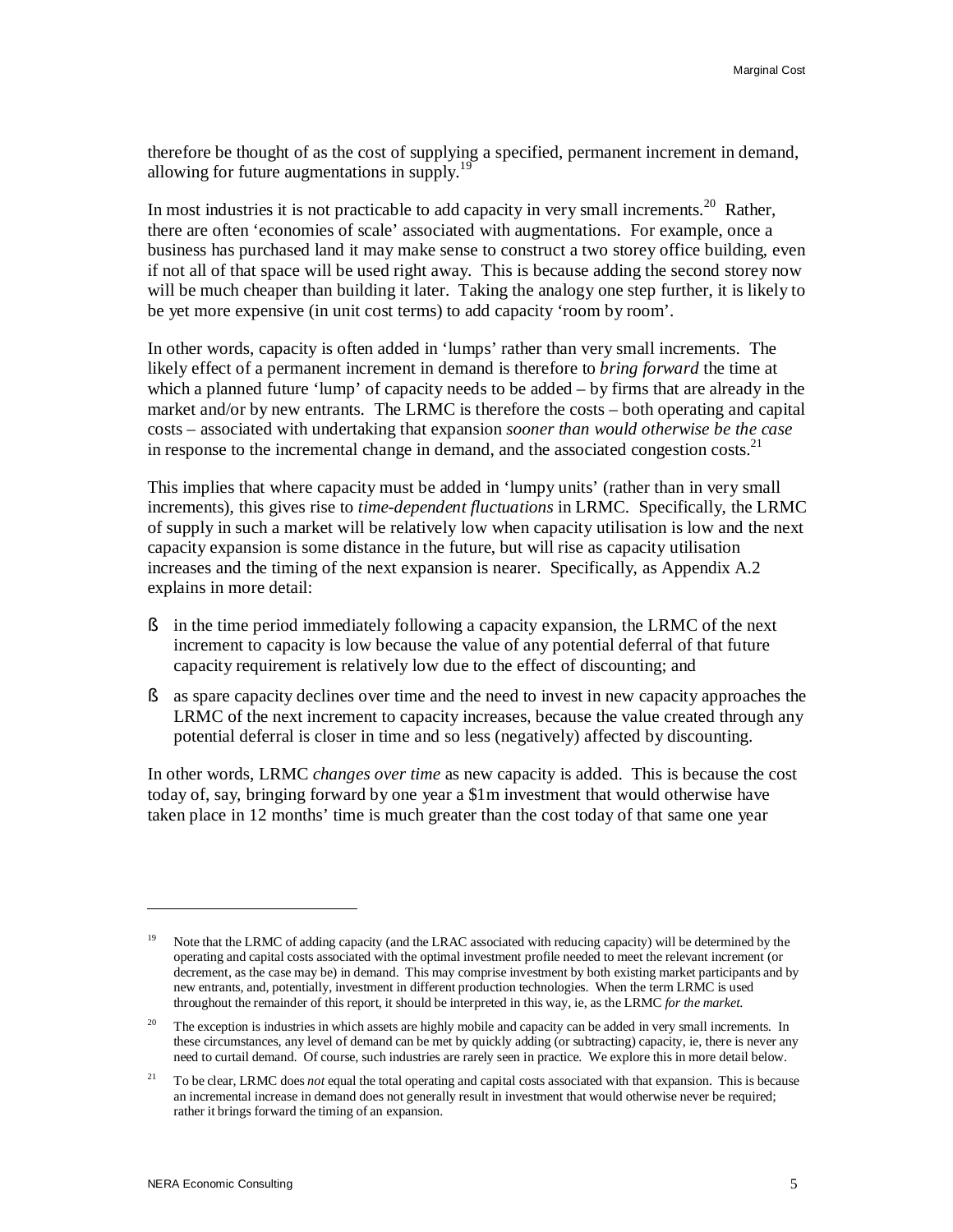therefore be thought of as the cost of supplying a specified, permanent increment in demand, allowing for future augmentations in supply.[19]

In most industries it is not practicable to add capacity in very small increments.[20] Rather, there are often 'economies of scale' associated with augmentations. For example, once a business has purchased land it may make sense to construct a two storey office building, even if not all of that space will be used right away. This is because adding the second storey now will be much cheaper than building it later. Taking the analogy one step further, it is likely to be yet more expensive (in unit cost terms) to add capacity 'room by room'.

In other words, capacity is often added in 'lumps' rather than very small increments. The likely effect of a permanent increment in demand is therefore to *bring forward* the time at which a planned future 'lump' of capacity needs to be added – by firms that are already in the market and/or by new entrants. The LRMC is therefore the costs – both operating and capital costs – associated with undertaking that expansion *sooner than would otherwise be the case* in response to the incremental change in demand, and the associated congestion costs.[21]

This implies that where capacity must be added in 'lumpy units' (rather than in very small increments), this gives rise to *time-dependent fluctuations* in LRMC. Specifically, the LRMC of supply in such a market will be relatively low when capacity utilisation is low and the next capacity expansion is some distance in the future, but will rise as capacity utilisation increases and the timing of the next expansion is nearer. Specifically, as Appendix A.2 explains in more detail:

- in the time period immediately following a capacity expansion, the LRMC of the next increment to capacity is low because the value of any potential deferral of that future capacity requirement is relatively low due to the effect of discounting; and
- as spare capacity declines over time and the need to invest in new capacity approaches the LRMC of the next increment to capacity increases, because the value created through any potential deferral is closer in time and so less (negatively) affected by discounting.

In other words, LRMC *changes over time* as new capacity is added. This is because the cost today of, say, bringing forward by one year a \$1m investment that would otherwise have taken place in 12 months' time is much greater than the cost today of that same one year

---

[19] Note that the LRMC of adding capacity (and the LRAC associated with reducing capacity) will be determined by the operating and capital costs associated with the optimal investment profile needed to meet the relevant increment (or decrement, as the case may be) in demand. This may comprise investment by both existing market participants and by new entrants, and, potentially, investment in different production technologies. When the term LRMC is used throughout the remainder of this report, it should be interpreted in this way, ie, as the LRMC *for the market*.

[20] The exception is industries in which assets are highly mobile and capacity can be added in very small increments. In these circumstances, any level of demand can be met by quickly adding (or subtracting) capacity, ie, there is never any need to curtail demand. Of course, such industries are rarely seen in practice. We explore this in more detail below.

[21] To be clear, LRMC does *not* equal the total operating and capital costs associated with that expansion. This is because an incremental increase in demand does not generally result in investment that would otherwise never be required; rather it brings forward the timing of an expansion.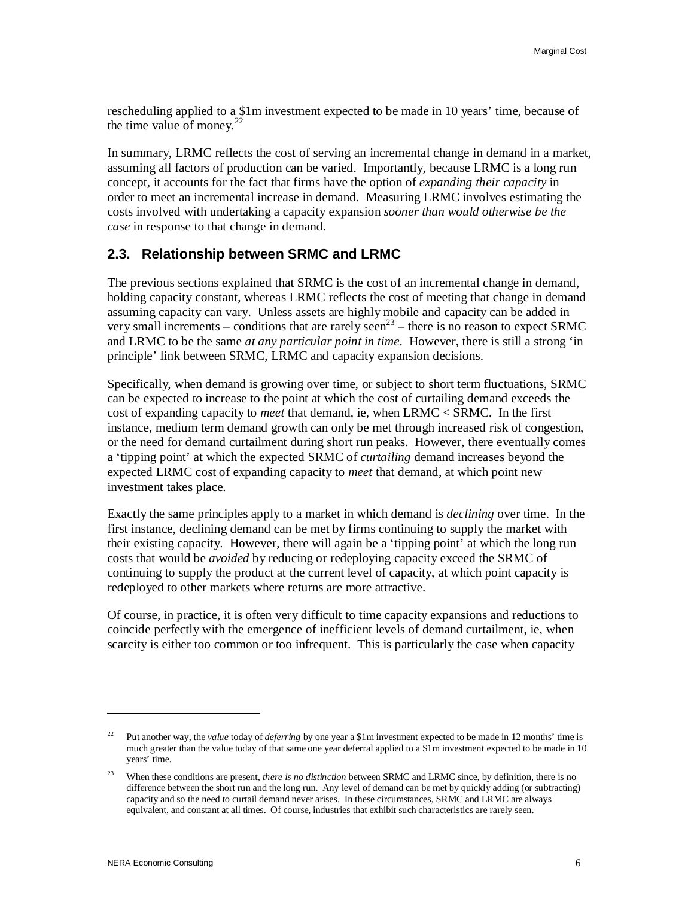rescheduling applied to a $1m investment expected to be made in 10 years' time, because of the time value of money.[22]

In summary, LRMC reflects the cost of serving an incremental change in demand in a market, assuming all factors of production can be varied. Importantly, because LRMC is a long run concept, it accounts for the fact that firms have the option of *expanding their capacity* in order to meet an incremental increase in demand. Measuring LRMC involves estimating the costs involved with undertaking a capacity expansion *sooner than would otherwise be the case* in response to that change in demand.

## 2.3. Relationship between SRMC and LRMC

The previous sections explained that SRMC is the cost of an incremental change in demand, holding capacity constant, whereas LRMC reflects the cost of meeting that change in demand assuming capacity can vary. Unless assets are highly mobile and capacity can be added in very small increments – conditions that are rarely seen[23] – there is no reason to expect SRMC and LRMC to be the same *at any particular point in time*. However, there is still a strong 'in principle' link between SRMC, LRMC and capacity expansion decisions.

Specifically, when demand is growing over time, or subject to short term fluctuations, SRMC can be expected to increase to the point at which the cost of curtailing demand exceeds the cost of expanding capacity to *meet* that demand, ie, when LRMC < SRMC. In the first instance, medium term demand growth can only be met through increased risk of congestion, or the need for demand curtailment during short run peaks. However, there eventually comes a 'tipping point' at which the expected SRMC of *curtailing* demand increases beyond the expected LRMC cost of expanding capacity to *meet* that demand, at which point new investment takes place.

Exactly the same principles apply to a market in which demand is *declining* over time. In the first instance, declining demand can be met by firms continuing to supply the market with their existing capacity. However, there will again be a 'tipping point' at which the long run costs that would be *avoided* by reducing or redeploying capacity exceed the SRMC of continuing to supply the product at the current level of capacity, at which point capacity is redeployed to other markets where returns are more attractive.

Of course, in practice, it is often very difficult to time capacity expansions and reductions to coincide perfectly with the emergence of inefficient levels of demand curtailment, ie, when scarcity is either too common or too infrequent. This is particularly the case when capacity

---

[22] Put another way, the *value* today of *deferring* by one year a $1m investment expected to be made in 12 months' time is much greater than the value today of that same one year deferral applied to a $1m investment expected to be made in 10 years' time.

[23] When these conditions are present, *there is no distinction* between SRMC and LRMC since, by definition, there is no difference between the short run and the long run. Any level of demand can be met by quickly adding (or subtracting) capacity and so the need to curtail demand never arises. In these circumstances, SRMC and LRMC are always equivalent, and constant at all times. Of course, industries that exhibit such characteristics are rarely seen.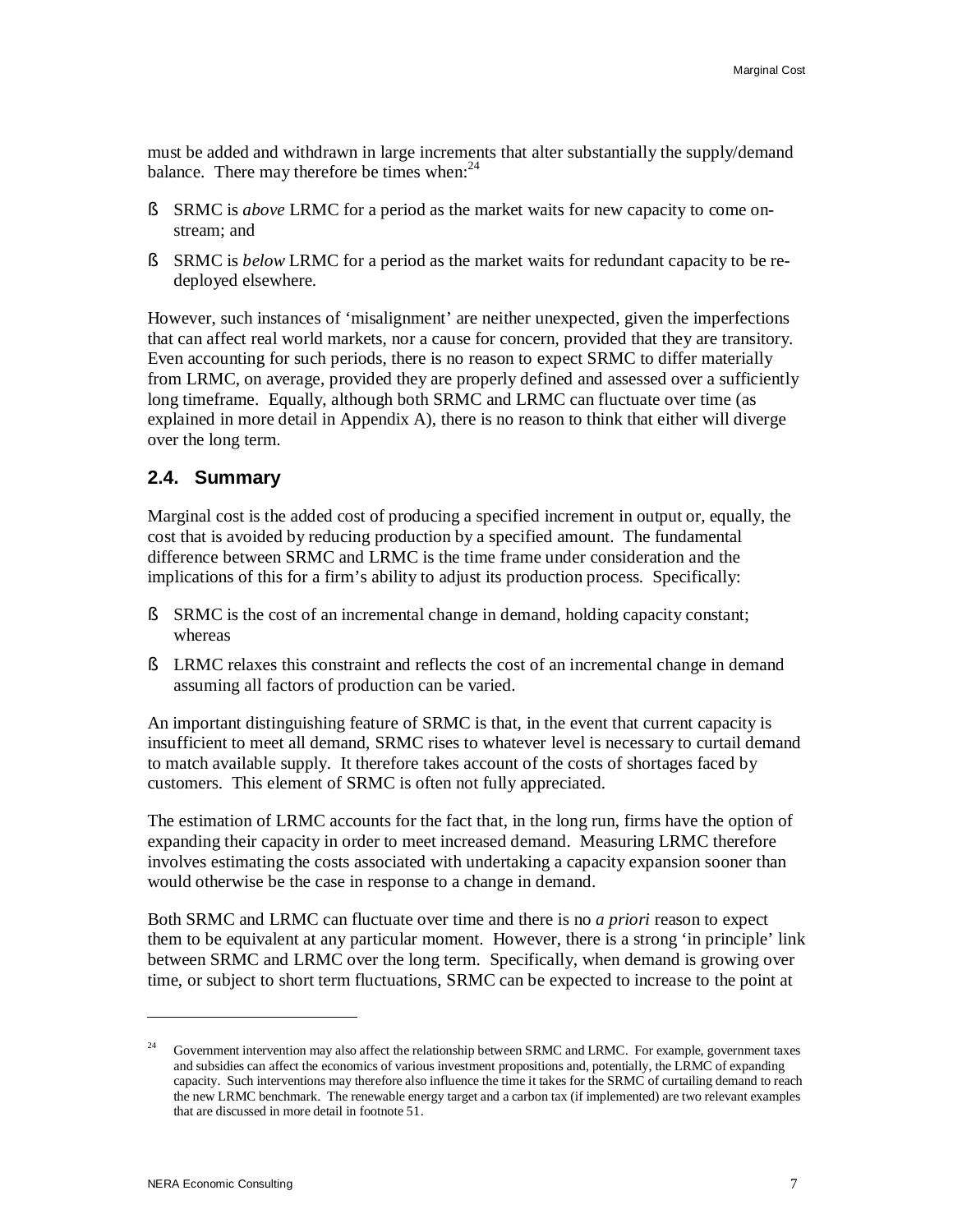must be added and withdrawn in large increments that alter substantially the supply/demand balance. There may therefore be times when:[24]

- SRMC is *above* LRMC for a period as the market waits for new capacity to come on-stream; and
- SRMC is *below* LRMC for a period as the market waits for redundant capacity to be re-deployed elsewhere.

However, such instances of 'misalignment' are neither unexpected, given the imperfections that can affect real world markets, nor a cause for concern, provided that they are transitory. Even accounting for such periods, there is no reason to expect SRMC to differ materially from LRMC, on average, provided they are properly defined and assessed over a sufficiently long timeframe. Equally, although both SRMC and LRMC can fluctuate over time (as explained in more detail in Appendix A), there is no reason to think that either will diverge over the long term.

## 2.4. Summary

Marginal cost is the added cost of producing a specified increment in output or, equally, the cost that is avoided by reducing production by a specified amount. The fundamental difference between SRMC and LRMC is the time frame under consideration and the implications of this for a firm's ability to adjust its production process. Specifically:

- SRMC is the cost of an incremental change in demand, holding capacity constant; whereas
- LRMC relaxes this constraint and reflects the cost of an incremental change in demand assuming all factors of production can be varied.

An important distinguishing feature of SRMC is that, in the event that current capacity is insufficient to meet all demand, SRMC rises to whatever level is necessary to curtail demand to match available supply. It therefore takes account of the costs of shortages faced by customers. This element of SRMC is often not fully appreciated.

The estimation of LRMC accounts for the fact that, in the long run, firms have the option of expanding their capacity in order to meet increased demand. Measuring LRMC therefore involves estimating the costs associated with undertaking a capacity expansion sooner than would otherwise be the case in response to a change in demand.

Both SRMC and LRMC can fluctuate over time and there is no *a priori* reason to expect them to be equivalent at any particular moment. However, there is a strong 'in principle' link between SRMC and LRMC over the long term. Specifically, when demand is growing over time, or subject to short term fluctuations, SRMC can be expected to increase to the point at

---

[24] Government intervention may also affect the relationship between SRMC and LRMC. For example, government taxes and subsidies can affect the economics of various investment propositions and, potentially, the LRMC of expanding capacity. Such interventions may therefore also influence the time it takes for the SRMC of curtailing demand to reach the new LRMC benchmark. The renewable energy target and a carbon tax (if implemented) are two relevant examples that are discussed in more detail in footnote 51.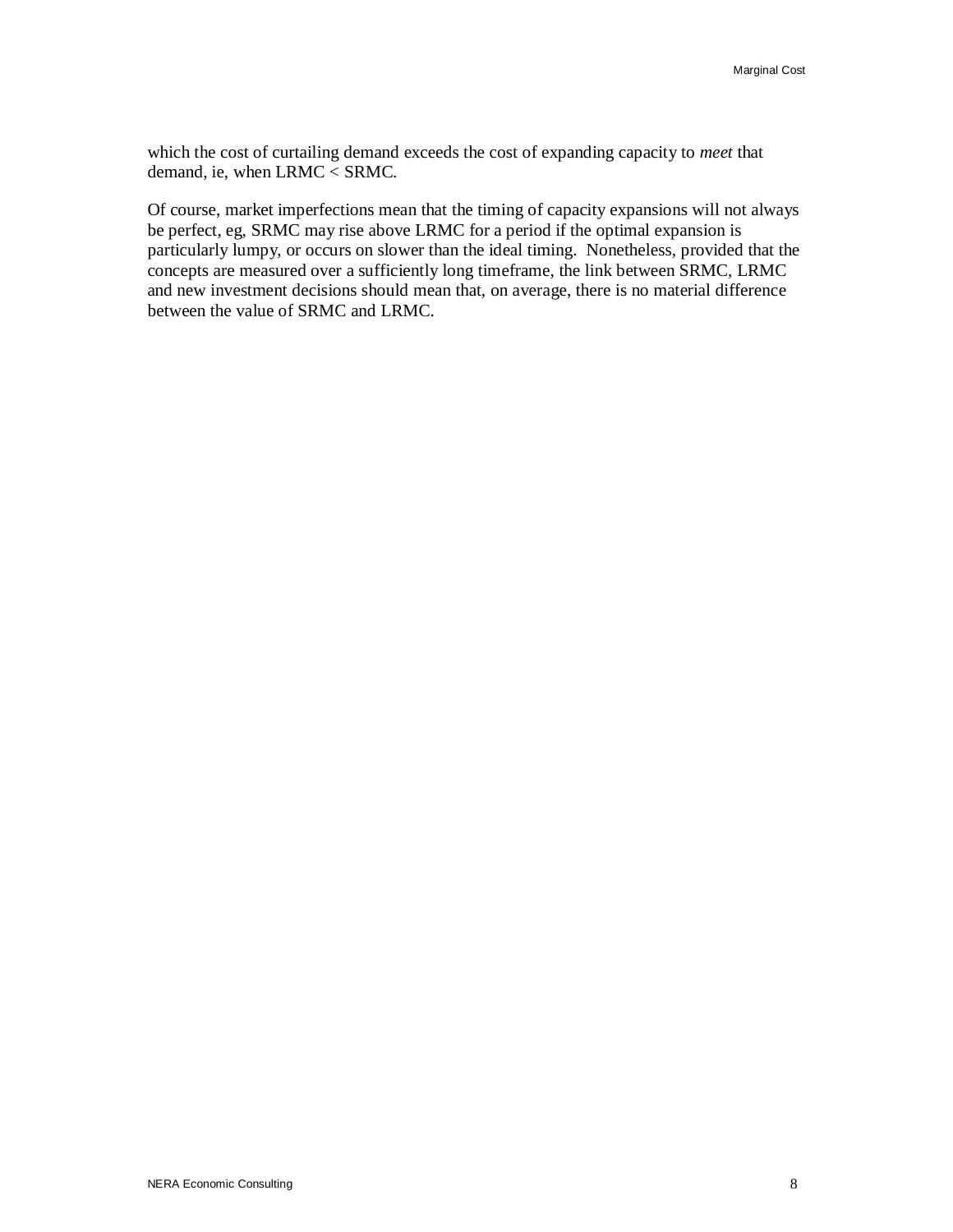which the cost of curtailing demand exceeds the cost of expanding capacity to *meet* that demand, ie, when LRMC < SRMC.

Of course, market imperfections mean that the timing of capacity expansions will not always be perfect, eg, SRMC may rise above LRMC for a period if the optimal expansion is particularly lumpy, or occurs on slower than the ideal timing. Nonetheless, provided that the concepts are measured over a sufficiently long timeframe, the link between SRMC, LRMC and new investment decisions should mean that, on average, there is no material difference between the value of SRMC and LRMC.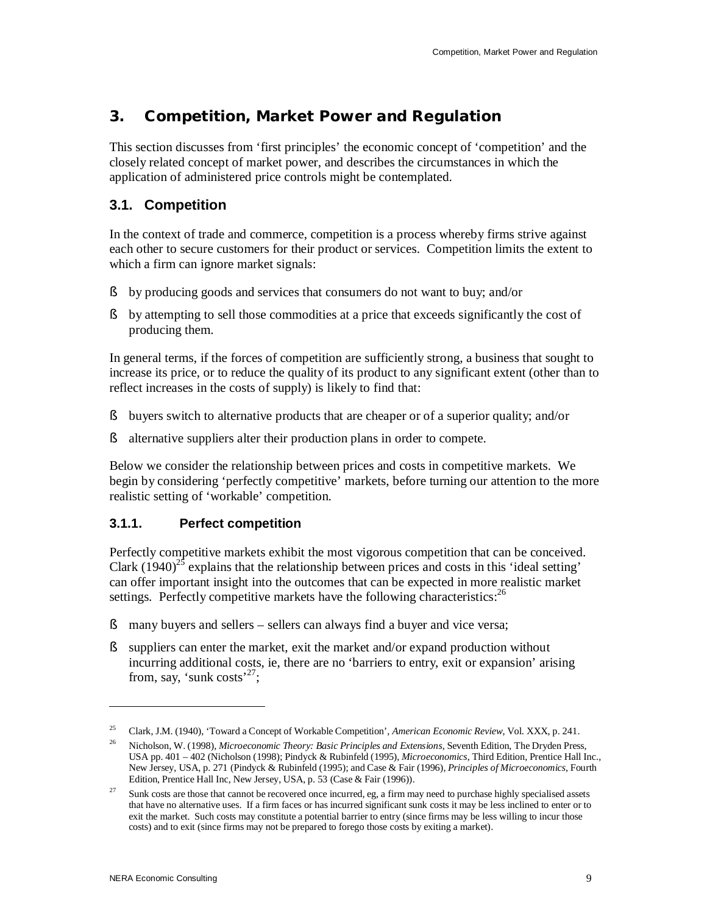## 3. Competition, Market Power and Regulation

This section discusses from 'first principles' the economic concept of 'competition' and the closely related concept of market power, and describes the circumstances in which the application of administered price controls might be contemplated.

### 3.1. Competition

In the context of trade and commerce, competition is a process whereby firms strive against each other to secure customers for their product or services. Competition limits the extent to which a firm can ignore market signals:

- by producing goods and services that consumers do not want to buy; and/or
- by attempting to sell those commodities at a price that exceeds significantly the cost of producing them.

In general terms, if the forces of competition are sufficiently strong, a business that sought to increase its price, or to reduce the quality of its product to any significant extent (other than to reflect increases in the costs of supply) is likely to find that:

- buyers switch to alternative products that are cheaper or of a superior quality; and/or
- alternative suppliers alter their production plans in order to compete.

Below we consider the relationship between prices and costs in competitive markets. We begin by considering 'perfectly competitive' markets, before turning our attention to the more realistic setting of 'workable' competition.

#### 3.1.1. Perfect competition

Perfectly competitive markets exhibit the most vigorous competition that can be conceived. Clark (1940)[25] explains that the relationship between prices and costs in this 'ideal setting' can offer important insight into the outcomes that can be expected in more realistic market settings. Perfectly competitive markets have the following characteristics:[26]

- many buyers and sellers – sellers can always find a buyer and vice versa;
- suppliers can enter the market, exit the market and/or expand production without incurring additional costs, ie, there are no 'barriers to entry, exit or expansion' arising from, say, 'sunk costs'[27];

---

[25] Clark, J.M. (1940), 'Toward a Concept of Workable Competition', *American Economic Review*, Vol. XXX, p. 241.

[26] Nicholson, W. (1998), *Microeconomic Theory: Basic Principles and Extensions*, Seventh Edition, The Dryden Press, USA pp. 401 – 402 (Nicholson (1998); Pindyck & Rubinfeld (1995), *Microeconomics*, Third Edition, Prentice Hall Inc., New Jersey, USA, p. 271 (Pindyck & Rubinfeld (1995); and Case & Fair (1996), *Principles of Microeconomics*, Fourth Edition, Prentice Hall Inc, New Jersey, USA, p. 53 (Case & Fair (1996)).

[27] Sunk costs are those that cannot be recovered once incurred, eg, a firm may need to purchase highly specialised assets that have no alternative uses. If a firm faces or has incurred significant sunk costs it may be less inclined to enter or to exit the market. Such costs may constitute a potential barrier to entry (since firms may be less willing to incur those costs) and to exit (since firms may not be prepared to forego those costs by exiting a market).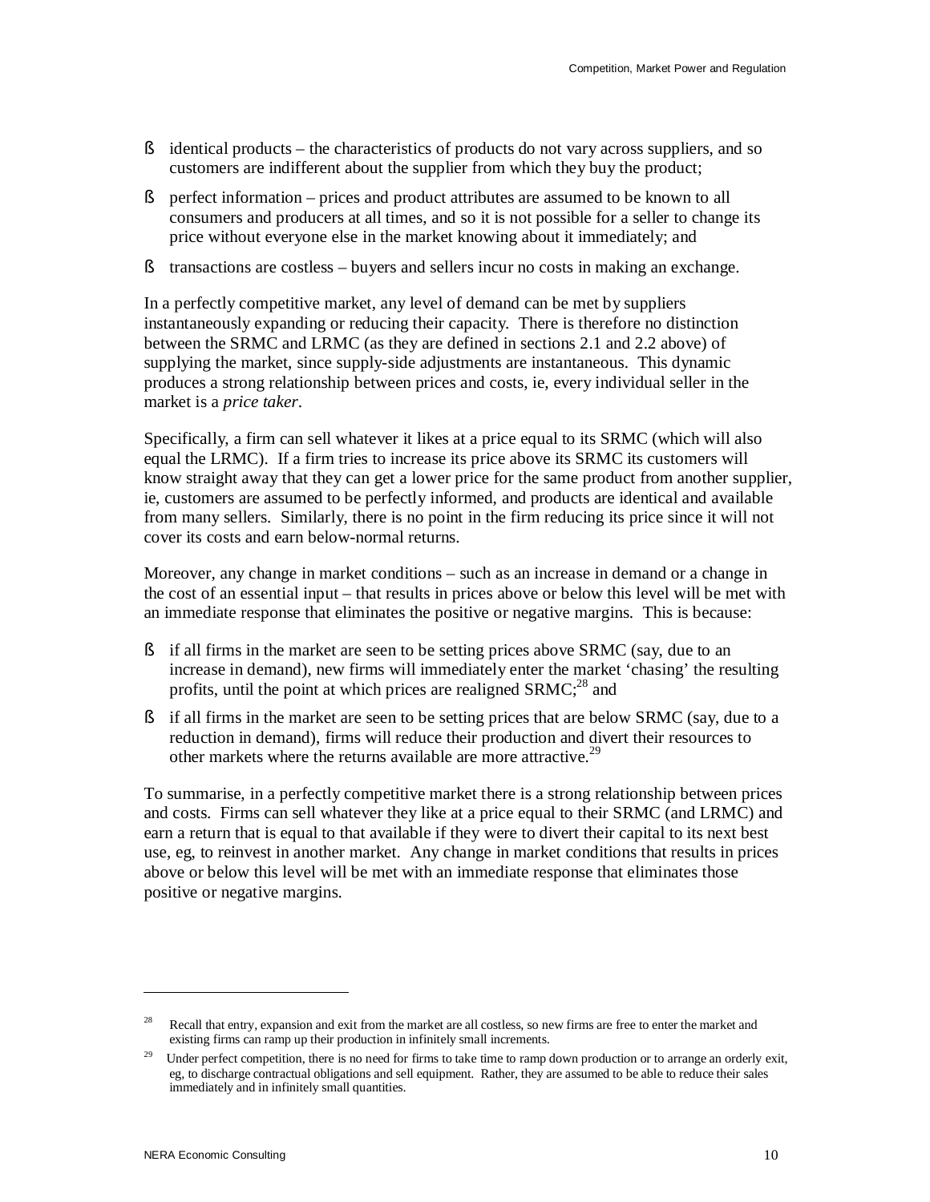- identical products – the characteristics of products do not vary across suppliers, and so customers are indifferent about the supplier from which they buy the product;
- perfect information – prices and product attributes are assumed to be known to all consumers and producers at all times, and so it is not possible for a seller to change its price without everyone else in the market knowing about it immediately; and
- transactions are costless – buyers and sellers incur no costs in making an exchange.

In a perfectly competitive market, any level of demand can be met by suppliers instantaneously expanding or reducing their capacity. There is therefore no distinction between the SRMC and LRMC (as they are defined in sections 2.1 and 2.2 above) of supplying the market, since supply-side adjustments are instantaneous. This dynamic produces a strong relationship between prices and costs, ie, every individual seller in the market is a *price taker*.

Specifically, a firm can sell whatever it likes at a price equal to its SRMC (which will also equal the LRMC). If a firm tries to increase its price above its SRMC its customers will know straight away that they can get a lower price for the same product from another supplier, ie, customers are assumed to be perfectly informed, and products are identical and available from many sellers. Similarly, there is no point in the firm reducing its price since it will not cover its costs and earn below-normal returns.

Moreover, any change in market conditions – such as an increase in demand or a change in the cost of an essential input – that results in prices above or below this level will be met with an immediate response that eliminates the positive or negative margins. This is because:

- if all firms in the market are seen to be setting prices above SRMC (say, due to an increase in demand), new firms will immediately enter the market 'chasing' the resulting profits, until the point at which prices are realigned SRMC;[28] and
- if all firms in the market are seen to be setting prices that are below SRMC (say, due to a reduction in demand), firms will reduce their production and divert their resources to other markets where the returns available are more attractive.[29]

To summarise, in a perfectly competitive market there is a strong relationship between prices and costs. Firms can sell whatever they like at a price equal to their SRMC (and LRMC) and earn a return that is equal to that available if they were to divert their capital to its next best use, eg, to reinvest in another market. Any change in market conditions that results in prices above or below this level will be met with an immediate response that eliminates those positive or negative margins.

---

[28] Recall that entry, expansion and exit from the market are all costless, so new firms are free to enter the market and existing firms can ramp up their production in infinitely small increments.

[29] Under perfect competition, there is no need for firms to take time to ramp down production or to arrange an orderly exit, eg, to discharge contractual obligations and sell equipment. Rather, they are assumed to be able to reduce their sales immediately and in infinitely small quantities.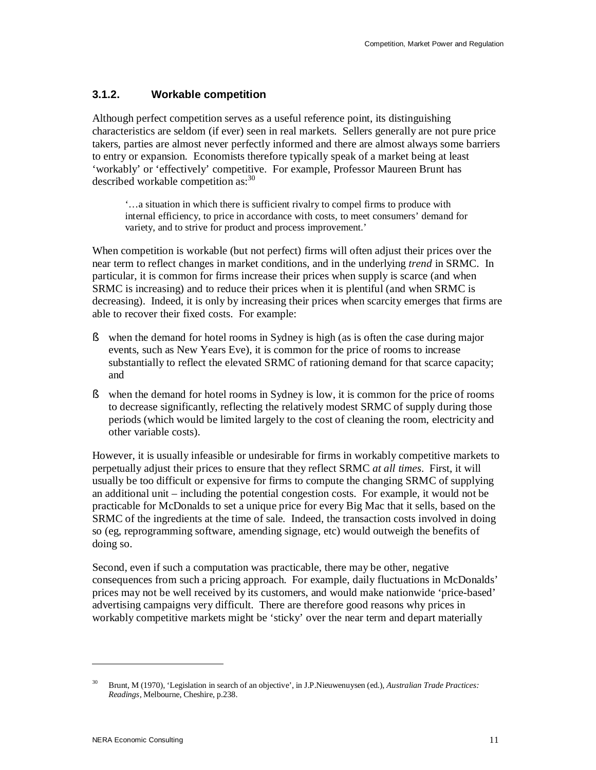### 3.1.2. Workable competition

Although perfect competition serves as a useful reference point, its distinguishing characteristics are seldom (if ever) seen in real markets. Sellers generally are not pure price takers, parties are almost never perfectly informed and there are almost always some barriers to entry or expansion. Economists therefore typically speak of a market being at least 'workably' or 'effectively' competitive. For example, Professor Maureen Brunt has described workable competition as:[30]

> '…a situation in which there is sufficient rivalry to compel firms to produce with internal efficiency, to price in accordance with costs, to meet consumers' demand for variety, and to strive for product and process improvement.'

When competition is workable (but not perfect) firms will often adjust their prices over the near term to reflect changes in market conditions, and in the underlying *trend* in SRMC. In particular, it is common for firms increase their prices when supply is scarce (and when SRMC is increasing) and to reduce their prices when it is plentiful (and when SRMC is decreasing). Indeed, it is only by increasing their prices when scarcity emerges that firms are able to recover their fixed costs. For example:

- when the demand for hotel rooms in Sydney is high (as is often the case during major events, such as New Years Eve), it is common for the price of rooms to increase substantially to reflect the elevated SRMC of rationing demand for that scarce capacity; and
- when the demand for hotel rooms in Sydney is low, it is common for the price of rooms to decrease significantly, reflecting the relatively modest SRMC of supply during those periods (which would be limited largely to the cost of cleaning the room, electricity and other variable costs).

However, it is usually infeasible or undesirable for firms in workably competitive markets to perpetually adjust their prices to ensure that they reflect SRMC *at all times*. First, it will usually be too difficult or expensive for firms to compute the changing SRMC of supplying an additional unit – including the potential congestion costs. For example, it would not be practicable for McDonalds to set a unique price for every Big Mac that it sells, based on the SRMC of the ingredients at the time of sale. Indeed, the transaction costs involved in doing so (eg, reprogramming software, amending signage, etc) would outweigh the benefits of doing so.

Second, even if such a computation was practicable, there may be other, negative consequences from such a pricing approach. For example, daily fluctuations in McDonalds' prices may not be well received by its customers, and would make nationwide 'price-based' advertising campaigns very difficult. There are therefore good reasons why prices in workably competitive markets might be 'sticky' over the near term and depart materially

[30] Brunt, M (1970), 'Legislation in search of an objective', in J.P.Nieuwenuysen (ed.), *Australian Trade Practices: Readings*, Melbourne, Cheshire, p.238.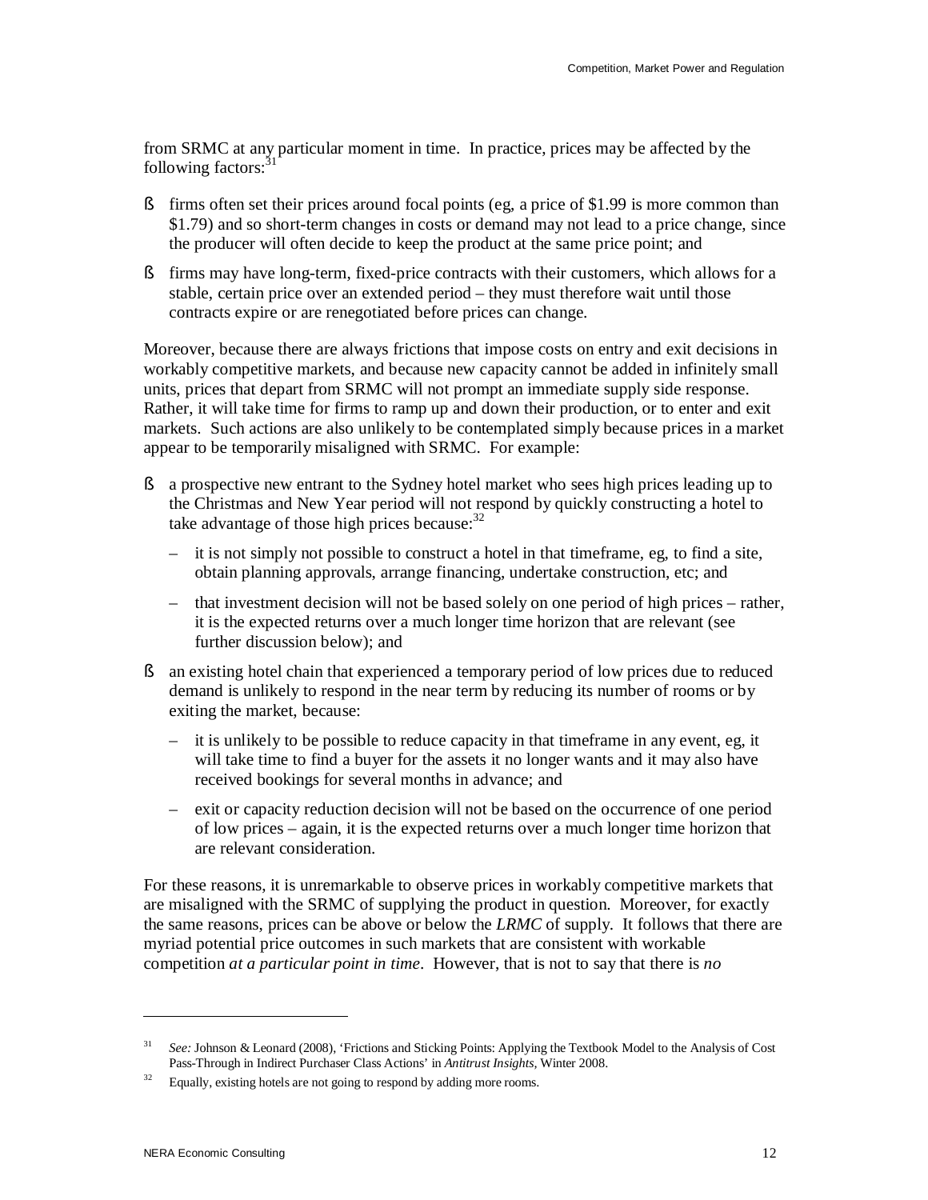from SRMC at any particular moment in time. In practice, prices may be affected by the following factors:[31]

- firms often set their prices around focal points (eg, a price of $1.99 is more common than $1.79) and so short-term changes in costs or demand may not lead to a price change, since the producer will often decide to keep the product at the same price point; and
- firms may have long-term, fixed-price contracts with their customers, which allows for a stable, certain price over an extended period – they must therefore wait until those contracts expire or are renegotiated before prices can change.

Moreover, because there are always frictions that impose costs on entry and exit decisions in workably competitive markets, and because new capacity cannot be added in infinitely small units, prices that depart from SRMC will not prompt an immediate supply side response. Rather, it will take time for firms to ramp up and down their production, or to enter and exit markets. Such actions are also unlikely to be contemplated simply because prices in a market appear to be temporarily misaligned with SRMC. For example:

- a prospective new entrant to the Sydney hotel market who sees high prices leading up to the Christmas and New Year period will not respond by quickly constructing a hotel to take advantage of those high prices because:[32]
  - it is not simply not possible to construct a hotel in that timeframe, eg, to find a site, obtain planning approvals, arrange financing, undertake construction, etc; and
  - that investment decision will not be based solely on one period of high prices – rather, it is the expected returns over a much longer time horizon that are relevant (see further discussion below); and
- an existing hotel chain that experienced a temporary period of low prices due to reduced demand is unlikely to respond in the near term by reducing its number of rooms or by exiting the market, because:
  - it is unlikely to be possible to reduce capacity in that timeframe in any event, eg, it will take time to find a buyer for the assets it no longer wants and it may also have received bookings for several months in advance; and
  - exit or capacity reduction decision will not be based on the occurrence of one period of low prices – again, it is the expected returns over a much longer time horizon that are relevant consideration.

For these reasons, it is unremarkable to observe prices in workably competitive markets that are misaligned with the SRMC of supplying the product in question. Moreover, for exactly the same reasons, prices can be above or below the *LRMC* of supply. It follows that there are myriad potential price outcomes in such markets that are consistent with workable competition *at a particular point in time*. However, that is not to say that there is *no*

---

[31] *See:* Johnson & Leonard (2008), 'Frictions and Sticking Points: Applying the Textbook Model to the Analysis of Cost Pass-Through in Indirect Purchaser Class Actions' in *Antitrust Insights*, Winter 2008.

[32] Equally, existing hotels are not going to respond by adding more rooms.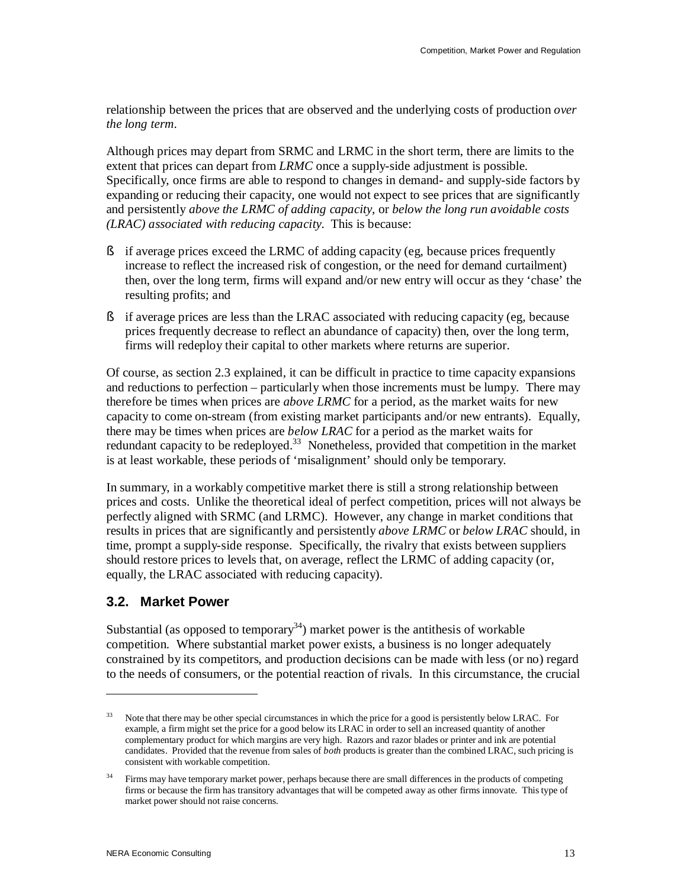relationship between the prices that are observed and the underlying costs of production *over the long term*.

Although prices may depart from SRMC and LRMC in the short term, there are limits to the extent that prices can depart from *LRMC* once a supply-side adjustment is possible. Specifically, once firms are able to respond to changes in demand- and supply-side factors by expanding or reducing their capacity, one would not expect to see prices that are significantly and persistently *above the LRMC of adding capacity*, or *below the long run avoidable costs (LRAC) associated with reducing capacity*. This is because:

- if average prices exceed the LRMC of adding capacity (eg, because prices frequently increase to reflect the increased risk of congestion, or the need for demand curtailment) then, over the long term, firms will expand and/or new entry will occur as they 'chase' the resulting profits; and
- if average prices are less than the LRAC associated with reducing capacity (eg, because prices frequently decrease to reflect an abundance of capacity) then, over the long term, firms will redeploy their capital to other markets where returns are superior.

Of course, as section 2.3 explained, it can be difficult in practice to time capacity expansions and reductions to perfection – particularly when those increments must be lumpy. There may therefore be times when prices are *above LRMC* for a period, as the market waits for new capacity to come on-stream (from existing market participants and/or new entrants). Equally, there may be times when prices are *below LRAC* for a period as the market waits for redundant capacity to be redeployed.[33] Nonetheless, provided that competition in the market is at least workable, these periods of 'misalignment' should only be temporary.

In summary, in a workably competitive market there is still a strong relationship between prices and costs. Unlike the theoretical ideal of perfect competition, prices will not always be perfectly aligned with SRMC (and LRMC). However, any change in market conditions that results in prices that are significantly and persistently *above LRMC* or *below LRAC* should, in time, prompt a supply-side response. Specifically, the rivalry that exists between suppliers should restore prices to levels that, on average, reflect the LRMC of adding capacity (or, equally, the LRAC associated with reducing capacity).

## 3.2. Market Power

Substantial (as opposed to temporary[34]) market power is the antithesis of workable competition. Where substantial market power exists, a business is no longer adequately constrained by its competitors, and production decisions can be made with less (or no) regard to the needs of consumers, or the potential reaction of rivals. In this circumstance, the crucial

---

[33] Note that there may be other special circumstances in which the price for a good is persistently below LRAC. For example, a firm might set the price for a good below its LRAC in order to sell an increased quantity of another complementary product for which margins are very high. Razors and razor blades or printer and ink are potential candidates. Provided that the revenue from sales of *both* products is greater than the combined LRAC, such pricing is consistent with workable competition.

[34] Firms may have temporary market power, perhaps because there are small differences in the products of competing firms or because the firm has transitory advantages that will be competed away as other firms innovate. This type of market power should not raise concerns.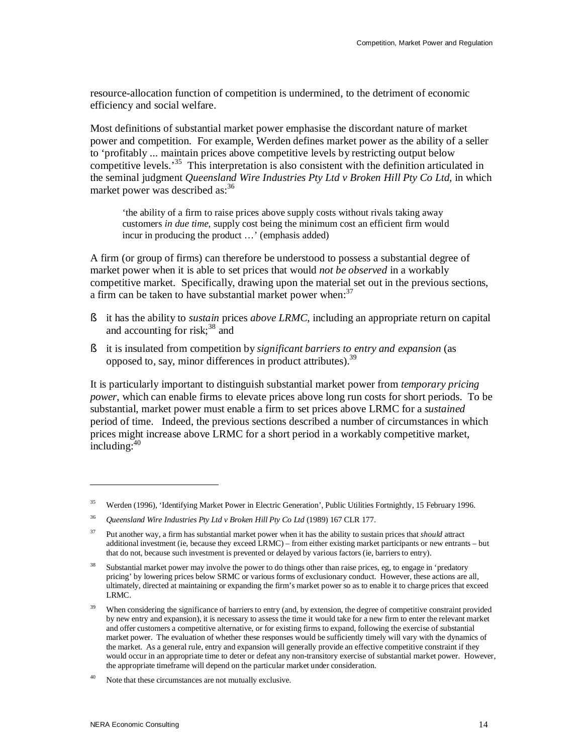resource-allocation function of competition is undermined, to the detriment of economic efficiency and social welfare.

Most definitions of substantial market power emphasise the discordant nature of market power and competition. For example, Werden defines market power as the ability of a seller to 'profitably ... maintain prices above competitive levels by restricting output below competitive levels.'[35] This interpretation is also consistent with the definition articulated in the seminal judgment *Queensland Wire Industries Pty Ltd v Broken Hill Pty Co Ltd*, in which market power was described as:[36]

> 'the ability of a firm to raise prices above supply costs without rivals taking away customers *in due time*, supply cost being the minimum cost an efficient firm would incur in producing the product …' (emphasis added)

A firm (or group of firms) can therefore be understood to possess a substantial degree of market power when it is able to set prices that would *not be observed* in a workably competitive market. Specifically, drawing upon the material set out in the previous sections, a firm can be taken to have substantial market power when:[37]

- it has the ability to *sustain* prices *above LRMC*, including an appropriate return on capital and accounting for risk;[38] and
- it is insulated from competition by *significant barriers to entry and expansion* (as opposed to, say, minor differences in product attributes).[39]

It is particularly important to distinguish substantial market power from *temporary pricing power*, which can enable firms to elevate prices above long run costs for short periods. To be substantial, market power must enable a firm to set prices above LRMC for a *sustained* period of time. Indeed, the previous sections described a number of circumstances in which prices might increase above LRMC for a short period in a workably competitive market, including:[40]

---

[35] Werden (1996), 'Identifying Market Power in Electric Generation', Public Utilities Fortnightly, 15 February 1996.

[36] *Queensland Wire Industries Pty Ltd v Broken Hill Pty Co Ltd* (1989) 167 CLR 177.

[37] Put another way, a firm has substantial market power when it has the ability to sustain prices that *should* attract additional investment (ie, because they exceed LRMC) – from either existing market participants or new entrants – but that do not, because such investment is prevented or delayed by various factors (ie, barriers to entry).

[38] Substantial market power may involve the power to do things other than raise prices, eg, to engage in 'predatory pricing' by lowering prices below SRMC or various forms of exclusionary conduct. However, these actions are all, ultimately, directed at maintaining or expanding the firm's market power so as to enable it to charge prices that exceed LRMC.

[39] When considering the significance of barriers to entry (and, by extension, the degree of competitive constraint provided by new entry and expansion), it is necessary to assess the time it would take for a new firm to enter the relevant market and offer customers a competitive alternative, or for existing firms to expand, following the exercise of substantial market power. The evaluation of whether these responses would be sufficiently timely will vary with the dynamics of the market. As a general rule, entry and expansion will generally provide an effective competitive constraint if they would occur in an appropriate time to deter or defeat any non-transitory exercise of substantial market power. However, the appropriate timeframe will depend on the particular market under consideration.

[40] Note that these circumstances are not mutually exclusive.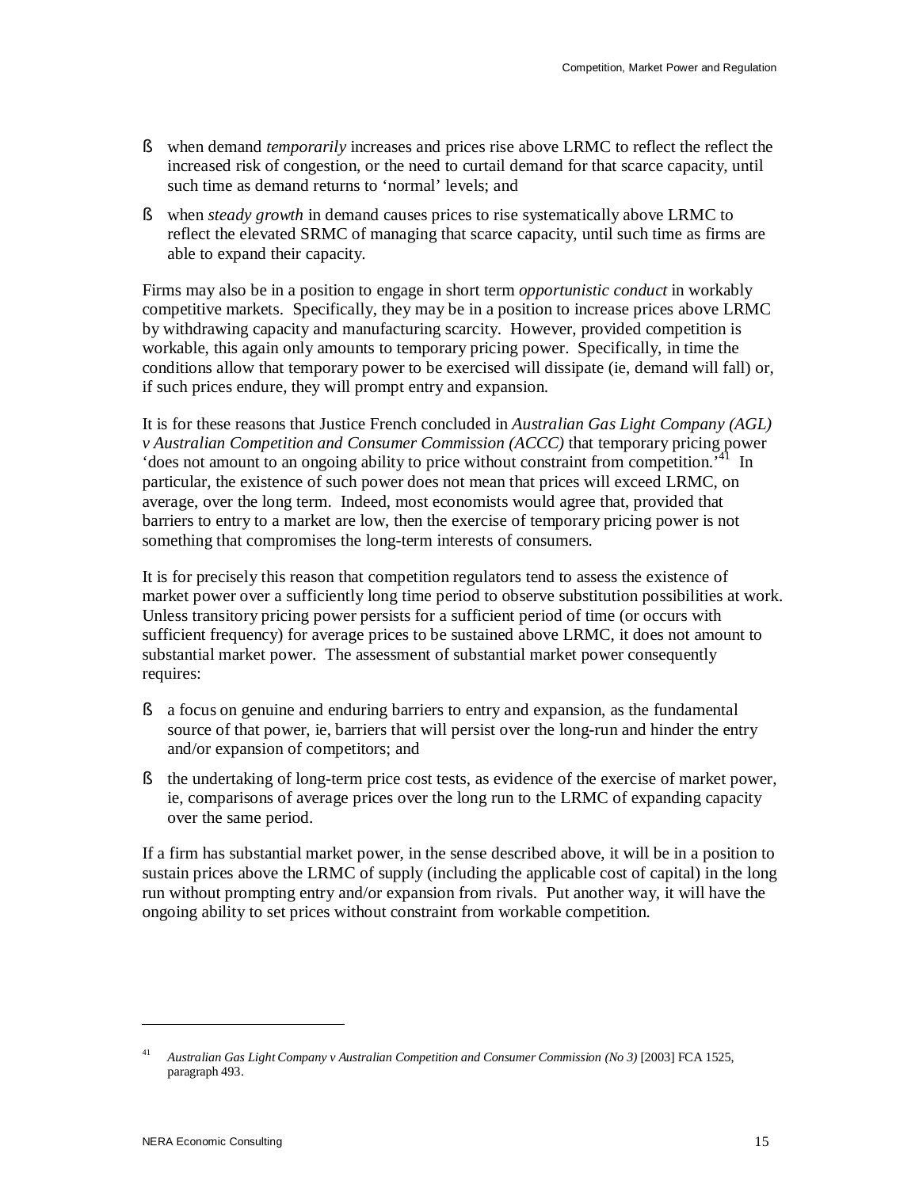- when demand *temporarily* increases and prices rise above LRMC to reflect the reflect the increased risk of congestion, or the need to curtail demand for that scarce capacity, until such time as demand returns to 'normal' levels; and
- when *steady growth* in demand causes prices to rise systematically above LRMC to reflect the elevated SRMC of managing that scarce capacity, until such time as firms are able to expand their capacity.

Firms may also be in a position to engage in short term *opportunistic conduct* in workably competitive markets. Specifically, they may be in a position to increase prices above LRMC by withdrawing capacity and manufacturing scarcity. However, provided competition is workable, this again only amounts to temporary pricing power. Specifically, in time the conditions allow that temporary power to be exercised will dissipate (ie, demand will fall) or, if such prices endure, they will prompt entry and expansion.

It is for these reasons that Justice French concluded in *Australian Gas Light Company (AGL) v Australian Competition and Consumer Commission (ACCC)* that temporary pricing power 'does not amount to an ongoing ability to price without constraint from competition.'[41] In particular, the existence of such power does not mean that prices will exceed LRMC, on average, over the long term. Indeed, most economists would agree that, provided that barriers to entry to a market are low, then the exercise of temporary pricing power is not something that compromises the long-term interests of consumers.

It is for precisely this reason that competition regulators tend to assess the existence of market power over a sufficiently long time period to observe substitution possibilities at work. Unless transitory pricing power persists for a sufficient period of time (or occurs with sufficient frequency) for average prices to be sustained above LRMC, it does not amount to substantial market power. The assessment of substantial market power consequently requires:

- a focus on genuine and enduring barriers to entry and expansion, as the fundamental source of that power, ie, barriers that will persist over the long-run and hinder the entry and/or expansion of competitors; and
- the undertaking of long-term price cost tests, as evidence of the exercise of market power, ie, comparisons of average prices over the long run to the LRMC of expanding capacity over the same period.

If a firm has substantial market power, in the sense described above, it will be in a position to sustain prices above the LRMC of supply (including the applicable cost of capital) in the long run without prompting entry and/or expansion from rivals. Put another way, it will have the ongoing ability to set prices without constraint from workable competition.

---

[41] *Australian Gas Light Company v Australian Competition and Consumer Commission (No 3)* [2003] FCA 1525, paragraph 493.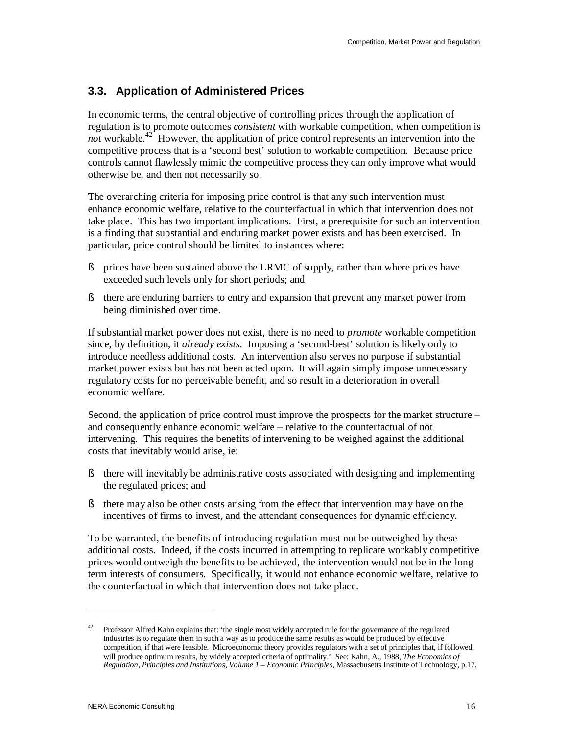## 3.3. Application of Administered Prices

In economic terms, the central objective of controlling prices through the application of regulation is to promote outcomes *consistent* with workable competition, when competition is *not* workable.[42] However, the application of price control represents an intervention into the competitive process that is a 'second best' solution to workable competition. Because price controls cannot flawlessly mimic the competitive process they can only improve what would otherwise be, and then not necessarily so.

The overarching criteria for imposing price control is that any such intervention must enhance economic welfare, relative to the counterfactual in which that intervention does not take place. This has two important implications. First, a prerequisite for such an intervention is a finding that substantial and enduring market power exists and has been exercised. In particular, price control should be limited to instances where:

- prices have been sustained above the LRMC of supply, rather than where prices have exceeded such levels only for short periods; and
- there are enduring barriers to entry and expansion that prevent any market power from being diminished over time.

If substantial market power does not exist, there is no need to *promote* workable competition since, by definition, it *already exists*. Imposing a 'second-best' solution is likely only to introduce needless additional costs. An intervention also serves no purpose if substantial market power exists but has not been acted upon. It will again simply impose unnecessary regulatory costs for no perceivable benefit, and so result in a deterioration in overall economic welfare.

Second, the application of price control must improve the prospects for the market structure – and consequently enhance economic welfare – relative to the counterfactual of not intervening. This requires the benefits of intervening to be weighed against the additional costs that inevitably would arise, ie:

- there will inevitably be administrative costs associated with designing and implementing the regulated prices; and
- there may also be other costs arising from the effect that intervention may have on the incentives of firms to invest, and the attendant consequences for dynamic efficiency.

To be warranted, the benefits of introducing regulation must not be outweighed by these additional costs. Indeed, if the costs incurred in attempting to replicate workably competitive prices would outweigh the benefits to be achieved, the intervention would not be in the long term interests of consumers. Specifically, it would not enhance economic welfare, relative to the counterfactual in which that intervention does not take place.

---

[42] Professor Alfred Kahn explains that: 'the single most widely accepted rule for the governance of the regulated industries is to regulate them in such a way as to produce the same results as would be produced by effective competition, if that were feasible. Microeconomic theory provides regulators with a set of principles that, if followed, will produce optimum results, by widely accepted criteria of optimality.' See: Kahn, A., 1988, *The Economics of Regulation, Principles and Institutions, Volume 1 – Economic Principles*, Massachusetts Institute of Technology, p.17.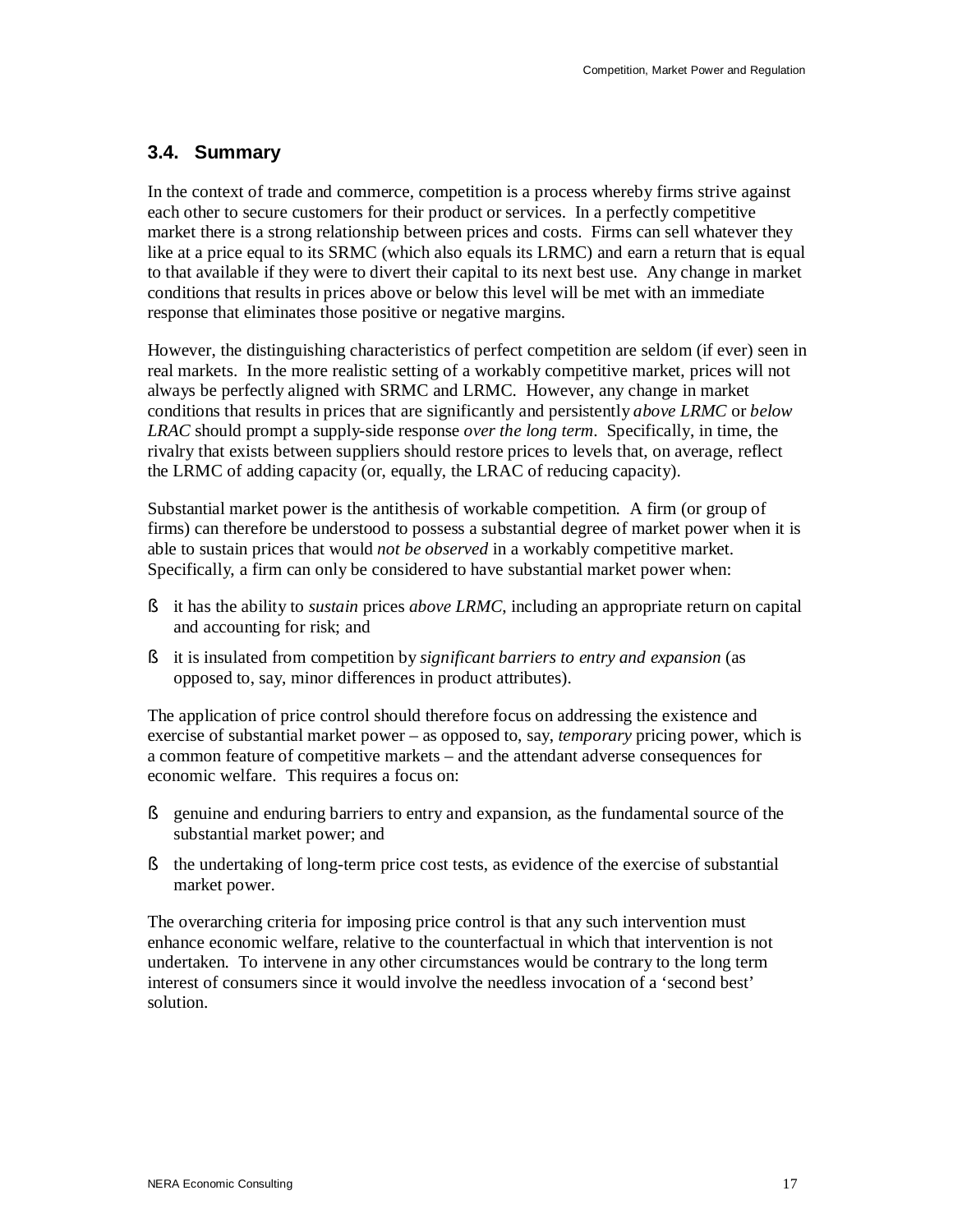## 3.4. Summary

In the context of trade and commerce, competition is a process whereby firms strive against each other to secure customers for their product or services. In a perfectly competitive market there is a strong relationship between prices and costs. Firms can sell whatever they like at a price equal to its SRMC (which also equals its LRMC) and earn a return that is equal to that available if they were to divert their capital to its next best use. Any change in market conditions that results in prices above or below this level will be met with an immediate response that eliminates those positive or negative margins.

However, the distinguishing characteristics of perfect competition are seldom (if ever) seen in real markets. In the more realistic setting of a workably competitive market, prices will not always be perfectly aligned with SRMC and LRMC. However, any change in market conditions that results in prices that are significantly and persistently *above LRMC* or *below LRAC* should prompt a supply-side response *over the long term*. Specifically, in time, the rivalry that exists between suppliers should restore prices to levels that, on average, reflect the LRMC of adding capacity (or, equally, the LRAC of reducing capacity).

Substantial market power is the antithesis of workable competition. A firm (or group of firms) can therefore be understood to possess a substantial degree of market power when it is able to sustain prices that would *not be observed* in a workably competitive market. Specifically, a firm can only be considered to have substantial market power when:

- it has the ability to *sustain* prices *above LRMC*, including an appropriate return on capital and accounting for risk; and
- it is insulated from competition by *significant barriers to entry and expansion* (as opposed to, say, minor differences in product attributes).

The application of price control should therefore focus on addressing the existence and exercise of substantial market power – as opposed to, say, *temporary* pricing power, which is a common feature of competitive markets – and the attendant adverse consequences for economic welfare. This requires a focus on:

- genuine and enduring barriers to entry and expansion, as the fundamental source of the substantial market power; and
- the undertaking of long-term price cost tests, as evidence of the exercise of substantial market power.

The overarching criteria for imposing price control is that any such intervention must enhance economic welfare, relative to the counterfactual in which that intervention is not undertaken. To intervene in any other circumstances would be contrary to the long term interest of consumers since it would involve the needless invocation of a 'second best' solution.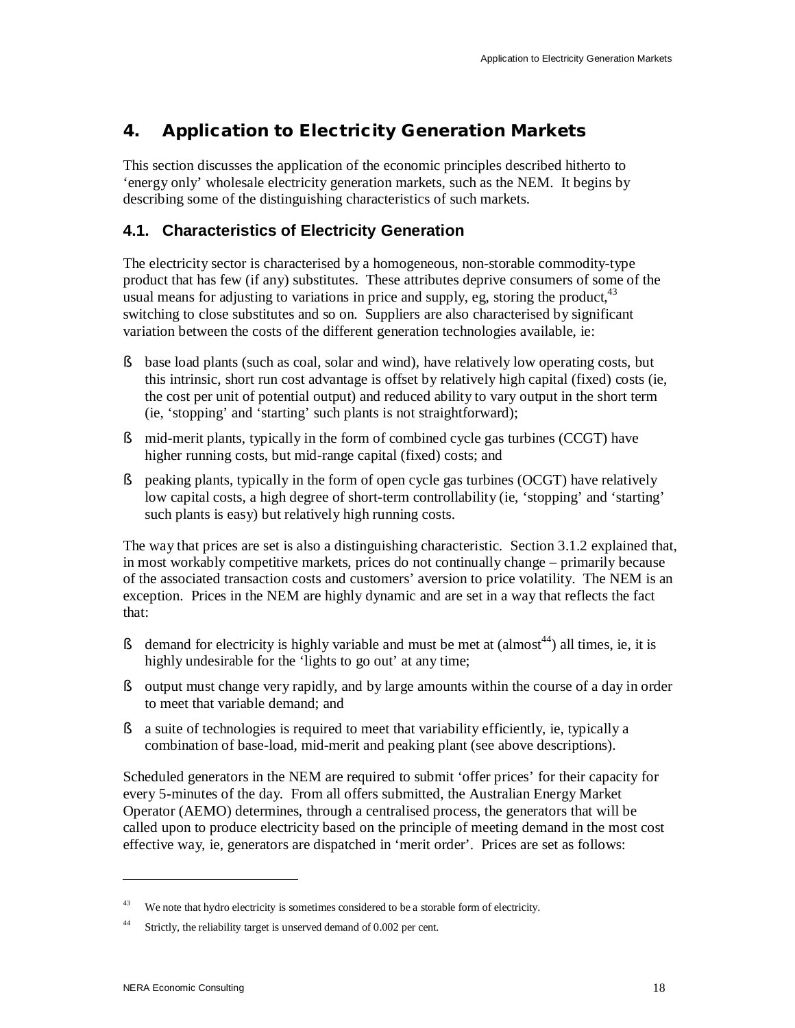# 4. Application to Electricity Generation Markets

This section discusses the application of the economic principles described hitherto to 'energy only' wholesale electricity generation markets, such as the NEM. It begins by describing some of the distinguishing characteristics of such markets.

## 4.1. Characteristics of Electricity Generation

The electricity sector is characterised by a homogeneous, non-storable commodity-type product that has few (if any) substitutes. These attributes deprive consumers of some of the usual means for adjusting to variations in price and supply, eg, storing the product,[43] switching to close substitutes and so on. Suppliers are also characterised by significant variation between the costs of the different generation technologies available, ie:

- base load plants (such as coal, solar and wind), have relatively low operating costs, but this intrinsic, short run cost advantage is offset by relatively high capital (fixed) costs (ie, the cost per unit of potential output) and reduced ability to vary output in the short term (ie, 'stopping' and 'starting' such plants is not straightforward);
- mid-merit plants, typically in the form of combined cycle gas turbines (CCGT) have higher running costs, but mid-range capital (fixed) costs; and
- peaking plants, typically in the form of open cycle gas turbines (OCGT) have relatively low capital costs, a high degree of short-term controllability (ie, 'stopping' and 'starting' such plants is easy) but relatively high running costs.

The way that prices are set is also a distinguishing characteristic. Section 3.1.2 explained that, in most workably competitive markets, prices do not continually change – primarily because of the associated transaction costs and customers' aversion to price volatility. The NEM is an exception. Prices in the NEM are highly dynamic and are set in a way that reflects the fact that:

- demand for electricity is highly variable and must be met at (almost[44]) all times, ie, it is highly undesirable for the 'lights to go out' at any time;
- output must change very rapidly, and by large amounts within the course of a day in order to meet that variable demand; and
- a suite of technologies is required to meet that variability efficiently, ie, typically a combination of base-load, mid-merit and peaking plant (see above descriptions).

Scheduled generators in the NEM are required to submit 'offer prices' for their capacity for every 5-minutes of the day. From all offers submitted, the Australian Energy Market Operator (AEMO) determines, through a centralised process, the generators that will be called upon to produce electricity based on the principle of meeting demand in the most cost effective way, ie, generators are dispatched in 'merit order'. Prices are set as follows:

---

[43] We note that hydro electricity is sometimes considered to be a storable form of electricity.

[44] Strictly, the reliability target is unserved demand of 0.002 per cent.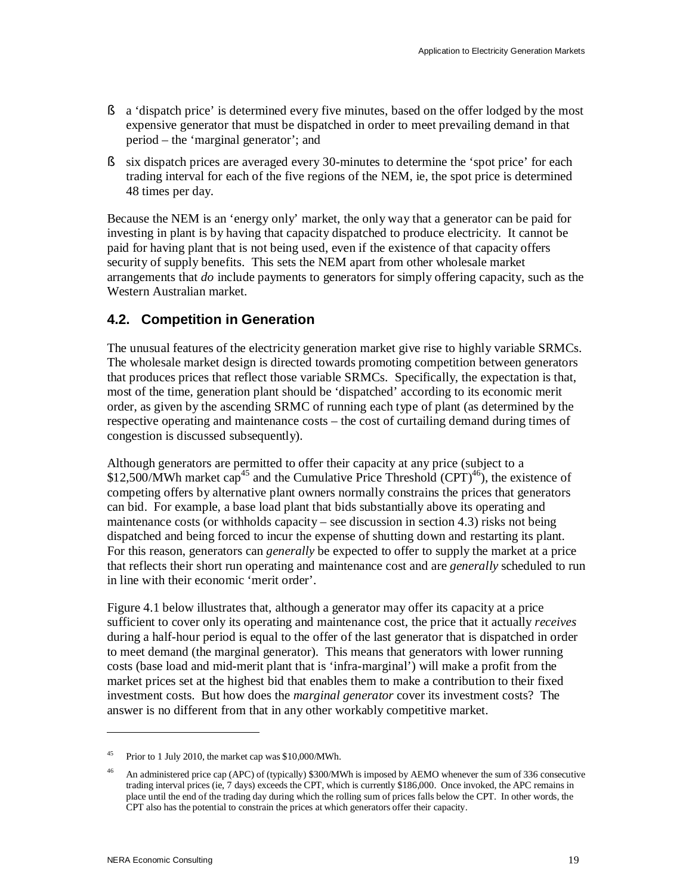- a 'dispatch price' is determined every five minutes, based on the offer lodged by the most expensive generator that must be dispatched in order to meet prevailing demand in that period – the 'marginal generator'; and
- six dispatch prices are averaged every 30-minutes to determine the 'spot price' for each trading interval for each of the five regions of the NEM, ie, the spot price is determined 48 times per day.

Because the NEM is an 'energy only' market, the only way that a generator can be paid for investing in plant is by having that capacity dispatched to produce electricity. It cannot be paid for having plant that is not being used, even if the existence of that capacity offers security of supply benefits. This sets the NEM apart from other wholesale market arrangements that *do* include payments to generators for simply offering capacity, such as the Western Australian market.

## 4.2. Competition in Generation

The unusual features of the electricity generation market give rise to highly variable SRMCs. The wholesale market design is directed towards promoting competition between generators that produces prices that reflect those variable SRMCs. Specifically, the expectation is that, most of the time, generation plant should be 'dispatched' according to its economic merit order, as given by the ascending SRMC of running each type of plant (as determined by the respective operating and maintenance costs – the cost of curtailing demand during times of congestion is discussed subsequently).

Although generators are permitted to offer their capacity at any price (subject to a $12,500/MWh market cap[45] and the Cumulative Price Threshold (CPT)[46]), the existence of competing offers by alternative plant owners normally constrains the prices that generators can bid. For example, a base load plant that bids substantially above its operating and maintenance costs (or withholds capacity – see discussion in section 4.3) risks not being dispatched and being forced to incur the expense of shutting down and restarting its plant. For this reason, generators can *generally* be expected to offer to supply the market at a price that reflects their short run operating and maintenance cost and are *generally* scheduled to run in line with their economic 'merit order'.

Figure 4.1 below illustrates that, although a generator may offer its capacity at a price sufficient to cover only its operating and maintenance cost, the price that it actually *receives* during a half-hour period is equal to the offer of the last generator that is dispatched in order to meet demand (the marginal generator). This means that generators with lower running costs (base load and mid-merit plant that is 'infra-marginal') will make a profit from the market prices set at the highest bid that enables them to make a contribution to their fixed investment costs. But how does the *marginal generator* cover its investment costs? The answer is no different from that in any other workably competitive market.

---

[45] Prior to 1 July 2010, the market cap was $10,000/MWh.

[46] An administered price cap (APC) of (typically) $300/MWh is imposed by AEMO whenever the sum of 336 consecutive trading interval prices (ie, 7 days) exceeds the CPT, which is currently $186,000. Once invoked, the APC remains in place until the end of the trading day during which the rolling sum of prices falls below the CPT. In other words, the CPT also has the potential to constrain the prices at which generators offer their capacity.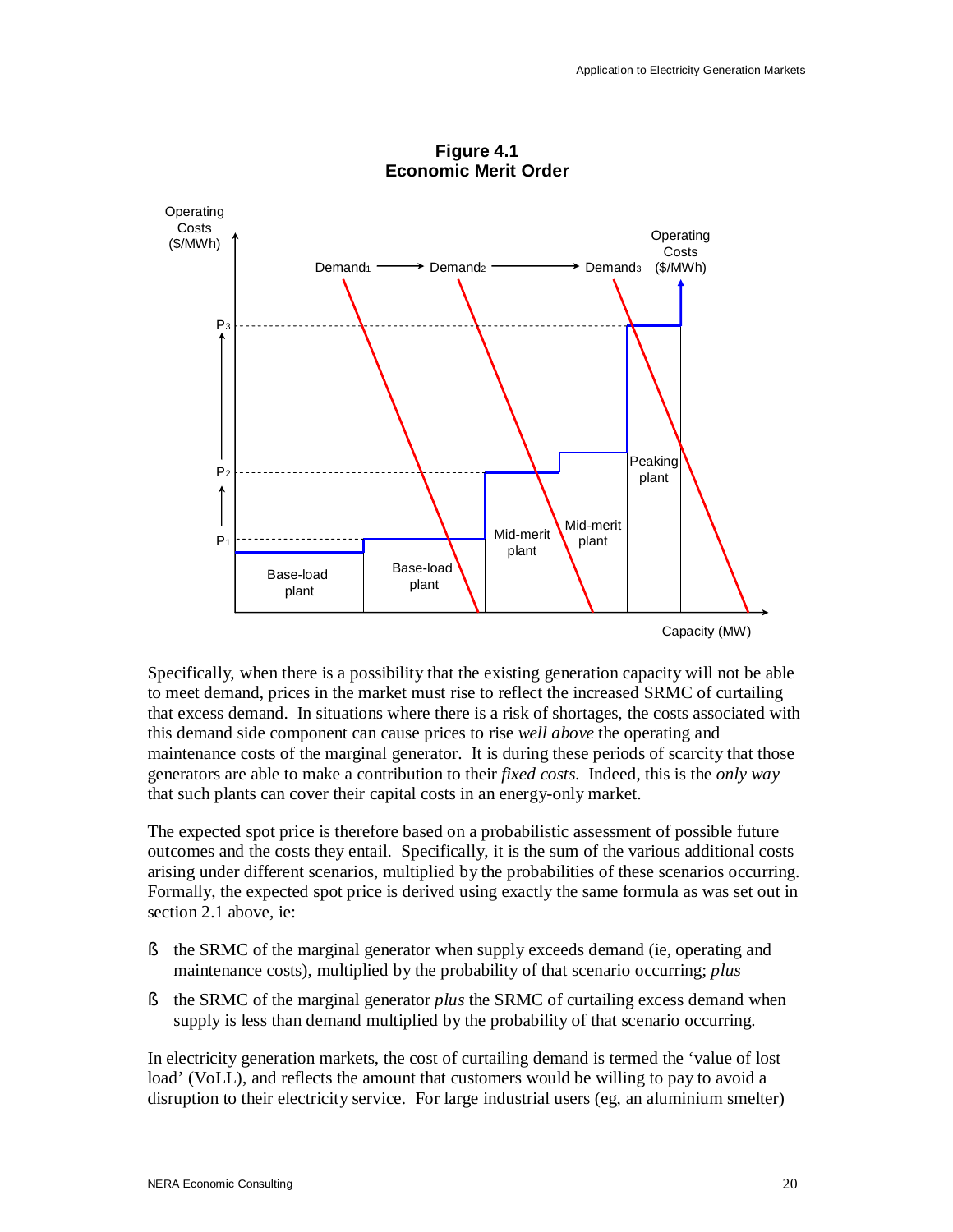**Figure 4.1**
**Economic Merit Order**

Specifically, when there is a possibility that the existing generation capacity will not be able to meet demand, prices in the market must rise to reflect the increased SRMC of curtailing that excess demand. In situations where there is a risk of shortages, the costs associated with this demand side component can cause prices to rise *well above* the operating and maintenance costs of the marginal generator. It is during these periods of scarcity that those generators are able to make a contribution to their *fixed costs*. Indeed, this is the *only way* that such plants can cover their capital costs in an energy-only market.

The expected spot price is therefore based on a probabilistic assessment of possible future outcomes and the costs they entail. Specifically, it is the sum of the various additional costs arising under different scenarios, multiplied by the probabilities of these scenarios occurring. Formally, the expected spot price is derived using exactly the same formula as was set out in section 2.1 above, ie:

- the SRMC of the marginal generator when supply exceeds demand (ie, operating and maintenance costs), multiplied by the probability of that scenario occurring; *plus*
- the SRMC of the marginal generator *plus* the SRMC of curtailing excess demand when supply is less than demand multiplied by the probability of that scenario occurring.

In electricity generation markets, the cost of curtailing demand is termed the 'value of lost load' (VoLL), and reflects the amount that customers would be willing to pay to avoid a disruption to their electricity service. For large industrial users (eg, an aluminium smelter)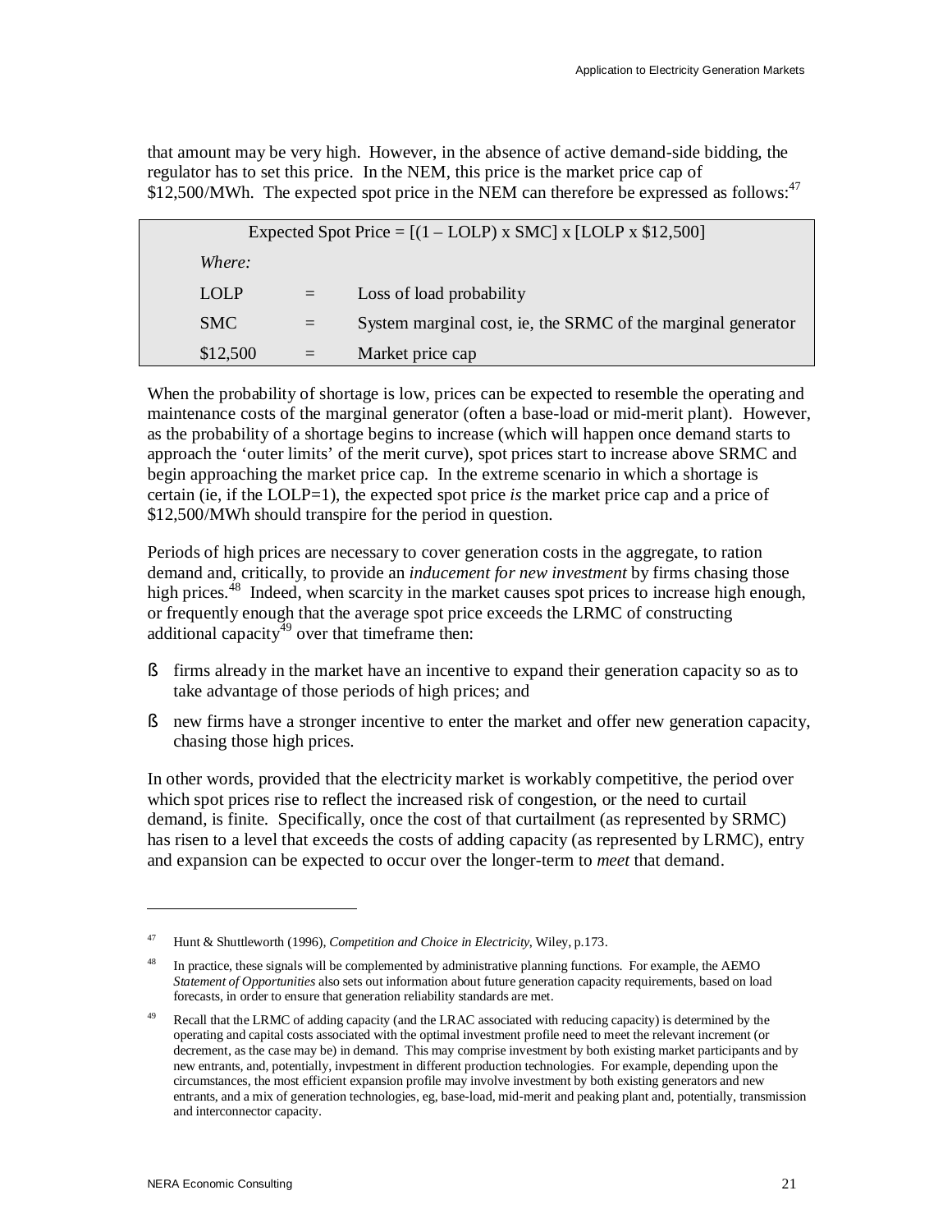that amount may be very high. However, in the absence of active demand-side bidding, the regulator has to set this price. In the NEM, this price is the market price cap of \$12,500/MWh. The expected spot price in the NEM can therefore be expressed as follows:[47]

| Expected Spot Price = [(1 – LOLP) x SMC] x [LOLP x \$12,500] | | |
|---|---|---|
| *Where:* | | |
| LOLP | = | Loss of load probability |
| SMC | = | System marginal cost, ie, the SRMC of the marginal generator |
| \$12,500 | = | Market price cap |

When the probability of shortage is low, prices can be expected to resemble the operating and maintenance costs of the marginal generator (often a base-load or mid-merit plant). However, as the probability of a shortage begins to increase (which will happen once demand starts to approach the 'outer limits' of the merit curve), spot prices start to increase above SRMC and begin approaching the market price cap. In the extreme scenario in which a shortage is certain (ie, if the LOLP=1), the expected spot price *is* the market price cap and a price of \$12,500/MWh should transpire for the period in question.

Periods of high prices are necessary to cover generation costs in the aggregate, to ration demand and, critically, to provide an *inducement for new investment* by firms chasing those high prices.[48] Indeed, when scarcity in the market causes spot prices to increase high enough, or frequently enough that the average spot price exceeds the LRMC of constructing additional capacity[49] over that timeframe then:

- firms already in the market have an incentive to expand their generation capacity so as to take advantage of those periods of high prices; and
- new firms have a stronger incentive to enter the market and offer new generation capacity, chasing those high prices.

In other words, provided that the electricity market is workably competitive, the period over which spot prices rise to reflect the increased risk of congestion, or the need to curtail demand, is finite. Specifically, once the cost of that curtailment (as represented by SRMC) has risen to a level that exceeds the costs of adding capacity (as represented by LRMC), entry and expansion can be expected to occur over the longer-term to *meet* that demand.

---

[47] Hunt & Shuttleworth (1996), *Competition and Choice in Electricity*, Wiley, p.173.

[48] In practice, these signals will be complemented by administrative planning functions. For example, the AEMO *Statement of Opportunities* also sets out information about future generation capacity requirements, based on load forecasts, in order to ensure that generation reliability standards are met.

[49] Recall that the LRMC of adding capacity (and the LRAC associated with reducing capacity) is determined by the operating and capital costs associated with the optimal investment profile need to meet the relevant increment (or decrement, as the case may be) in demand. This may comprise investment by both existing market participants and by new entrants, and, potentially, invpestment in different production technologies. For example, depending upon the circumstances, the most efficient expansion profile may involve investment by both existing generators and new entrants, and a mix of generation technologies, eg, base-load, mid-merit and peaking plant and, potentially, transmission and interconnector capacity.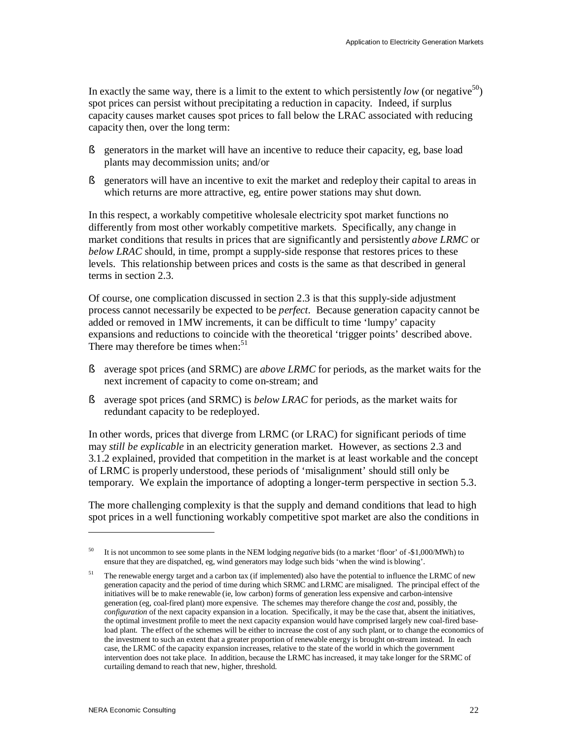In exactly the same way, there is a limit to the extent to which persistently *low* (or negative[50]) spot prices can persist without precipitating a reduction in capacity. Indeed, if surplus capacity causes market causes spot prices to fall below the LRAC associated with reducing capacity then, over the long term:

- generators in the market will have an incentive to reduce their capacity, eg, base load plants may decommission units; and/or
- generators will have an incentive to exit the market and redeploy their capital to areas in which returns are more attractive, eg, entire power stations may shut down.

In this respect, a workably competitive wholesale electricity spot market functions no differently from most other workably competitive markets. Specifically, any change in market conditions that results in prices that are significantly and persistently *above LRMC* or *below LRAC* should, in time, prompt a supply-side response that restores prices to these levels. This relationship between prices and costs is the same as that described in general terms in section 2.3.

Of course, one complication discussed in section 2.3 is that this supply-side adjustment process cannot necessarily be expected to be *perfect*. Because generation capacity cannot be added or removed in 1MW increments, it can be difficult to time 'lumpy' capacity expansions and reductions to coincide with the theoretical 'trigger points' described above. There may therefore be times when:[51]

- average spot prices (and SRMC) are *above LRMC* for periods, as the market waits for the next increment of capacity to come on-stream; and
- average spot prices (and SRMC) is *below LRAC* for periods, as the market waits for redundant capacity to be redeployed.

In other words, prices that diverge from LRMC (or LRAC) for significant periods of time may *still be explicable* in an electricity generation market. However, as sections 2.3 and 3.1.2 explained, provided that competition in the market is at least workable and the concept of LRMC is properly understood, these periods of 'misalignment' should still only be temporary. We explain the importance of adopting a longer-term perspective in section 5.3.

The more challenging complexity is that the supply and demand conditions that lead to high spot prices in a well functioning workably competitive spot market are also the conditions in

---

[50] It is not uncommon to see some plants in the NEM lodging *negative* bids (to a market 'floor' of -$1,000/MWh) to ensure that they are dispatched, eg, wind generators may lodge such bids 'when the wind is blowing'.

[51] The renewable energy target and a carbon tax (if implemented) also have the potential to influence the LRMC of new generation capacity and the period of time during which SRMC and LRMC are misaligned. The principal effect of the initiatives will be to make renewable (ie, low carbon) forms of generation less expensive and carbon-intensive generation (eg, coal-fired plant) more expensive. The schemes may therefore change the *cost* and, possibly, the *configuration* of the next capacity expansion in a location. Specifically, it may be the case that, absent the initiatives, the optimal investment profile to meet the next capacity expansion would have comprised largely new coal-fired base-load plant. The effect of the schemes will be either to increase the cost of any such plant, or to change the economics of the investment to such an extent that a greater proportion of renewable energy is brought on-stream instead. In each case, the LRMC of the capacity expansion increases, relative to the state of the world in which the government intervention does not take place. In addition, because the LRMC has increased, it may take longer for the SRMC of curtailing demand to reach that new, higher, threshold.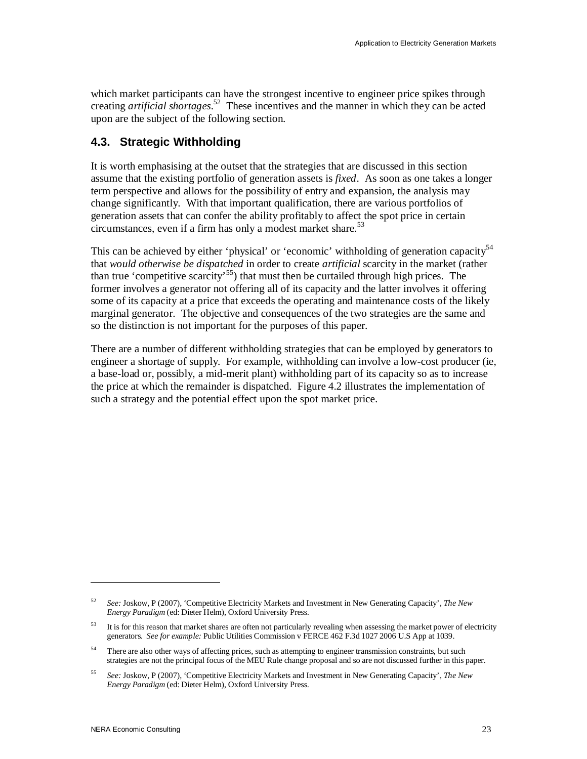which market participants can have the strongest incentive to engineer price spikes through creating *artificial shortages*.[52] These incentives and the manner in which they can be acted upon are the subject of the following section.

## 4.3. Strategic Withholding

It is worth emphasising at the outset that the strategies that are discussed in this section assume that the existing portfolio of generation assets is *fixed*. As soon as one takes a longer term perspective and allows for the possibility of entry and expansion, the analysis may change significantly. With that important qualification, there are various portfolios of generation assets that can confer the ability profitably to affect the spot price in certain circumstances, even if a firm has only a modest market share.[53]

This can be achieved by either 'physical' or 'economic' withholding of generation capacity[54] that *would otherwise be dispatched* in order to create *artificial* scarcity in the market (rather than true 'competitive scarcity'[55]) that must then be curtailed through high prices. The former involves a generator not offering all of its capacity and the latter involves it offering some of its capacity at a price that exceeds the operating and maintenance costs of the likely marginal generator. The objective and consequences of the two strategies are the same and so the distinction is not important for the purposes of this paper.

There are a number of different withholding strategies that can be employed by generators to engineer a shortage of supply. For example, withholding can involve a low-cost producer (ie, a base-load or, possibly, a mid-merit plant) withholding part of its capacity so as to increase the price at which the remainder is dispatched. Figure 4.2 illustrates the implementation of such a strategy and the potential effect upon the spot market price.

---

[52] *See:* Joskow, P (2007), 'Competitive Electricity Markets and Investment in New Generating Capacity', *The New Energy Paradigm* (ed: Dieter Helm), Oxford University Press.

[53] It is for this reason that market shares are often not particularly revealing when assessing the market power of electricity generators. *See for example:* Public Utilities Commission v FERCE 462 F.3d 1027 2006 U.S App at 1039.

[54] There are also other ways of affecting prices, such as attempting to engineer transmission constraints, but such strategies are not the principal focus of the MEU Rule change proposal and so are not discussed further in this paper.

[55] *See:* Joskow, P (2007), 'Competitive Electricity Markets and Investment in New Generating Capacity', *The New Energy Paradigm* (ed: Dieter Helm), Oxford University Press.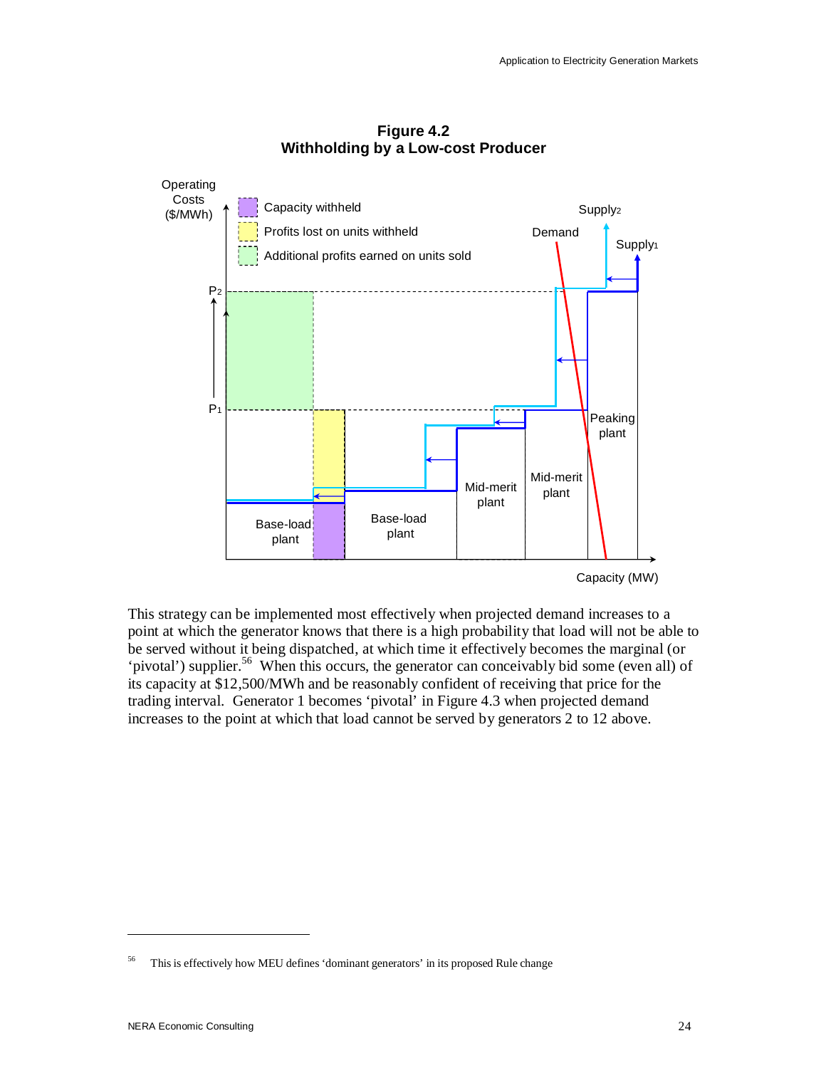**Figure 4.2**
**Withholding by a Low-cost Producer**

This strategy can be implemented most effectively when projected demand increases to a point at which the generator knows that there is a high probability that load will not be able to be served without it being dispatched, at which time it effectively becomes the marginal (or 'pivotal') supplier.[56] When this occurs, the generator can conceivably bid some (even all) of its capacity at $12,500/MWh and be reasonably confident of receiving that price for the trading interval. Generator 1 becomes 'pivotal' in Figure 4.3 when projected demand increases to the point at which that load cannot be served by generators 2 to 12 above.

---

[56] This is effectively how MEU defines 'dominant generators' in its proposed Rule change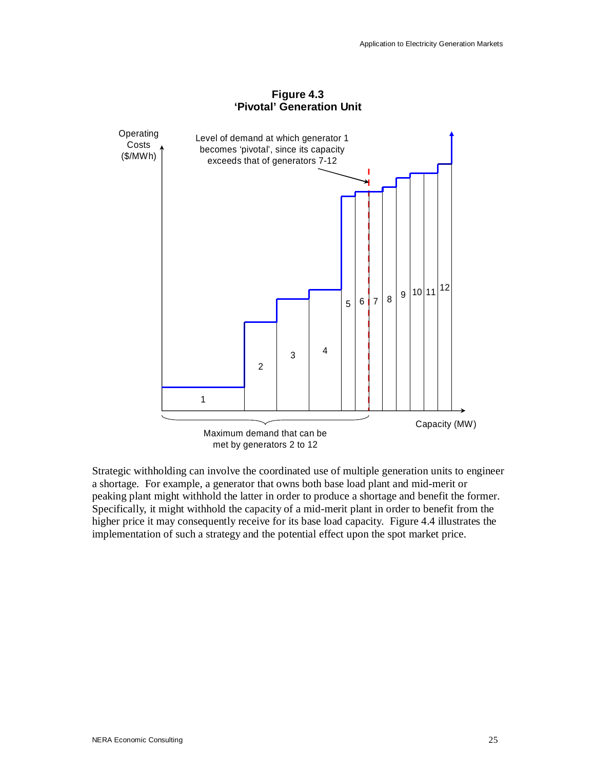**Figure 4.3**
**'Pivotal' Generation Unit**

Strategic withholding can involve the coordinated use of multiple generation units to engineer a shortage. For example, a generator that owns both base load plant and mid-merit or peaking plant might withhold the latter in order to produce a shortage and benefit the former. Specifically, it might withhold the capacity of a mid-merit plant in order to benefit from the higher price it may consequently receive for its base load capacity. Figure 4.4 illustrates the implementation of such a strategy and the potential effect upon the spot market price.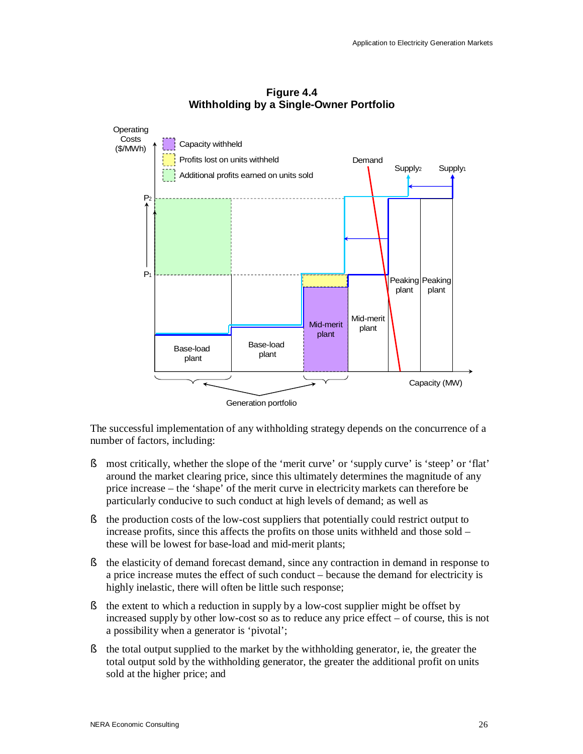**Figure 4.4**
**Withholding by a Single-Owner Portfolio**

The successful implementation of any withholding strategy depends on the concurrence of a number of factors, including:

- most critically, whether the slope of the 'merit curve' or 'supply curve' is 'steep' or 'flat' around the market clearing price, since this ultimately determines the magnitude of any price increase – the 'shape' of the merit curve in electricity markets can therefore be particularly conducive to such conduct at high levels of demand; as well as
- the production costs of the low-cost suppliers that potentially could restrict output to increase profits, since this affects the profits on those units withheld and those sold – these will be lowest for base-load and mid-merit plants;
- the elasticity of demand forecast demand, since any contraction in demand in response to a price increase mutes the effect of such conduct – because the demand for electricity is highly inelastic, there will often be little such response;
- the extent to which a reduction in supply by a low-cost supplier might be offset by increased supply by other low-cost so as to reduce any price effect – of course, this is not a possibility when a generator is 'pivotal';
- the total output supplied to the market by the withholding generator, ie, the greater the total output sold by the withholding generator, the greater the additional profit on units sold at the higher price; and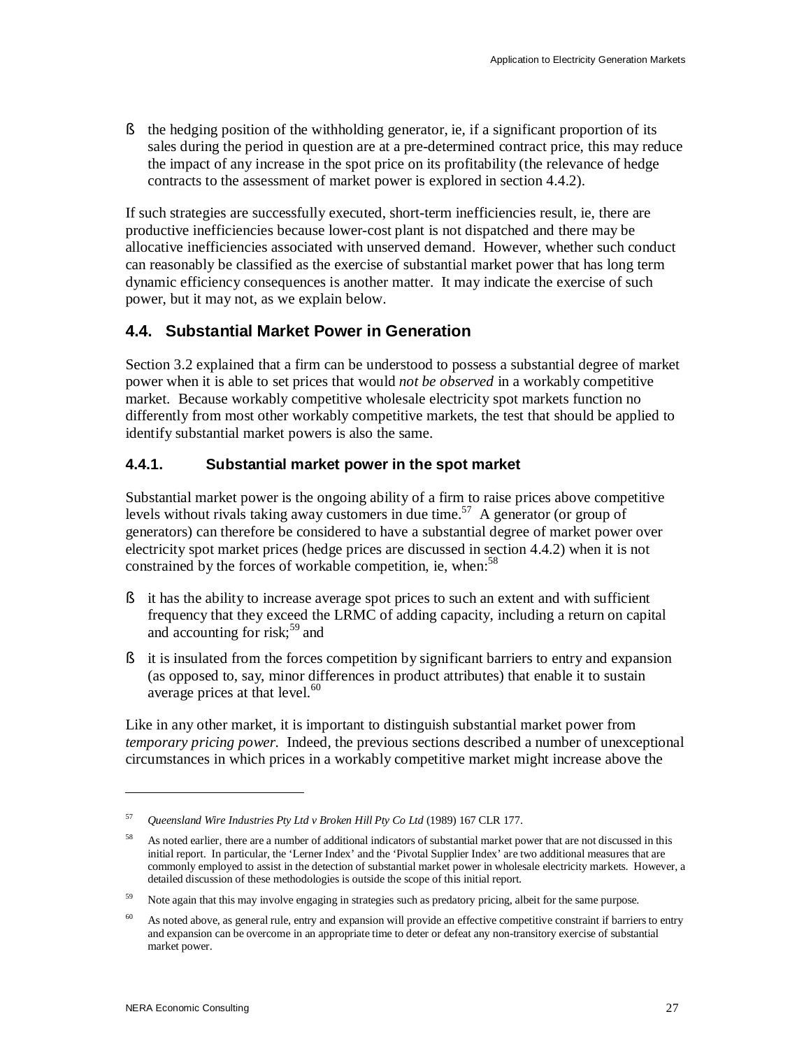- the hedging position of the withholding generator, ie, if a significant proportion of its sales during the period in question are at a pre-determined contract price, this may reduce the impact of any increase in the spot price on its profitability (the relevance of hedge contracts to the assessment of market power is explored in section 4.4.2).

If such strategies are successfully executed, short-term inefficiencies result, ie, there are productive inefficiencies because lower-cost plant is not dispatched and there may be allocative inefficiencies associated with unserved demand. However, whether such conduct can reasonably be classified as the exercise of substantial market power that has long term dynamic efficiency consequences is another matter. It may indicate the exercise of such power, but it may not, as we explain below.

## 4.4. Substantial Market Power in Generation

Section 3.2 explained that a firm can be understood to possess a substantial degree of market power when it is able to set prices that would *not be observed* in a workably competitive market. Because workably competitive wholesale electricity spot markets function no differently from most other workably competitive markets, the test that should be applied to identify substantial market powers is also the same.

### 4.4.1. Substantial market power in the spot market

Substantial market power is the ongoing ability of a firm to raise prices above competitive levels without rivals taking away customers in due time.[57] A generator (or group of generators) can therefore be considered to have a substantial degree of market power over electricity spot market prices (hedge prices are discussed in section 4.4.2) when it is not constrained by the forces of workable competition, ie, when:[58]

- it has the ability to increase average spot prices to such an extent and with sufficient frequency that they exceed the LRMC of adding capacity, including a return on capital and accounting for risk;[59] and
- it is insulated from the forces competition by significant barriers to entry and expansion (as opposed to, say, minor differences in product attributes) that enable it to sustain average prices at that level.[60]

Like in any other market, it is important to distinguish substantial market power from *temporary pricing power.* Indeed, the previous sections described a number of unexceptional circumstances in which prices in a workably competitive market might increase above the

---

[57] *Queensland Wire Industries Pty Ltd v Broken Hill Pty Co Ltd* (1989) 167 CLR 177.

[58] As noted earlier, there are a number of additional indicators of substantial market power that are not discussed in this initial report. In particular, the 'Lerner Index' and the 'Pivotal Supplier Index' are two additional measures that are commonly employed to assist in the detection of substantial market power in wholesale electricity markets. However, a detailed discussion of these methodologies is outside the scope of this initial report.

[59] Note again that this may involve engaging in strategies such as predatory pricing, albeit for the same purpose.

[60] As noted above, as general rule, entry and expansion will provide an effective competitive constraint if barriers to entry and expansion can be overcome in an appropriate time to deter or defeat any non-transitory exercise of substantial market power.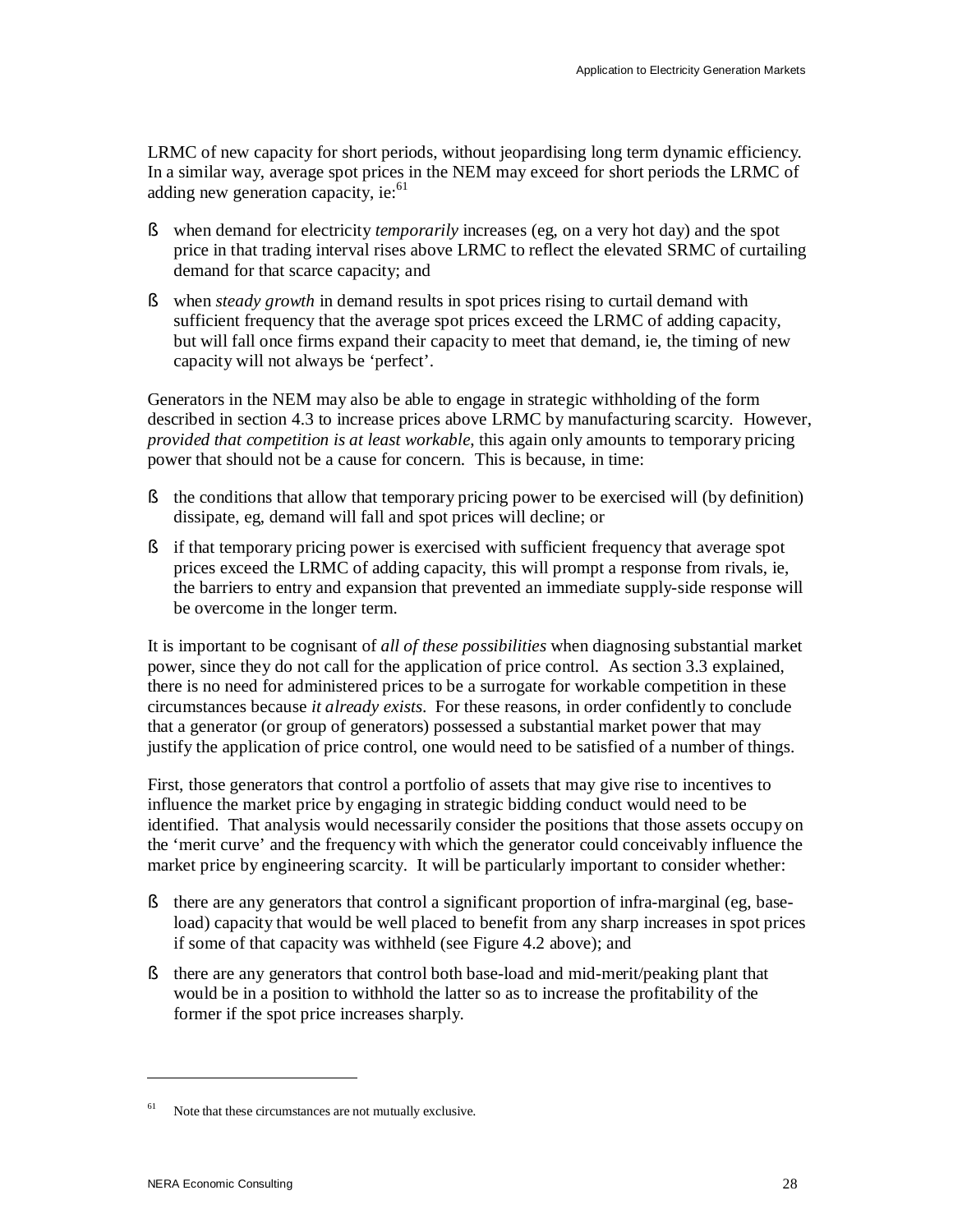LRMC of new capacity for short periods, without jeopardising long term dynamic efficiency. In a similar way, average spot prices in the NEM may exceed for short periods the LRMC of adding new generation capacity, ie:[61]

- when demand for electricity *temporarily* increases (eg, on a very hot day) and the spot price in that trading interval rises above LRMC to reflect the elevated SRMC of curtailing demand for that scarce capacity; and
- when *steady growth* in demand results in spot prices rising to curtail demand with sufficient frequency that the average spot prices exceed the LRMC of adding capacity, but will fall once firms expand their capacity to meet that demand, ie, the timing of new capacity will not always be 'perfect'.

Generators in the NEM may also be able to engage in strategic withholding of the form described in section 4.3 to increase prices above LRMC by manufacturing scarcity. However, *provided that competition is at least workable*, this again only amounts to temporary pricing power that should not be a cause for concern. This is because, in time:

- the conditions that allow that temporary pricing power to be exercised will (by definition) dissipate, eg, demand will fall and spot prices will decline; or
- if that temporary pricing power is exercised with sufficient frequency that average spot prices exceed the LRMC of adding capacity, this will prompt a response from rivals, ie, the barriers to entry and expansion that prevented an immediate supply-side response will be overcome in the longer term.

It is important to be cognisant of *all of these possibilities* when diagnosing substantial market power, since they do not call for the application of price control. As section 3.3 explained, there is no need for administered prices to be a surrogate for workable competition in these circumstances because *it already exists*. For these reasons, in order confidently to conclude that a generator (or group of generators) possessed a substantial market power that may justify the application of price control, one would need to be satisfied of a number of things.

First, those generators that control a portfolio of assets that may give rise to incentives to influence the market price by engaging in strategic bidding conduct would need to be identified. That analysis would necessarily consider the positions that those assets occupy on the 'merit curve' and the frequency with which the generator could conceivably influence the market price by engineering scarcity. It will be particularly important to consider whether:

- there are any generators that control a significant proportion of infra-marginal (eg, base-load) capacity that would be well placed to benefit from any sharp increases in spot prices if some of that capacity was withheld (see Figure 4.2 above); and
- there are any generators that control both base-load and mid-merit/peaking plant that would be in a position to withhold the latter so as to increase the profitability of the former if the spot price increases sharply.

---

[61] Note that these circumstances are not mutually exclusive.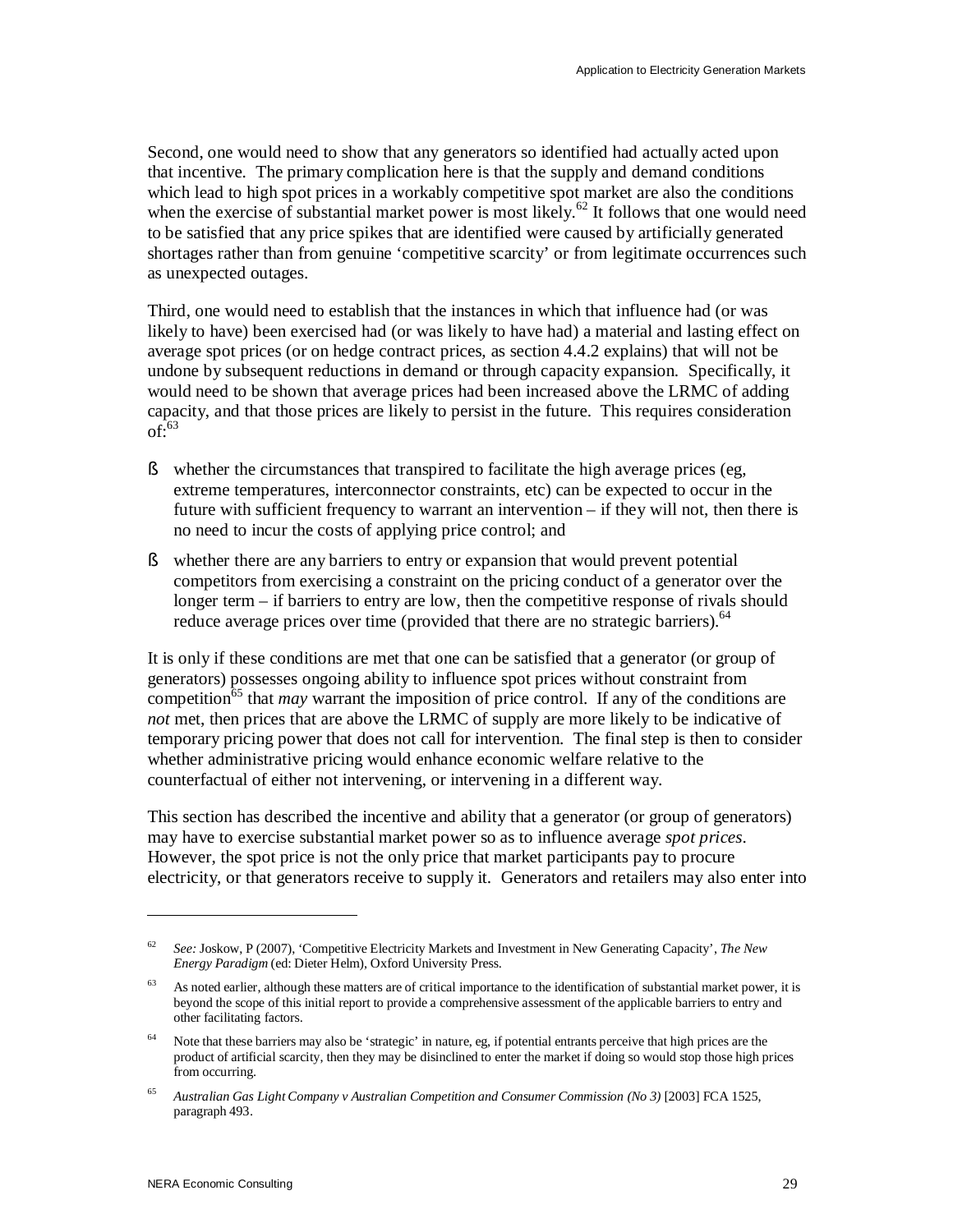Second, one would need to show that any generators so identified had actually acted upon that incentive. The primary complication here is that the supply and demand conditions which lead to high spot prices in a workably competitive spot market are also the conditions when the exercise of substantial market power is most likely.[62] It follows that one would need to be satisfied that any price spikes that are identified were caused by artificially generated shortages rather than from genuine 'competitive scarcity' or from legitimate occurrences such as unexpected outages.

Third, one would need to establish that the instances in which that influence had (or was likely to have) been exercised had (or was likely to have had) a material and lasting effect on average spot prices (or on hedge contract prices, as section 4.4.2 explains) that will not be undone by subsequent reductions in demand or through capacity expansion. Specifically, it would need to be shown that average prices had been increased above the LRMC of adding capacity, and that those prices are likely to persist in the future. This requires consideration of:[63]

- whether the circumstances that transpired to facilitate the high average prices (eg, extreme temperatures, interconnector constraints, etc) can be expected to occur in the future with sufficient frequency to warrant an intervention – if they will not, then there is no need to incur the costs of applying price control; and
- whether there are any barriers to entry or expansion that would prevent potential competitors from exercising a constraint on the pricing conduct of a generator over the longer term – if barriers to entry are low, then the competitive response of rivals should reduce average prices over time (provided that there are no strategic barriers).[64]

It is only if these conditions are met that one can be satisfied that a generator (or group of generators) possesses ongoing ability to influence spot prices without constraint from competition[65] that *may* warrant the imposition of price control. If any of the conditions are *not* met, then prices that are above the LRMC of supply are more likely to be indicative of temporary pricing power that does not call for intervention. The final step is then to consider whether administrative pricing would enhance economic welfare relative to the counterfactual of either not intervening, or intervening in a different way.

This section has described the incentive and ability that a generator (or group of generators) may have to exercise substantial market power so as to influence average *spot prices*. However, the spot price is not the only price that market participants pay to procure electricity, or that generators receive to supply it. Generators and retailers may also enter into

---

[62] *See:* Joskow, P (2007), 'Competitive Electricity Markets and Investment in New Generating Capacity', *The New Energy Paradigm* (ed: Dieter Helm), Oxford University Press.

[63] As noted earlier, although these matters are of critical importance to the identification of substantial market power, it is beyond the scope of this initial report to provide a comprehensive assessment of the applicable barriers to entry and other facilitating factors.

[64] Note that these barriers may also be 'strategic' in nature, eg, if potential entrants perceive that high prices are the product of artificial scarcity, then they may be disinclined to enter the market if doing so would stop those high prices from occurring.

[65] *Australian Gas Light Company v Australian Competition and Consumer Commission (No 3)* [2003] FCA 1525, paragraph 493.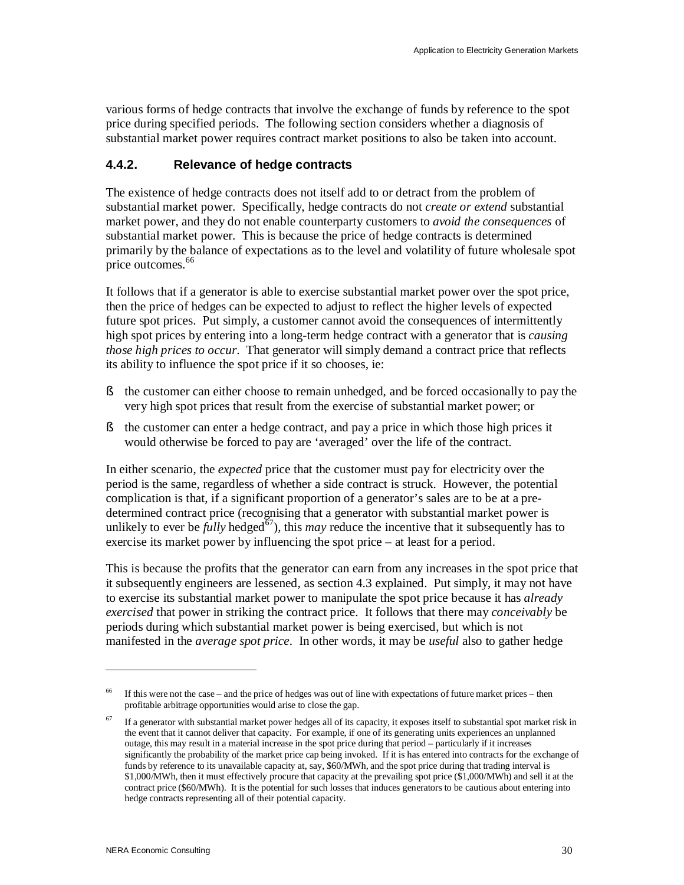various forms of hedge contracts that involve the exchange of funds by reference to the spot price during specified periods. The following section considers whether a diagnosis of substantial market power requires contract market positions to also be taken into account.

### 4.4.2. Relevance of hedge contracts

The existence of hedge contracts does not itself add to or detract from the problem of substantial market power. Specifically, hedge contracts do not *create or extend* substantial market power, and they do not enable counterparty customers to *avoid the consequences* of substantial market power. This is because the price of hedge contracts is determined primarily by the balance of expectations as to the level and volatility of future wholesale spot price outcomes.[66]

It follows that if a generator is able to exercise substantial market power over the spot price, then the price of hedges can be expected to adjust to reflect the higher levels of expected future spot prices. Put simply, a customer cannot avoid the consequences of intermittently high spot prices by entering into a long-term hedge contract with a generator that is *causing those high prices to occur*. That generator will simply demand a contract price that reflects its ability to influence the spot price if it so chooses, ie:

- the customer can either choose to remain unhedged, and be forced occasionally to pay the very high spot prices that result from the exercise of substantial market power; or
- the customer can enter a hedge contract, and pay a price in which those high prices it would otherwise be forced to pay are 'averaged' over the life of the contract.

In either scenario, the *expected* price that the customer must pay for electricity over the period is the same, regardless of whether a side contract is struck. However, the potential complication is that, if a significant proportion of a generator's sales are to be at a pre-determined contract price (recognising that a generator with substantial market power is unlikely to ever be *fully* hedged[67]), this *may* reduce the incentive that it subsequently has to exercise its market power by influencing the spot price – at least for a period.

This is because the profits that the generator can earn from any increases in the spot price that it subsequently engineers are lessened, as section 4.3 explained. Put simply, it may not have to exercise its substantial market power to manipulate the spot price because it has *already exercised* that power in striking the contract price. It follows that there may *conceivably* be periods during which substantial market power is being exercised, but which is not manifested in the *average spot price*. In other words, it may be *useful* also to gather hedge

---

[66] If this were not the case – and the price of hedges was out of line with expectations of future market prices – then profitable arbitrage opportunities would arise to close the gap.

[67] If a generator with substantial market power hedges all of its capacity, it exposes itself to substantial spot market risk in the event that it cannot deliver that capacity. For example, if one of its generating units experiences an unplanned outage, this may result in a material increase in the spot price during that period – particularly if it increases significantly the probability of the market price cap being invoked. If it is has entered into contracts for the exchange of funds by reference to its unavailable capacity at, say, \$60/MWh, and the spot price during that trading interval is \$1,000/MWh, then it must effectively procure that capacity at the prevailing spot price (\$1,000/MWh) and sell it at the contract price (\$60/MWh). It is the potential for such losses that induces generators to be cautious about entering into hedge contracts representing all of their potential capacity.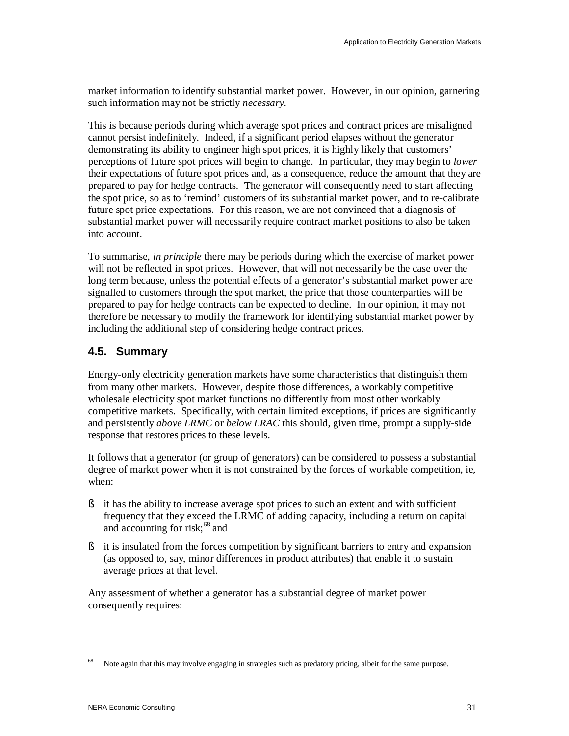market information to identify substantial market power. However, in our opinion, garnering such information may not be strictly *necessary*.

This is because periods during which average spot prices and contract prices are misaligned cannot persist indefinitely. Indeed, if a significant period elapses without the generator demonstrating its ability to engineer high spot prices, it is highly likely that customers' perceptions of future spot prices will begin to change. In particular, they may begin to *lower* their expectations of future spot prices and, as a consequence, reduce the amount that they are prepared to pay for hedge contracts. The generator will consequently need to start affecting the spot price, so as to 'remind' customers of its substantial market power, and to re-calibrate future spot price expectations. For this reason, we are not convinced that a diagnosis of substantial market power will necessarily require contract market positions to also be taken into account.

To summarise, *in principle* there may be periods during which the exercise of market power will not be reflected in spot prices. However, that will not necessarily be the case over the long term because, unless the potential effects of a generator's substantial market power are signalled to customers through the spot market, the price that those counterparties will be prepared to pay for hedge contracts can be expected to decline. In our opinion, it may not therefore be necessary to modify the framework for identifying substantial market power by including the additional step of considering hedge contract prices.

## 4.5. Summary

Energy-only electricity generation markets have some characteristics that distinguish them from many other markets. However, despite those differences, a workably competitive wholesale electricity spot market functions no differently from most other workably competitive markets. Specifically, with certain limited exceptions, if prices are significantly and persistently *above LRMC* or *below LRAC* this should, given time, prompt a supply-side response that restores prices to these levels.

It follows that a generator (or group of generators) can be considered to possess a substantial degree of market power when it is not constrained by the forces of workable competition, ie, when:

- it has the ability to increase average spot prices to such an extent and with sufficient frequency that they exceed the LRMC of adding capacity, including a return on capital and accounting for risk;[68] and
- it is insulated from the forces competition by significant barriers to entry and expansion (as opposed to, say, minor differences in product attributes) that enable it to sustain average prices at that level.

Any assessment of whether a generator has a substantial degree of market power consequently requires:

[68] Note again that this may involve engaging in strategies such as predatory pricing, albeit for the same purpose.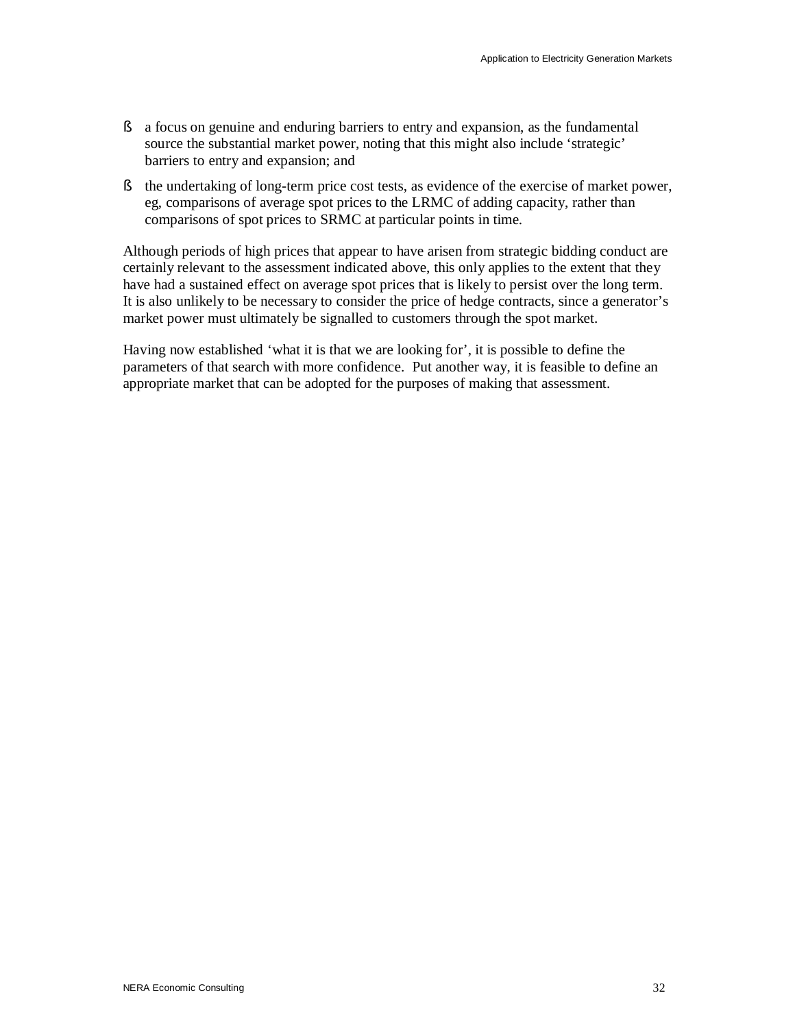- a focus on genuine and enduring barriers to entry and expansion, as the fundamental source the substantial market power, noting that this might also include 'strategic' barriers to entry and expansion; and
- the undertaking of long-term price cost tests, as evidence of the exercise of market power, eg, comparisons of average spot prices to the LRMC of adding capacity, rather than comparisons of spot prices to SRMC at particular points in time.

Although periods of high prices that appear to have arisen from strategic bidding conduct are certainly relevant to the assessment indicated above, this only applies to the extent that they have had a sustained effect on average spot prices that is likely to persist over the long term. It is also unlikely to be necessary to consider the price of hedge contracts, since a generator's market power must ultimately be signalled to customers through the spot market.

Having now established 'what it is that we are looking for', it is possible to define the parameters of that search with more confidence. Put another way, it is feasible to define an appropriate market that can be adopted for the purposes of making that assessment.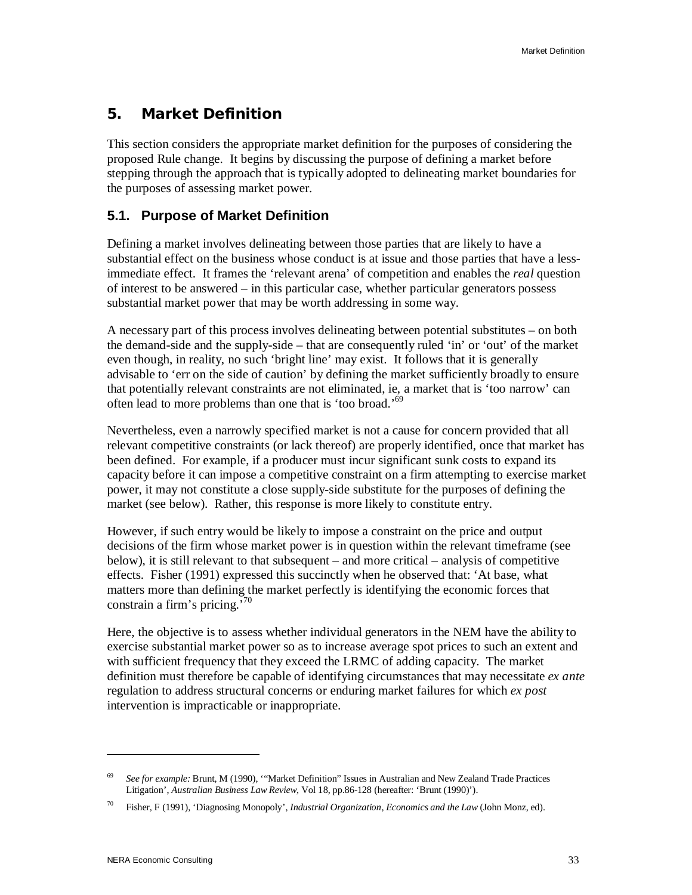# 5. Market Definition

This section considers the appropriate market definition for the purposes of considering the proposed Rule change. It begins by discussing the purpose of defining a market before stepping through the approach that is typically adopted to delineating market boundaries for the purposes of assessing market power.

## 5.1. Purpose of Market Definition

Defining a market involves delineating between those parties that are likely to have a substantial effect on the business whose conduct is at issue and those parties that have a less-immediate effect. It frames the 'relevant arena' of competition and enables the *real* question of interest to be answered – in this particular case, whether particular generators possess substantial market power that may be worth addressing in some way.

A necessary part of this process involves delineating between potential substitutes – on both the demand-side and the supply-side – that are consequently ruled 'in' or 'out' of the market even though, in reality, no such 'bright line' may exist. It follows that it is generally advisable to 'err on the side of caution' by defining the market sufficiently broadly to ensure that potentially relevant constraints are not eliminated, ie, a market that is 'too narrow' can often lead to more problems than one that is 'too broad.'[69]

Nevertheless, even a narrowly specified market is not a cause for concern provided that all relevant competitive constraints (or lack thereof) are properly identified, once that market has been defined. For example, if a producer must incur significant sunk costs to expand its capacity before it can impose a competitive constraint on a firm attempting to exercise market power, it may not constitute a close supply-side substitute for the purposes of defining the market (see below). Rather, this response is more likely to constitute entry.

However, if such entry would be likely to impose a constraint on the price and output decisions of the firm whose market power is in question within the relevant timeframe (see below), it is still relevant to that subsequent – and more critical – analysis of competitive effects. Fisher (1991) expressed this succinctly when he observed that: 'At base, what matters more than defining the market perfectly is identifying the economic forces that constrain a firm's pricing.'[70]

Here, the objective is to assess whether individual generators in the NEM have the ability to exercise substantial market power so as to increase average spot prices to such an extent and with sufficient frequency that they exceed the LRMC of adding capacity. The market definition must therefore be capable of identifying circumstances that may necessitate *ex ante* regulation to address structural concerns or enduring market failures for which *ex post* intervention is impracticable or inappropriate.

---

[69] *See for example:* Brunt, M (1990), '"Market Definition" Issues in Australian and New Zealand Trade Practices Litigation', *Australian Business Law Review*, Vol 18, pp.86-128 (hereafter: 'Brunt (1990)').

[70] Fisher, F (1991), 'Diagnosing Monopoly', *Industrial Organization, Economics and the Law* (John Monz, ed).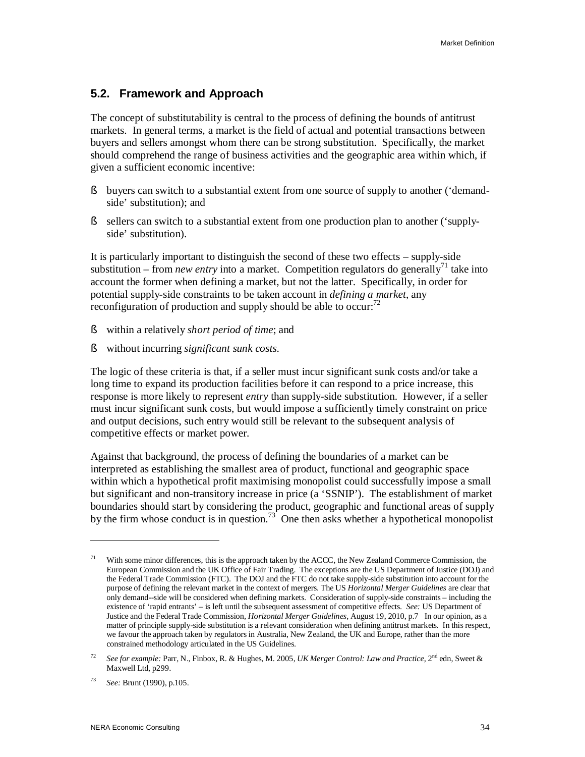## 5.2. Framework and Approach

The concept of substitutability is central to the process of defining the bounds of antitrust markets. In general terms, a market is the field of actual and potential transactions between buyers and sellers amongst whom there can be strong substitution. Specifically, the market should comprehend the range of business activities and the geographic area within which, if given a sufficient economic incentive:

- buyers can switch to a substantial extent from one source of supply to another ('demand-side' substitution); and
- sellers can switch to a substantial extent from one production plan to another ('supply-side' substitution).

It is particularly important to distinguish the second of these two effects – supply-side substitution – from *new entry* into a market. Competition regulators do generally[71] take into account the former when defining a market, but not the latter. Specifically, in order for potential supply-side constraints to be taken account in *defining a market*, any reconfiguration of production and supply should be able to occur:[72]

- within a relatively *short period of time*; and
- without incurring *significant sunk costs.*

The logic of these criteria is that, if a seller must incur significant sunk costs and/or take a long time to expand its production facilities before it can respond to a price increase, this response is more likely to represent *entry* than supply-side substitution. However, if a seller must incur significant sunk costs, but would impose a sufficiently timely constraint on price and output decisions, such entry would still be relevant to the subsequent analysis of competitive effects or market power.

Against that background, the process of defining the boundaries of a market can be interpreted as establishing the smallest area of product, functional and geographic space within which a hypothetical profit maximising monopolist could successfully impose a small but significant and non-transitory increase in price (a 'SSNIP'). The establishment of market boundaries should start by considering the product, geographic and functional areas of supply by the firm whose conduct is in question.[73] One then asks whether a hypothetical monopolist

---

[71] With some minor differences, this is the approach taken by the ACCC, the New Zealand Commerce Commission, the European Commission and the UK Office of Fair Trading. The exceptions are the US Department of Justice (DOJ) and the Federal Trade Commission (FTC). The DOJ and the FTC do not take supply-side substitution into account for the purpose of defining the relevant market in the context of mergers. The US *Horizontal Merger Guidelines* are clear that only demand--side will be considered when defining markets. Consideration of supply-side constraints – including the existence of 'rapid entrants' – is left until the subsequent assessment of competitive effects. *See:* US Department of Justice and the Federal Trade Commission, *Horizontal Merger Guidelines*, August 19, 2010, p.7 In our opinion, as a matter of principle supply-side substitution is a relevant consideration when defining antitrust markets. In this respect, we favour the approach taken by regulators in Australia, New Zealand, the UK and Europe, rather than the more constrained methodology articulated in the US Guidelines.

[72] *See for example:* Parr, N., Finbox, R. & Hughes, M. 2005, *UK Merger Control: Law and Practice*, 2nd edn, Sweet & Maxwell Ltd, p299.

[73] *See:* Brunt (1990), p.105.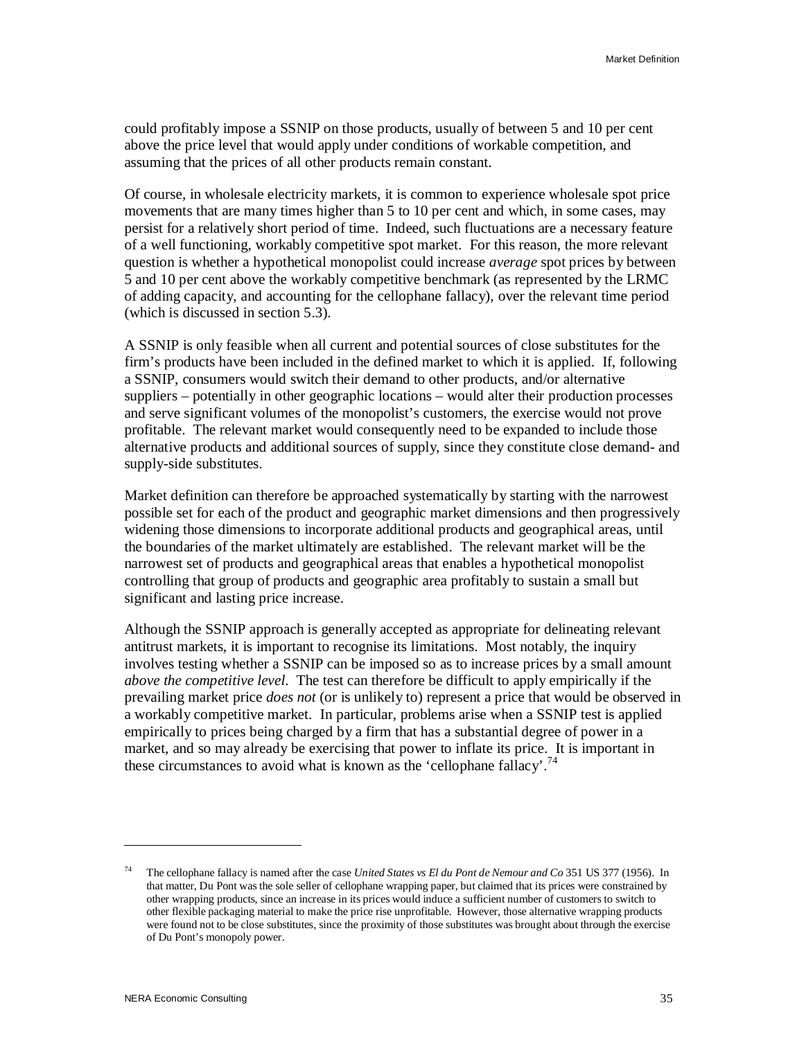could profitably impose a SSNIP on those products, usually of between 5 and 10 per cent above the price level that would apply under conditions of workable competition, and assuming that the prices of all other products remain constant.

Of course, in wholesale electricity markets, it is common to experience wholesale spot price movements that are many times higher than 5 to 10 per cent and which, in some cases, may persist for a relatively short period of time. Indeed, such fluctuations are a necessary feature of a well functioning, workably competitive spot market. For this reason, the more relevant question is whether a hypothetical monopolist could increase *average* spot prices by between 5 and 10 per cent above the workably competitive benchmark (as represented by the LRMC of adding capacity, and accounting for the cellophane fallacy), over the relevant time period (which is discussed in section 5.3).

A SSNIP is only feasible when all current and potential sources of close substitutes for the firm's products have been included in the defined market to which it is applied. If, following a SSNIP, consumers would switch their demand to other products, and/or alternative suppliers – potentially in other geographic locations – would alter their production processes and serve significant volumes of the monopolist's customers, the exercise would not prove profitable. The relevant market would consequently need to be expanded to include those alternative products and additional sources of supply, since they constitute close demand- and supply-side substitutes.

Market definition can therefore be approached systematically by starting with the narrowest possible set for each of the product and geographic market dimensions and then progressively widening those dimensions to incorporate additional products and geographical areas, until the boundaries of the market ultimately are established. The relevant market will be the narrowest set of products and geographical areas that enables a hypothetical monopolist controlling that group of products and geographic area profitably to sustain a small but significant and lasting price increase.

Although the SSNIP approach is generally accepted as appropriate for delineating relevant antitrust markets, it is important to recognise its limitations. Most notably, the inquiry involves testing whether a SSNIP can be imposed so as to increase prices by a small amount *above the competitive level*. The test can therefore be difficult to apply empirically if the prevailing market price *does not* (or is unlikely to) represent a price that would be observed in a workably competitive market. In particular, problems arise when a SSNIP test is applied empirically to prices being charged by a firm that has a substantial degree of power in a market, and so may already be exercising that power to inflate its price. It is important in these circumstances to avoid what is known as the 'cellophane fallacy'.[74]

---

[74] The cellophane fallacy is named after the case *United States vs El du Pont de Nemour and Co* 351 US 377 (1956). In that matter, Du Pont was the sole seller of cellophane wrapping paper, but claimed that its prices were constrained by other wrapping products, since an increase in its prices would induce a sufficient number of customers to switch to other flexible packaging material to make the price rise unprofitable. However, those alternative wrapping products were found not to be close substitutes, since the proximity of those substitutes was brought about through the exercise of Du Pont's monopoly power.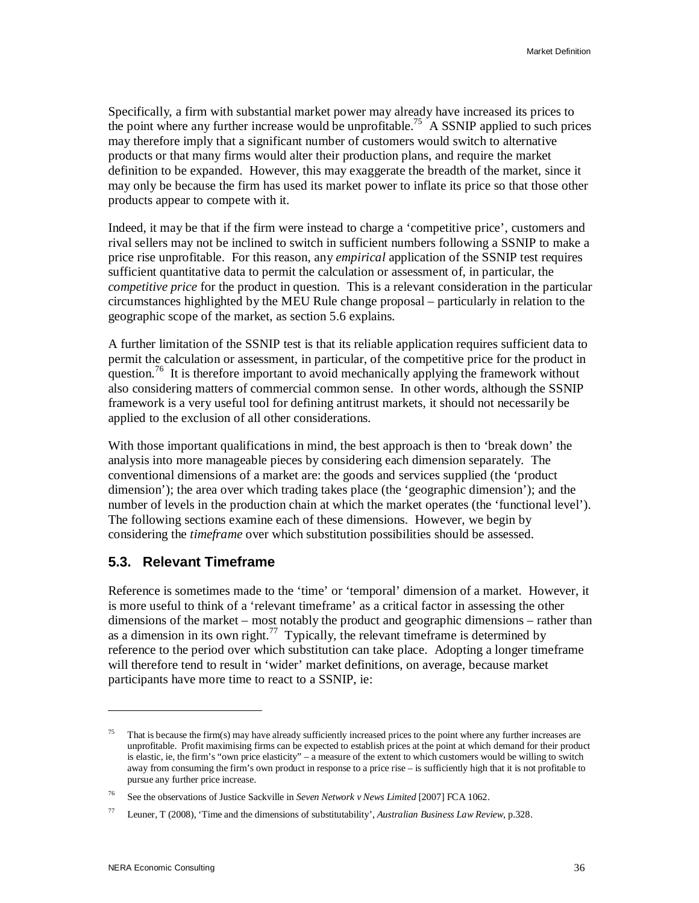Specifically, a firm with substantial market power may already have increased its prices to the point where any further increase would be unprofitable.[75] A SSNIP applied to such prices may therefore imply that a significant number of customers would switch to alternative products or that many firms would alter their production plans, and require the market definition to be expanded. However, this may exaggerate the breadth of the market, since it may only be because the firm has used its market power to inflate its price so that those other products appear to compete with it.

Indeed, it may be that if the firm were instead to charge a 'competitive price', customers and rival sellers may not be inclined to switch in sufficient numbers following a SSNIP to make a price rise unprofitable. For this reason, any *empirical* application of the SSNIP test requires sufficient quantitative data to permit the calculation or assessment of, in particular, the *competitive price* for the product in question. This is a relevant consideration in the particular circumstances highlighted by the MEU Rule change proposal – particularly in relation to the geographic scope of the market, as section 5.6 explains.

A further limitation of the SSNIP test is that its reliable application requires sufficient data to permit the calculation or assessment, in particular, of the competitive price for the product in question.[76] It is therefore important to avoid mechanically applying the framework without also considering matters of commercial common sense. In other words, although the SSNIP framework is a very useful tool for defining antitrust markets, it should not necessarily be applied to the exclusion of all other considerations.

With those important qualifications in mind, the best approach is then to 'break down' the analysis into more manageable pieces by considering each dimension separately. The conventional dimensions of a market are: the goods and services supplied (the 'product dimension'); the area over which trading takes place (the 'geographic dimension'); and the number of levels in the production chain at which the market operates (the 'functional level'). The following sections examine each of these dimensions. However, we begin by considering the *timeframe* over which substitution possibilities should be assessed.

## 5.3. Relevant Timeframe

Reference is sometimes made to the 'time' or 'temporal' dimension of a market. However, it is more useful to think of a 'relevant timeframe' as a critical factor in assessing the other dimensions of the market – most notably the product and geographic dimensions – rather than as a dimension in its own right.[77] Typically, the relevant timeframe is determined by reference to the period over which substitution can take place. Adopting a longer timeframe will therefore tend to result in 'wider' market definitions, on average, because market participants have more time to react to a SSNIP, ie:

---

[75] That is because the firm(s) may have already sufficiently increased prices to the point where any further increases are unprofitable. Profit maximising firms can be expected to establish prices at the point at which demand for their product is elastic, ie, the firm's "own price elasticity" – a measure of the extent to which customers would be willing to switch away from consuming the firm's own product in response to a price rise – is sufficiently high that it is not profitable to pursue any further price increase.

[76] See the observations of Justice Sackville in *Seven Network v News Limited* [2007] FCA 1062.

[77] Leuner, T (2008), 'Time and the dimensions of substitutability', *Australian Business Law Review*, p.328.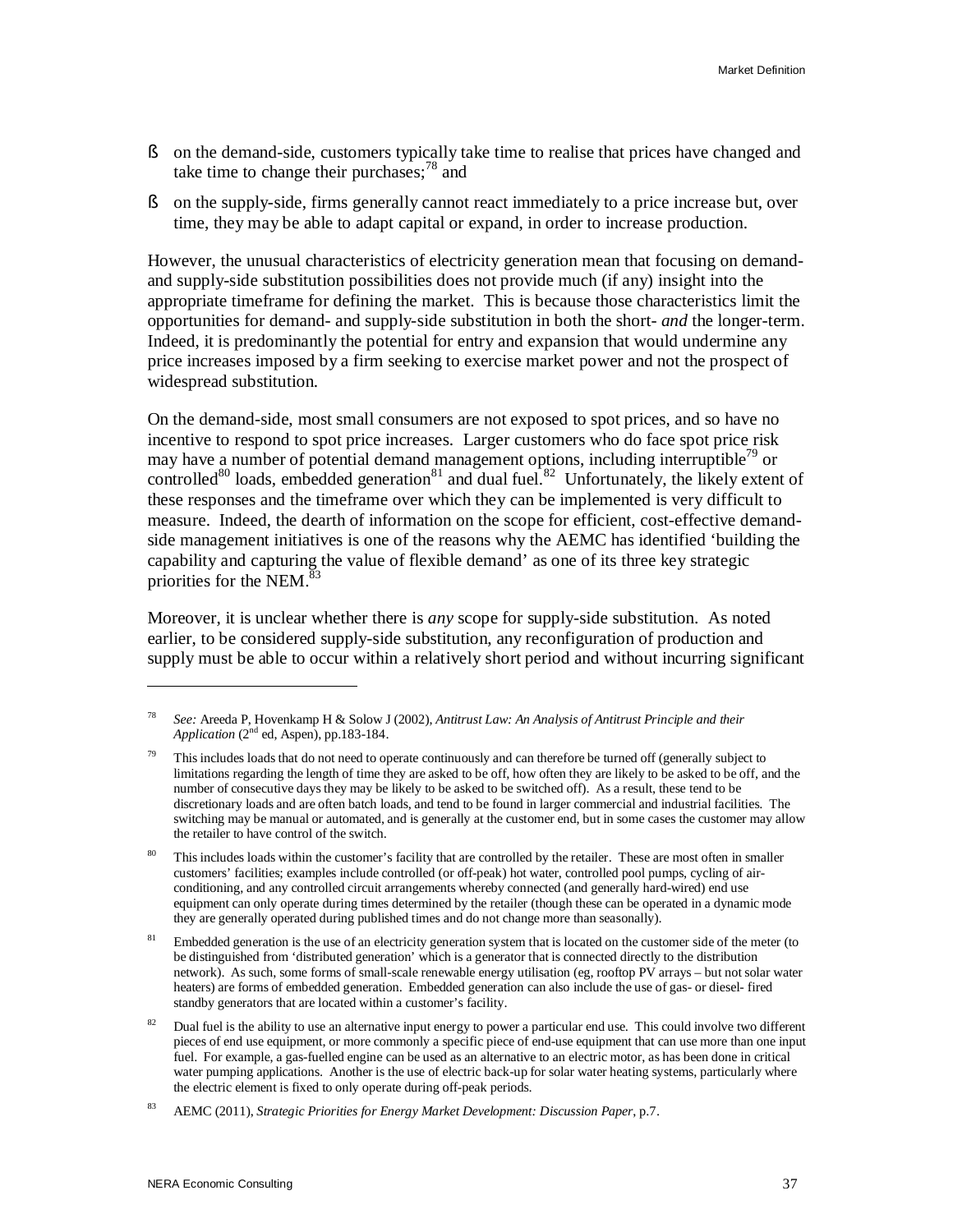- on the demand-side, customers typically take time to realise that prices have changed and take time to change their purchases;[78] and
- on the supply-side, firms generally cannot react immediately to a price increase but, over time, they may be able to adapt capital or expand, in order to increase production.

However, the unusual characteristics of electricity generation mean that focusing on demand- and supply-side substitution possibilities does not provide much (if any) insight into the appropriate timeframe for defining the market. This is because those characteristics limit the opportunities for demand- and supply-side substitution in both the short- *and* the longer-term. Indeed, it is predominantly the potential for entry and expansion that would undermine any price increases imposed by a firm seeking to exercise market power and not the prospect of widespread substitution.

On the demand-side, most small consumers are not exposed to spot prices, and so have no incentive to respond to spot price increases. Larger customers who do face spot price risk may have a number of potential demand management options, including interruptible[79] or controlled[80] loads, embedded generation[81] and dual fuel.[82] Unfortunately, the likely extent of these responses and the timeframe over which they can be implemented is very difficult to measure. Indeed, the dearth of information on the scope for efficient, cost-effective demand-side management initiatives is one of the reasons why the AEMC has identified 'building the capability and capturing the value of flexible demand' as one of its three key strategic priorities for the NEM.[83]

Moreover, it is unclear whether there is *any* scope for supply-side substitution. As noted earlier, to be considered supply-side substitution, any reconfiguration of production and supply must be able to occur within a relatively short period and without incurring significant

---

[78] *See:* Areeda P, Hovenkamp H & Solow J (2002), *Antitrust Law: An Analysis of Antitrust Principle and their Application* (2nd ed, Aspen), pp.183-184.

[79] This includes loads that do not need to operate continuously and can therefore be turned off (generally subject to limitations regarding the length of time they are asked to be off, how often they are likely to be asked to be off, and the number of consecutive days they may be likely to be asked to be switched off). As a result, these tend to be discretionary loads and are often batch loads, and tend to be found in larger commercial and industrial facilities. The switching may be manual or automated, and is generally at the customer end, but in some cases the customer may allow the retailer to have control of the switch.

[80] This includes loads within the customer's facility that are controlled by the retailer. These are most often in smaller customers' facilities; examples include controlled (or off-peak) hot water, controlled pool pumps, cycling of air-conditioning, and any controlled circuit arrangements whereby connected (and generally hard-wired) end use equipment can only operate during times determined by the retailer (though these can be operated in a dynamic mode they are generally operated during published times and do not change more than seasonally).

[81] Embedded generation is the use of an electricity generation system that is located on the customer side of the meter (to be distinguished from 'distributed generation' which is a generator that is connected directly to the distribution network). As such, some forms of small-scale renewable energy utilisation (eg, rooftop PV arrays – but not solar water heaters) are forms of embedded generation. Embedded generation can also include the use of gas- or diesel- fired standby generators that are located within a customer's facility.

[82] Dual fuel is the ability to use an alternative input energy to power a particular end use. This could involve two different pieces of end use equipment, or more commonly a specific piece of end-use equipment that can use more than one input fuel. For example, a gas-fuelled engine can be used as an alternative to an electric motor, as has been done in critical water pumping applications. Another is the use of electric back-up for solar water heating systems, particularly where the electric element is fixed to only operate during off-peak periods.

[83] AEMC (2011), *Strategic Priorities for Energy Market Development: Discussion Paper*, p.7.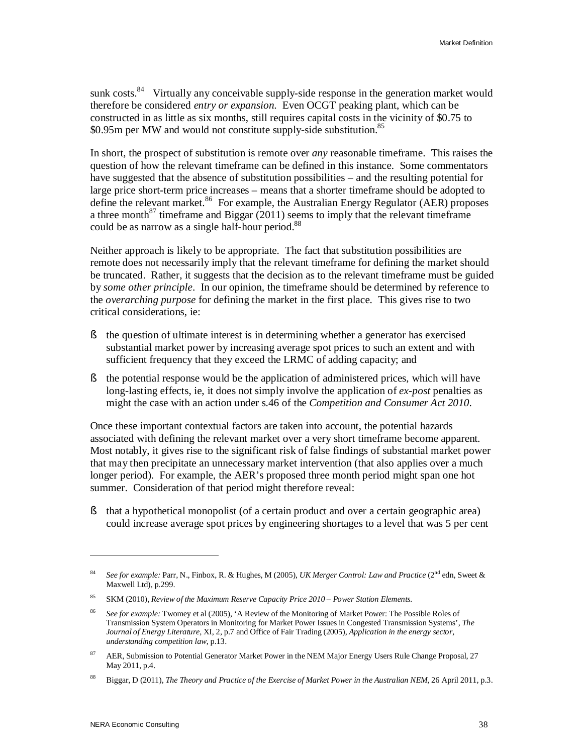sunk costs.[84] Virtually any conceivable supply-side response in the generation market would therefore be considered *entry or expansion*. Even OCGT peaking plant, which can be constructed in as little as six months, still requires capital costs in the vicinity of $0.75 to $0.95m per MW and would not constitute supply-side substitution.[85]

In short, the prospect of substitution is remote over *any* reasonable timeframe. This raises the question of how the relevant timeframe can be defined in this instance. Some commentators have suggested that the absence of substitution possibilities – and the resulting potential for large price short-term price increases – means that a shorter timeframe should be adopted to define the relevant market.[86] For example, the Australian Energy Regulator (AER) proposes a three month[87] timeframe and Biggar (2011) seems to imply that the relevant timeframe could be as narrow as a single half-hour period.[88]

Neither approach is likely to be appropriate. The fact that substitution possibilities are remote does not necessarily imply that the relevant timeframe for defining the market should be truncated. Rather, it suggests that the decision as to the relevant timeframe must be guided by *some other principle*. In our opinion, the timeframe should be determined by reference to the *overarching purpose* for defining the market in the first place. This gives rise to two critical considerations, ie:

- the question of ultimate interest is in determining whether a generator has exercised substantial market power by increasing average spot prices to such an extent and with sufficient frequency that they exceed the LRMC of adding capacity; and
- the potential response would be the application of administered prices, which will have long-lasting effects, ie, it does not simply involve the application of *ex-post* penalties as might the case with an action under s.46 of the *Competition and Consumer Act 2010*.

Once these important contextual factors are taken into account, the potential hazards associated with defining the relevant market over a very short timeframe become apparent. Most notably, it gives rise to the significant risk of false findings of substantial market power that may then precipitate an unnecessary market intervention (that also applies over a much longer period). For example, the AER's proposed three month period might span one hot summer. Consideration of that period might therefore reveal:

- that a hypothetical monopolist (of a certain product and over a certain geographic area) could increase average spot prices by engineering shortages to a level that was 5 per cent

---

[84] *See for example:* Parr, N., Finbox, R. & Hughes, M (2005), *UK Merger Control: Law and Practice* (2nd edn, Sweet & Maxwell Ltd), p.299.

[85] SKM (2010), *Review of the Maximum Reserve Capacity Price 2010 – Power Station Elements.*

[86] *See for example:* Twomey et al (2005), 'A Review of the Monitoring of Market Power: The Possible Roles of Transmission System Operators in Monitoring for Market Power Issues in Congested Transmission Systems', *The Journal of Energy Literature*, XI, 2, p.7 and Office of Fair Trading (2005), *Application in the energy sector, understanding competition law*, p.13.

[87] AER, Submission to Potential Generator Market Power in the NEM Major Energy Users Rule Change Proposal, 27 May 2011, p.4.

[88] Biggar, D (2011), *The Theory and Practice of the Exercise of Market Power in the Australian NEM*, 26 April 2011, p.3.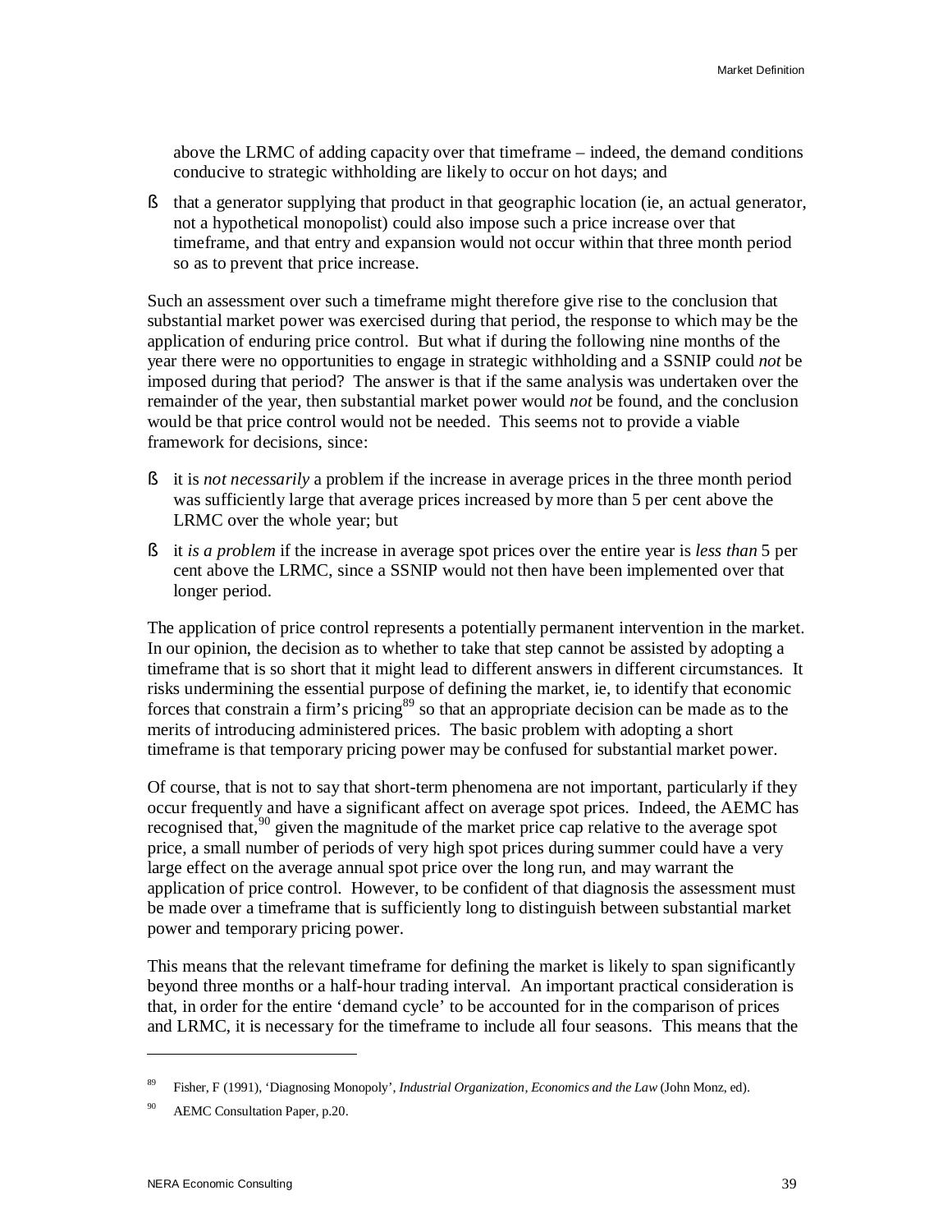above the LRMC of adding capacity over that timeframe – indeed, the demand conditions conducive to strategic withholding are likely to occur on hot days; and

- that a generator supplying that product in that geographic location (ie, an actual generator, not a hypothetical monopolist) could also impose such a price increase over that timeframe, and that entry and expansion would not occur within that three month period so as to prevent that price increase.

Such an assessment over such a timeframe might therefore give rise to the conclusion that substantial market power was exercised during that period, the response to which may be the application of enduring price control. But what if during the following nine months of the year there were no opportunities to engage in strategic withholding and a SSNIP could *not* be imposed during that period? The answer is that if the same analysis was undertaken over the remainder of the year, then substantial market power would *not* be found, and the conclusion would be that price control would not be needed. This seems not to provide a viable framework for decisions, since:

- it is *not necessarily* a problem if the increase in average prices in the three month period was sufficiently large that average prices increased by more than 5 per cent above the LRMC over the whole year; but
- it *is a problem* if the increase in average spot prices over the entire year is *less than* 5 per cent above the LRMC, since a SSNIP would not then have been implemented over that longer period.

The application of price control represents a potentially permanent intervention in the market. In our opinion, the decision as to whether to take that step cannot be assisted by adopting a timeframe that is so short that it might lead to different answers in different circumstances. It risks undermining the essential purpose of defining the market, ie, to identify that economic forces that constrain a firm's pricing[89] so that an appropriate decision can be made as to the merits of introducing administered prices. The basic problem with adopting a short timeframe is that temporary pricing power may be confused for substantial market power.

Of course, that is not to say that short-term phenomena are not important, particularly if they occur frequently and have a significant affect on average spot prices. Indeed, the AEMC has recognised that,[90] given the magnitude of the market price cap relative to the average spot price, a small number of periods of very high spot prices during summer could have a very large effect on the average annual spot price over the long run, and may warrant the application of price control. However, to be confident of that diagnosis the assessment must be made over a timeframe that is sufficiently long to distinguish between substantial market power and temporary pricing power.

This means that the relevant timeframe for defining the market is likely to span significantly beyond three months or a half-hour trading interval. An important practical consideration is that, in order for the entire 'demand cycle' to be accounted for in the comparison of prices and LRMC, it is necessary for the timeframe to include all four seasons. This means that the

---

[89] Fisher, F (1991), 'Diagnosing Monopoly', *Industrial Organization, Economics and the Law* (John Monz, ed).

[90] AEMC Consultation Paper, p.20.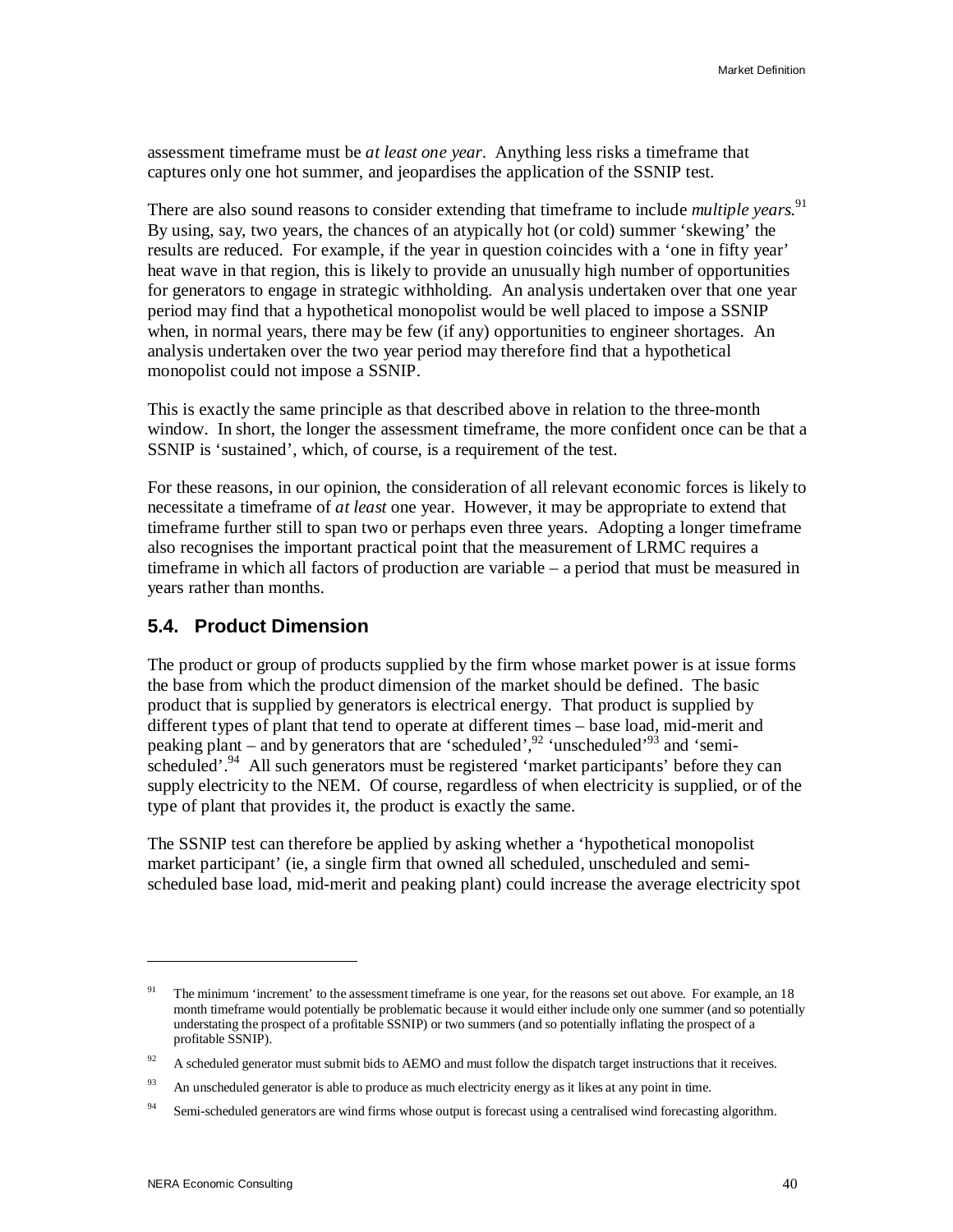assessment timeframe must be *at least one year*. Anything less risks a timeframe that captures only one hot summer, and jeopardises the application of the SSNIP test.

There are also sound reasons to consider extending that timeframe to include *multiple years*.[91] By using, say, two years, the chances of an atypically hot (or cold) summer 'skewing' the results are reduced. For example, if the year in question coincides with a 'one in fifty year' heat wave in that region, this is likely to provide an unusually high number of opportunities for generators to engage in strategic withholding. An analysis undertaken over that one year period may find that a hypothetical monopolist would be well placed to impose a SSNIP when, in normal years, there may be few (if any) opportunities to engineer shortages. An analysis undertaken over the two year period may therefore find that a hypothetical monopolist could not impose a SSNIP.

This is exactly the same principle as that described above in relation to the three-month window. In short, the longer the assessment timeframe, the more confident once can be that a SSNIP is 'sustained', which, of course, is a requirement of the test.

For these reasons, in our opinion, the consideration of all relevant economic forces is likely to necessitate a timeframe of *at least* one year. However, it may be appropriate to extend that timeframe further still to span two or perhaps even three years. Adopting a longer timeframe also recognises the important practical point that the measurement of LRMC requires a timeframe in which all factors of production are variable – a period that must be measured in years rather than months.

## 5.4. Product Dimension

The product or group of products supplied by the firm whose market power is at issue forms the base from which the product dimension of the market should be defined. The basic product that is supplied by generators is electrical energy. That product is supplied by different types of plant that tend to operate at different times – base load, mid-merit and peaking plant – and by generators that are 'scheduled',[92] 'unscheduled'[93] and 'semi-scheduled'.[94] All such generators must be registered 'market participants' before they can supply electricity to the NEM. Of course, regardless of when electricity is supplied, or of the type of plant that provides it, the product is exactly the same.

The SSNIP test can therefore be applied by asking whether a 'hypothetical monopolist market participant' (ie, a single firm that owned all scheduled, unscheduled and semi-scheduled base load, mid-merit and peaking plant) could increase the average electricity spot

---

[91] The minimum 'increment' to the assessment timeframe is one year, for the reasons set out above. For example, an 18 month timeframe would potentially be problematic because it would either include only one summer (and so potentially understating the prospect of a profitable SSNIP) or two summers (and so potentially inflating the prospect of a profitable SSNIP).

[92] A scheduled generator must submit bids to AEMO and must follow the dispatch target instructions that it receives.

[93] An unscheduled generator is able to produce as much electricity energy as it likes at any point in time.

[94] Semi-scheduled generators are wind firms whose output is forecast using a centralised wind forecasting algorithm.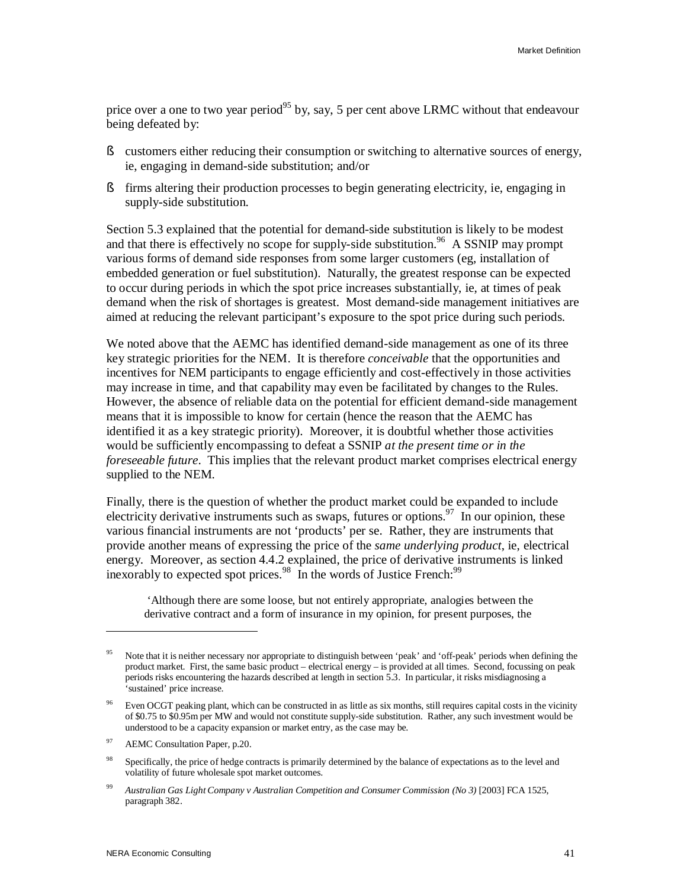price over a one to two year period[95] by, say, 5 per cent above LRMC without that endeavour being defeated by:

- customers either reducing their consumption or switching to alternative sources of energy, ie, engaging in demand-side substitution; and/or
- firms altering their production processes to begin generating electricity, ie, engaging in supply-side substitution.

Section 5.3 explained that the potential for demand-side substitution is likely to be modest and that there is effectively no scope for supply-side substitution.[96] A SSNIP may prompt various forms of demand side responses from some larger customers (eg, installation of embedded generation or fuel substitution). Naturally, the greatest response can be expected to occur during periods in which the spot price increases substantially, ie, at times of peak demand when the risk of shortages is greatest. Most demand-side management initiatives are aimed at reducing the relevant participant's exposure to the spot price during such periods.

We noted above that the AEMC has identified demand-side management as one of its three key strategic priorities for the NEM. It is therefore *conceivable* that the opportunities and incentives for NEM participants to engage efficiently and cost-effectively in those activities may increase in time, and that capability may even be facilitated by changes to the Rules. However, the absence of reliable data on the potential for efficient demand-side management means that it is impossible to know for certain (hence the reason that the AEMC has identified it as a key strategic priority). Moreover, it is doubtful whether those activities would be sufficiently encompassing to defeat a SSNIP *at the present time or in the foreseeable future*. This implies that the relevant product market comprises electrical energy supplied to the NEM.

Finally, there is the question of whether the product market could be expanded to include electricity derivative instruments such as swaps, futures or options.[97] In our opinion, these various financial instruments are not 'products' per se. Rather, they are instruments that provide another means of expressing the price of the *same underlying product*, ie, electrical energy. Moreover, as section 4.4.2 explained, the price of derivative instruments is linked inexorably to expected spot prices.[98] In the words of Justice French:[99]

> 'Although there are some loose, but not entirely appropriate, analogies between the derivative contract and a form of insurance in my opinion, for present purposes, the

---

[95] Note that it is neither necessary nor appropriate to distinguish between 'peak' and 'off-peak' periods when defining the product market. First, the same basic product – electrical energy – is provided at all times. Second, focussing on peak periods risks encountering the hazards described at length in section 5.3. In particular, it risks misdiagnosing a 'sustained' price increase.

[96] Even OCGT peaking plant, which can be constructed in as little as six months, still requires capital costs in the vicinity of \$0.75 to \$0.95m per MW and would not constitute supply-side substitution. Rather, any such investment would be understood to be a capacity expansion or market entry, as the case may be.

[97] AEMC Consultation Paper, p.20.

[98] Specifically, the price of hedge contracts is primarily determined by the balance of expectations as to the level and volatility of future wholesale spot market outcomes.

[99] *Australian Gas Light Company v Australian Competition and Consumer Commission (No 3)* [2003] FCA 1525, paragraph 382.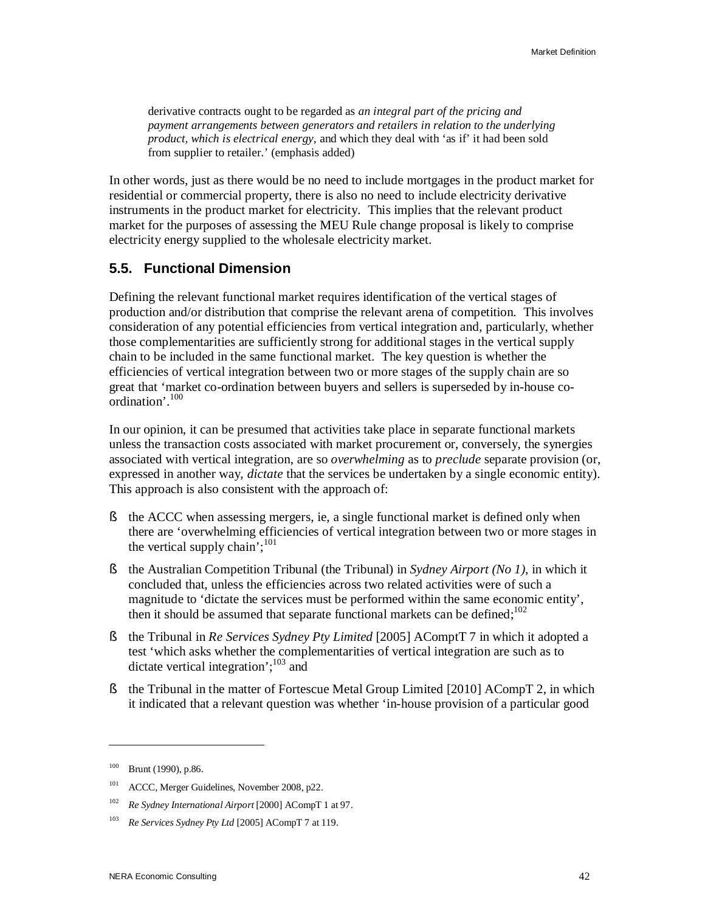> derivative contracts ought to be regarded as *an integral part of the pricing and payment arrangements between generators and retailers in relation to the underlying product, which is electrical energy*, and which they deal with 'as if' it had been sold from supplier to retailer.' (emphasis added)

In other words, just as there would be no need to include mortgages in the product market for residential or commercial property, there is also no need to include electricity derivative instruments in the product market for electricity. This implies that the relevant product market for the purposes of assessing the MEU Rule change proposal is likely to comprise electricity energy supplied to the wholesale electricity market.

## 5.5. Functional Dimension

Defining the relevant functional market requires identification of the vertical stages of production and/or distribution that comprise the relevant arena of competition. This involves consideration of any potential efficiencies from vertical integration and, particularly, whether those complementarities are sufficiently strong for additional stages in the vertical supply chain to be included in the same functional market. The key question is whether the efficiencies of vertical integration between two or more stages of the supply chain are so great that 'market co-ordination between buyers and sellers is superseded by in-house co-ordination'.[100]

In our opinion, it can be presumed that activities take place in separate functional markets unless the transaction costs associated with market procurement or, conversely, the synergies associated with vertical integration, are so *overwhelming* as to *preclude* separate provision (or, expressed in another way, *dictate* that the services be undertaken by a single economic entity). This approach is also consistent with the approach of:

- the ACCC when assessing mergers, ie, a single functional market is defined only when there are 'overwhelming efficiencies of vertical integration between two or more stages in the vertical supply chain';[101]
- the Australian Competition Tribunal (the Tribunal) in *Sydney Airport (No 1)*, in which it concluded that, unless the efficiencies across two related activities were of such a magnitude to 'dictate the services must be performed within the same economic entity', then it should be assumed that separate functional markets can be defined;[102]
- the Tribunal in *Re Services Sydney Pty Limited* [2005] ACompT 7 in which it adopted a test 'which asks whether the complementarities of vertical integration are such as to dictate vertical integration';[103] and
- the Tribunal in the matter of Fortescue Metal Group Limited [2010] ACompT 2, in which it indicated that a relevant question was whether 'in-house provision of a particular good

---

[100] Brunt (1990), p.86.

[101] ACCC, Merger Guidelines, November 2008, p22.

[102] *Re Sydney International Airport* [2000] ACompT 1 at 97.

[103] *Re Services Sydney Pty Ltd* [2005] ACompT 7 at 119.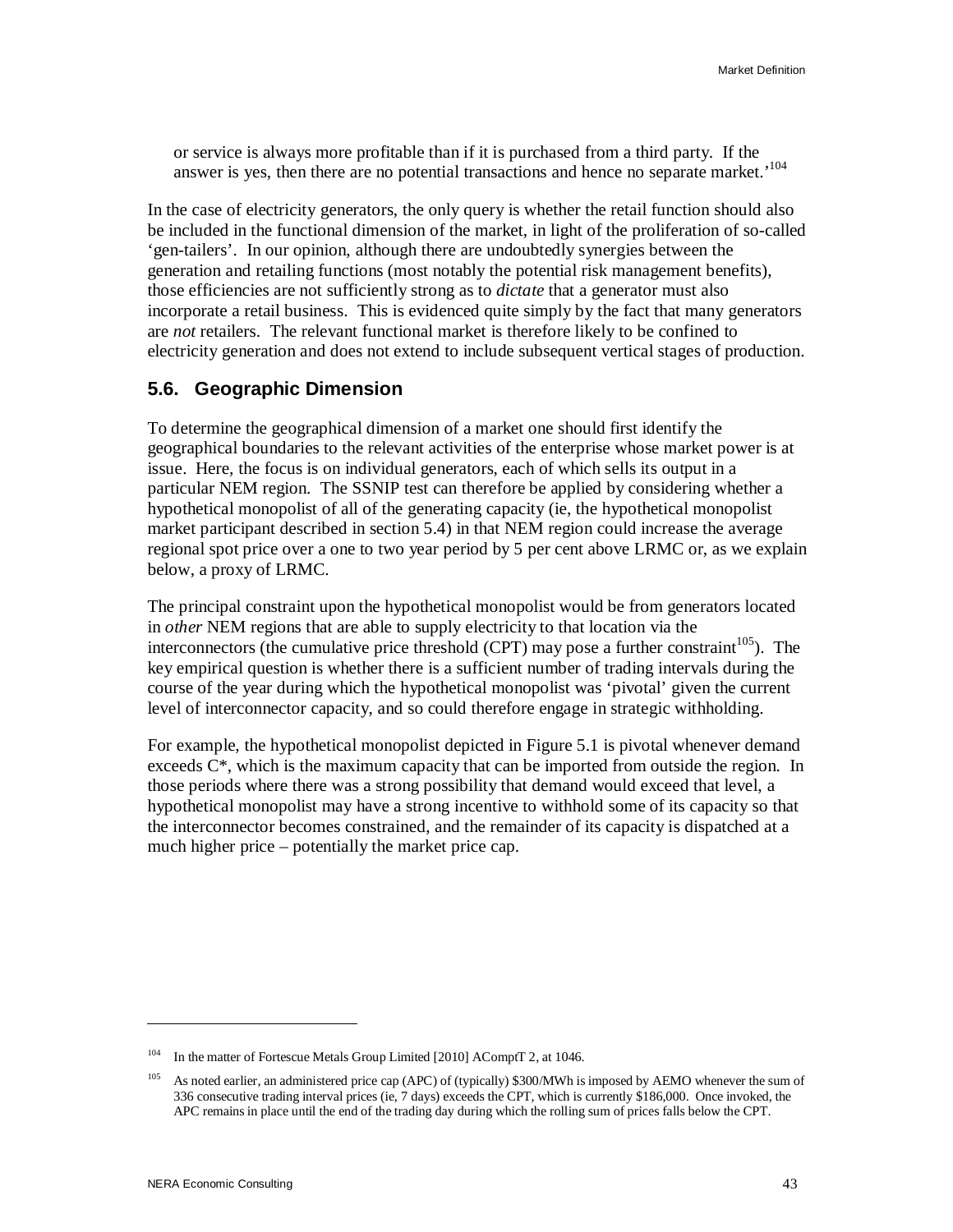or service is always more profitable than if it is purchased from a third party. If the answer is yes, then there are no potential transactions and hence no separate market.'[104]

In the case of electricity generators, the only query is whether the retail function should also be included in the functional dimension of the market, in light of the proliferation of so-called 'gen-tailers'. In our opinion, although there are undoubtedly synergies between the generation and retailing functions (most notably the potential risk management benefits), those efficiencies are not sufficiently strong as to *dictate* that a generator must also incorporate a retail business. This is evidenced quite simply by the fact that many generators are *not* retailers. The relevant functional market is therefore likely to be confined to electricity generation and does not extend to include subsequent vertical stages of production.

## 5.6. Geographic Dimension

To determine the geographical dimension of a market one should first identify the geographical boundaries to the relevant activities of the enterprise whose market power is at issue. Here, the focus is on individual generators, each of which sells its output in a particular NEM region. The SSNIP test can therefore be applied by considering whether a hypothetical monopolist of all of the generating capacity (ie, the hypothetical monopolist market participant described in section 5.4) in that NEM region could increase the average regional spot price over a one to two year period by 5 per cent above LRMC or, as we explain below, a proxy of LRMC.

The principal constraint upon the hypothetical monopolist would be from generators located in *other* NEM regions that are able to supply electricity to that location via the interconnectors (the cumulative price threshold (CPT) may pose a further constraint[105]). The key empirical question is whether there is a sufficient number of trading intervals during the course of the year during which the hypothetical monopolist was 'pivotal' given the current level of interconnector capacity, and so could therefore engage in strategic withholding.

For example, the hypothetical monopolist depicted in Figure 5.1 is pivotal whenever demand exceeds C*, which is the maximum capacity that can be imported from outside the region. In those periods where there was a strong possibility that demand would exceed that level, a hypothetical monopolist may have a strong incentive to withhold some of its capacity so that the interconnector becomes constrained, and the remainder of its capacity is dispatched at a much higher price – potentially the market price cap.

---

[104] In the matter of Fortescue Metals Group Limited [2010] ACompT 2, at 1046.

[105] As noted earlier, an administered price cap (APC) of (typically) $300/MWh is imposed by AEMO whenever the sum of 336 consecutive trading interval prices (ie, 7 days) exceeds the CPT, which is currently $186,000. Once invoked, the APC remains in place until the end of the trading day during which the rolling sum of prices falls below the CPT.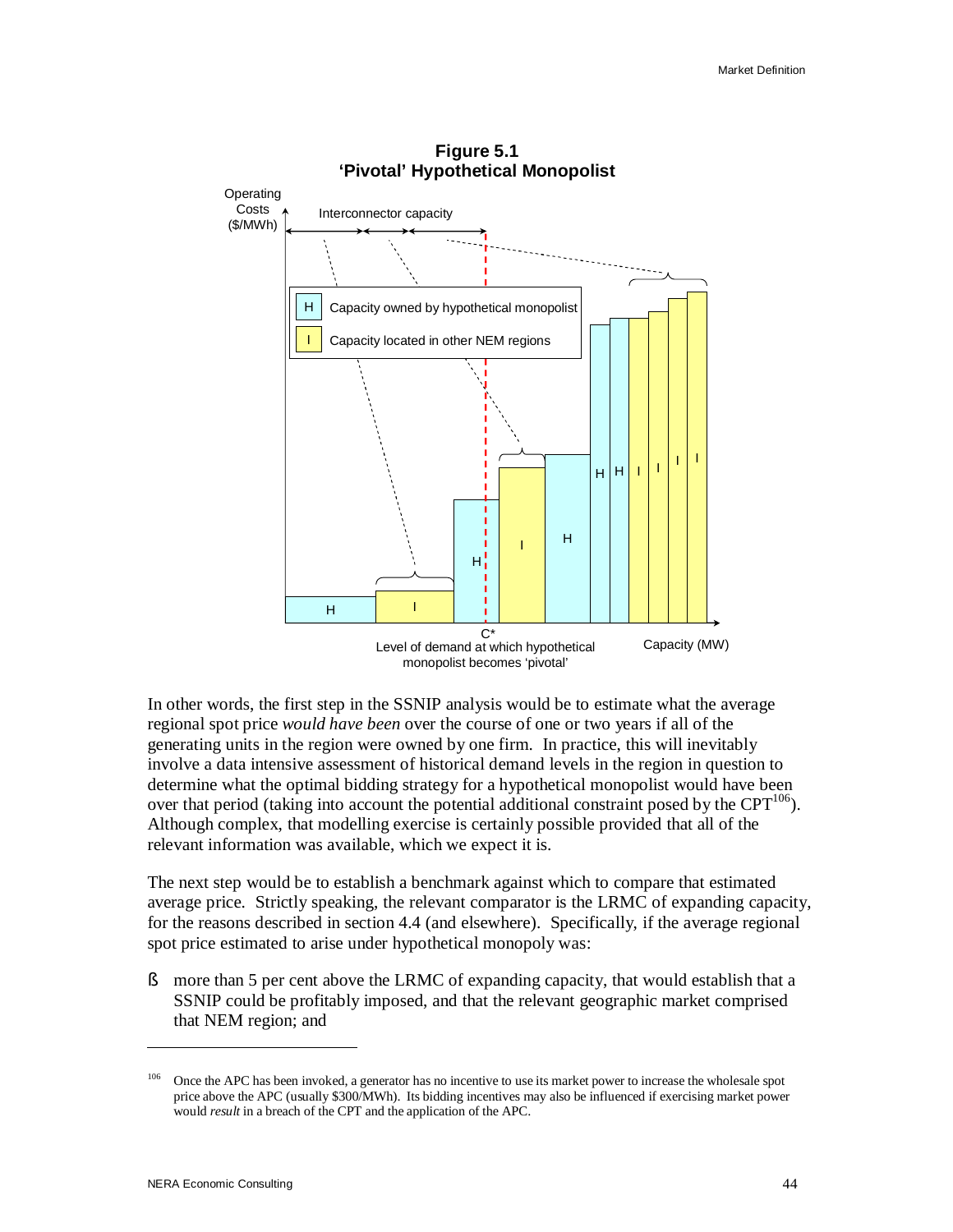**Figure 5.1**
**'Pivotal' Hypothetical Monopolist**

Operating Costs ($/MWh)

Interconnector capacity

H — Capacity owned by hypothetical monopolist

I — Capacity located in other NEM regions

C*
Level of demand at which hypothetical monopolist becomes 'pivotal'

Capacity (MW)

In other words, the first step in the SSNIP analysis would be to estimate what the average regional spot price *would have been* over the course of one or two years if all of the generating units in the region were owned by one firm. In practice, this will inevitably involve a data intensive assessment of historical demand levels in the region in question to determine what the optimal bidding strategy for a hypothetical monopolist would have been over that period (taking into account the potential additional constraint posed by the CPT[106]). Although complex, that modelling exercise is certainly possible provided that all of the relevant information was available, which we expect it is.

The next step would be to establish a benchmark against which to compare that estimated average price. Strictly speaking, the relevant comparator is the LRMC of expanding capacity, for the reasons described in section 4.4 (and elsewhere). Specifically, if the average regional spot price estimated to arise under hypothetical monopoly was:

- more than 5 per cent above the LRMC of expanding capacity, that would establish that a SSNIP could be profitably imposed, and that the relevant geographic market comprised that NEM region; and

---

[106] Once the APC has been invoked, a generator has no incentive to use its market power to increase the wholesale spot price above the APC (usually $300/MWh). Its bidding incentives may also be influenced if exercising market power would *result* in a breach of the CPT and the application of the APC.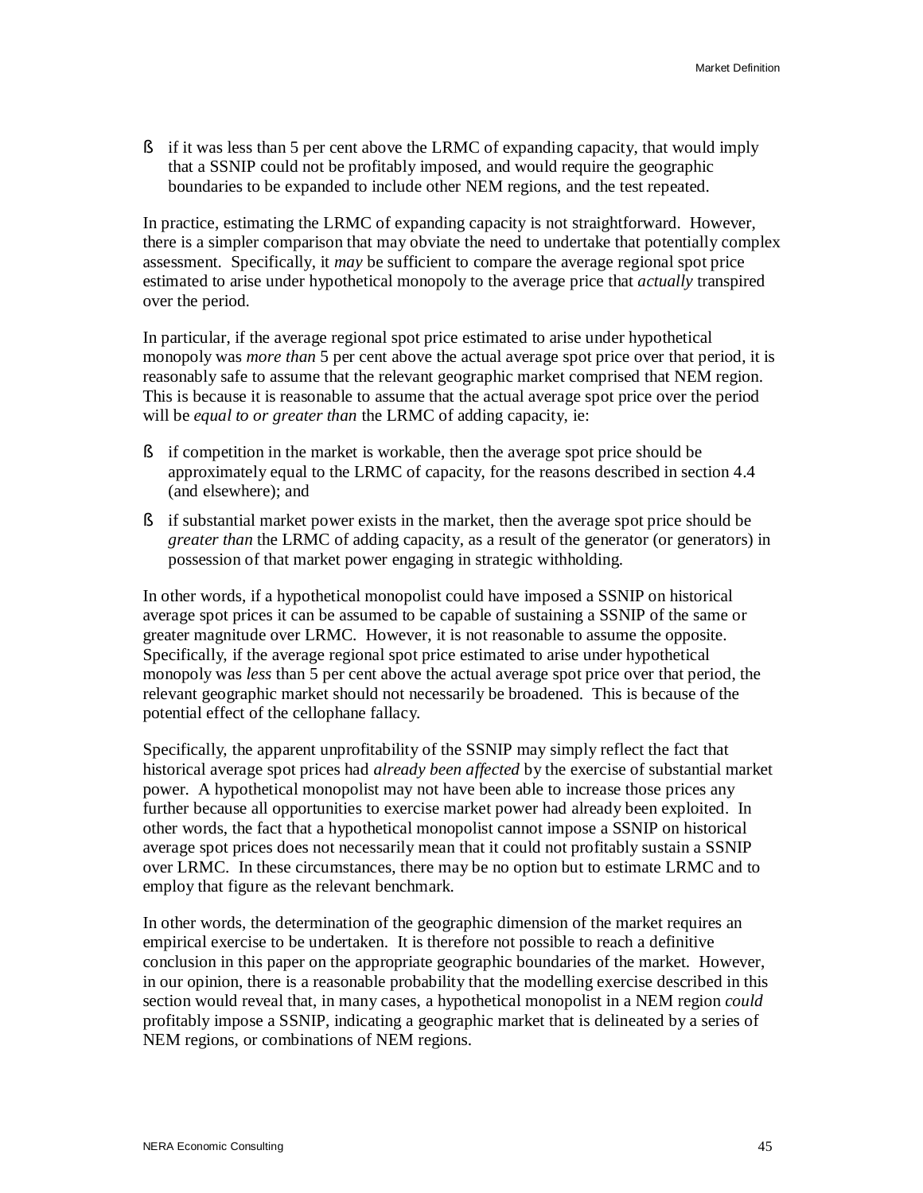- if it was less than 5 per cent above the LRMC of expanding capacity, that would imply that a SSNIP could not be profitably imposed, and would require the geographic boundaries to be expanded to include other NEM regions, and the test repeated.

In practice, estimating the LRMC of expanding capacity is not straightforward. However, there is a simpler comparison that may obviate the need to undertake that potentially complex assessment. Specifically, it *may* be sufficient to compare the average regional spot price estimated to arise under hypothetical monopoly to the average price that *actually* transpired over the period.

In particular, if the average regional spot price estimated to arise under hypothetical monopoly was *more than* 5 per cent above the actual average spot price over that period, it is reasonably safe to assume that the relevant geographic market comprised that NEM region. This is because it is reasonable to assume that the actual average spot price over the period will be *equal to or greater than* the LRMC of adding capacity, ie:

- if competition in the market is workable, then the average spot price should be approximately equal to the LRMC of capacity, for the reasons described in section 4.4 (and elsewhere); and
- if substantial market power exists in the market, then the average spot price should be *greater than* the LRMC of adding capacity, as a result of the generator (or generators) in possession of that market power engaging in strategic withholding.

In other words, if a hypothetical monopolist could have imposed a SSNIP on historical average spot prices it can be assumed to be capable of sustaining a SSNIP of the same or greater magnitude over LRMC. However, it is not reasonable to assume the opposite. Specifically, if the average regional spot price estimated to arise under hypothetical monopoly was *less* than 5 per cent above the actual average spot price over that period, the relevant geographic market should not necessarily be broadened. This is because of the potential effect of the cellophane fallacy.

Specifically, the apparent unprofitability of the SSNIP may simply reflect the fact that historical average spot prices had *already been affected* by the exercise of substantial market power. A hypothetical monopolist may not have been able to increase those prices any further because all opportunities to exercise market power had already been exploited. In other words, the fact that a hypothetical monopolist cannot impose a SSNIP on historical average spot prices does not necessarily mean that it could not profitably sustain a SSNIP over LRMC. In these circumstances, there may be no option but to estimate LRMC and to employ that figure as the relevant benchmark.

In other words, the determination of the geographic dimension of the market requires an empirical exercise to be undertaken. It is therefore not possible to reach a definitive conclusion in this paper on the appropriate geographic boundaries of the market. However, in our opinion, there is a reasonable probability that the modelling exercise described in this section would reveal that, in many cases, a hypothetical monopolist in a NEM region *could* profitably impose a SSNIP, indicating a geographic market that is delineated by a series of NEM regions, or combinations of NEM regions.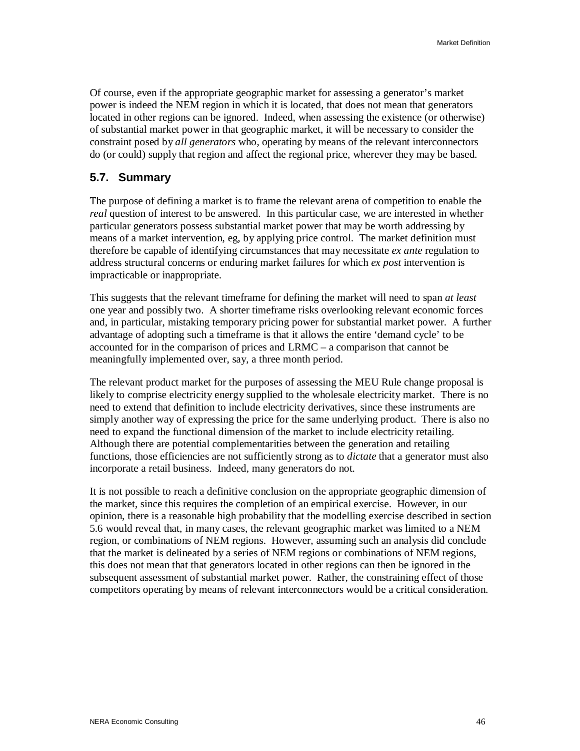Of course, even if the appropriate geographic market for assessing a generator's market power is indeed the NEM region in which it is located, that does not mean that generators located in other regions can be ignored. Indeed, when assessing the existence (or otherwise) of substantial market power in that geographic market, it will be necessary to consider the constraint posed by *all generators* who, operating by means of the relevant interconnectors do (or could) supply that region and affect the regional price, wherever they may be based.

## 5.7. Summary

The purpose of defining a market is to frame the relevant arena of competition to enable the *real* question of interest to be answered. In this particular case, we are interested in whether particular generators possess substantial market power that may be worth addressing by means of a market intervention, eg, by applying price control. The market definition must therefore be capable of identifying circumstances that may necessitate *ex ante* regulation to address structural concerns or enduring market failures for which *ex post* intervention is impracticable or inappropriate.

This suggests that the relevant timeframe for defining the market will need to span *at least* one year and possibly two. A shorter timeframe risks overlooking relevant economic forces and, in particular, mistaking temporary pricing power for substantial market power. A further advantage of adopting such a timeframe is that it allows the entire 'demand cycle' to be accounted for in the comparison of prices and LRMC – a comparison that cannot be meaningfully implemented over, say, a three month period.

The relevant product market for the purposes of assessing the MEU Rule change proposal is likely to comprise electricity energy supplied to the wholesale electricity market. There is no need to extend that definition to include electricity derivatives, since these instruments are simply another way of expressing the price for the same underlying product. There is also no need to expand the functional dimension of the market to include electricity retailing. Although there are potential complementarities between the generation and retailing functions, those efficiencies are not sufficiently strong as to *dictate* that a generator must also incorporate a retail business. Indeed, many generators do not.

It is not possible to reach a definitive conclusion on the appropriate geographic dimension of the market, since this requires the completion of an empirical exercise. However, in our opinion, there is a reasonable high probability that the modelling exercise described in section 5.6 would reveal that, in many cases, the relevant geographic market was limited to a NEM region, or combinations of NEM regions. However, assuming such an analysis did conclude that the market is delineated by a series of NEM regions or combinations of NEM regions, this does not mean that that generators located in other regions can then be ignored in the subsequent assessment of substantial market power. Rather, the constraining effect of those competitors operating by means of relevant interconnectors would be a critical consideration.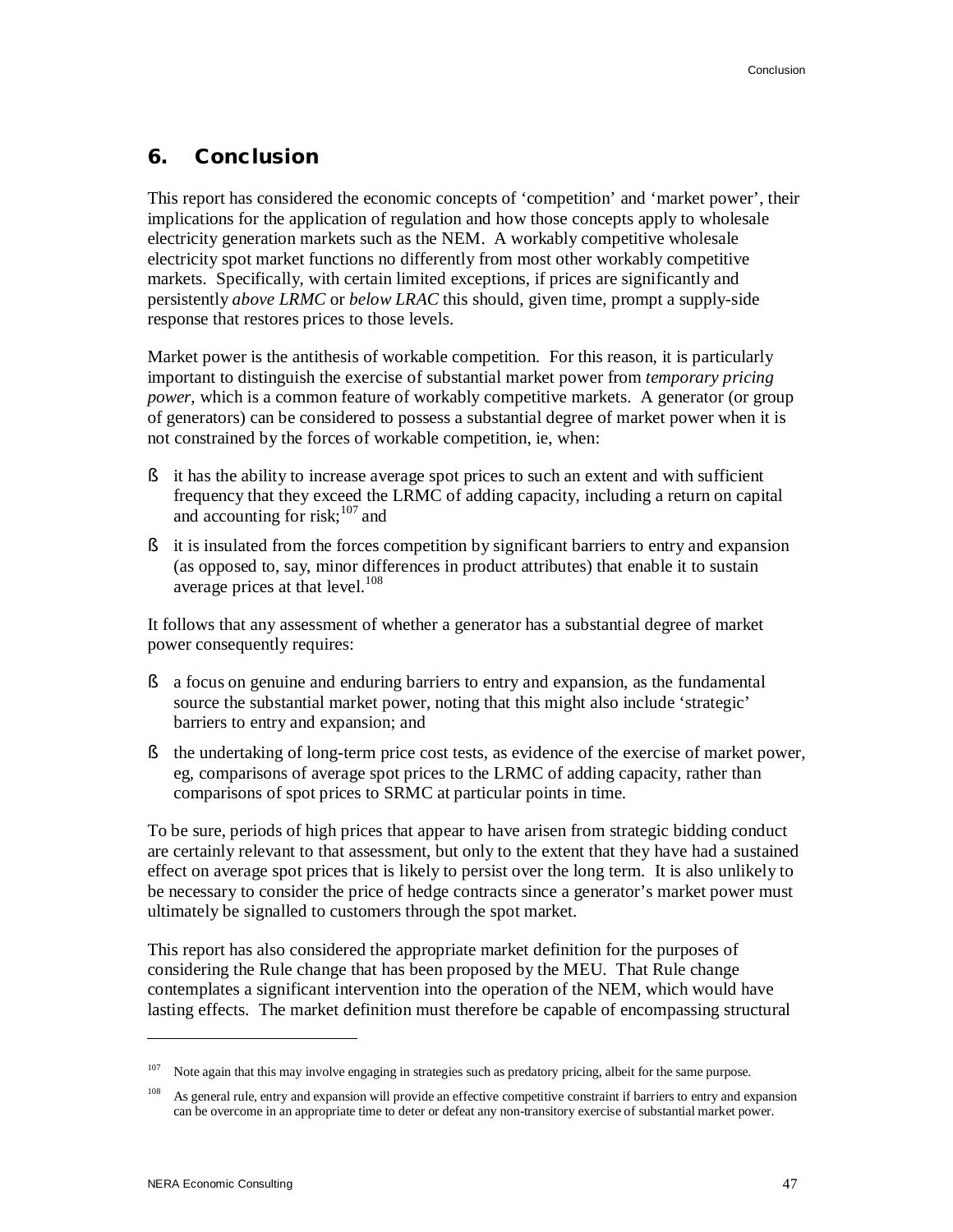## 6. Conclusion

This report has considered the economic concepts of 'competition' and 'market power', their implications for the application of regulation and how those concepts apply to wholesale electricity generation markets such as the NEM. A workably competitive wholesale electricity spot market functions no differently from most other workably competitive markets. Specifically, with certain limited exceptions, if prices are significantly and persistently *above LRMC* or *below LRAC* this should, given time, prompt a supply-side response that restores prices to those levels.

Market power is the antithesis of workable competition. For this reason, it is particularly important to distinguish the exercise of substantial market power from *temporary pricing power*, which is a common feature of workably competitive markets. A generator (or group of generators) can be considered to possess a substantial degree of market power when it is not constrained by the forces of workable competition, ie, when:

- it has the ability to increase average spot prices to such an extent and with sufficient frequency that they exceed the LRMC of adding capacity, including a return on capital and accounting for risk;[107] and
- it is insulated from the forces competition by significant barriers to entry and expansion (as opposed to, say, minor differences in product attributes) that enable it to sustain average prices at that level.[108]

It follows that any assessment of whether a generator has a substantial degree of market power consequently requires:

- a focus on genuine and enduring barriers to entry and expansion, as the fundamental source the substantial market power, noting that this might also include 'strategic' barriers to entry and expansion; and
- the undertaking of long-term price cost tests, as evidence of the exercise of market power, eg, comparisons of average spot prices to the LRMC of adding capacity, rather than comparisons of spot prices to SRMC at particular points in time.

To be sure, periods of high prices that appear to have arisen from strategic bidding conduct are certainly relevant to that assessment, but only to the extent that they have had a sustained effect on average spot prices that is likely to persist over the long term. It is also unlikely to be necessary to consider the price of hedge contracts since a generator's market power must ultimately be signalled to customers through the spot market.

This report has also considered the appropriate market definition for the purposes of considering the Rule change that has been proposed by the MEU. That Rule change contemplates a significant intervention into the operation of the NEM, which would have lasting effects. The market definition must therefore be capable of encompassing structural

---

[107] Note again that this may involve engaging in strategies such as predatory pricing, albeit for the same purpose.

[108] As general rule, entry and expansion will provide an effective competitive constraint if barriers to entry and expansion can be overcome in an appropriate time to deter or defeat any non-transitory exercise of substantial market power.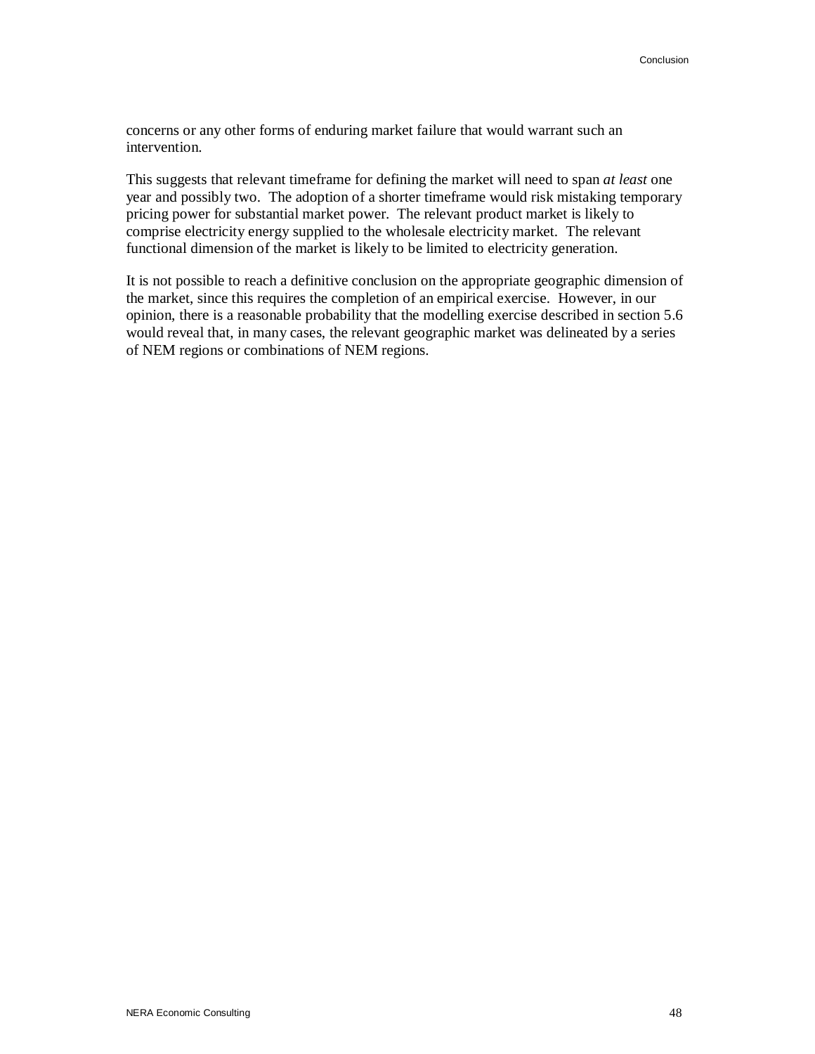concerns or any other forms of enduring market failure that would warrant such an intervention.

This suggests that relevant timeframe for defining the market will need to span *at least* one year and possibly two. The adoption of a shorter timeframe would risk mistaking temporary pricing power for substantial market power. The relevant product market is likely to comprise electricity energy supplied to the wholesale electricity market. The relevant functional dimension of the market is likely to be limited to electricity generation.

It is not possible to reach a definitive conclusion on the appropriate geographic dimension of the market, since this requires the completion of an empirical exercise. However, in our opinion, there is a reasonable probability that the modelling exercise described in section 5.6 would reveal that, in many cases, the relevant geographic market was delineated by a series of NEM regions or combinations of NEM regions.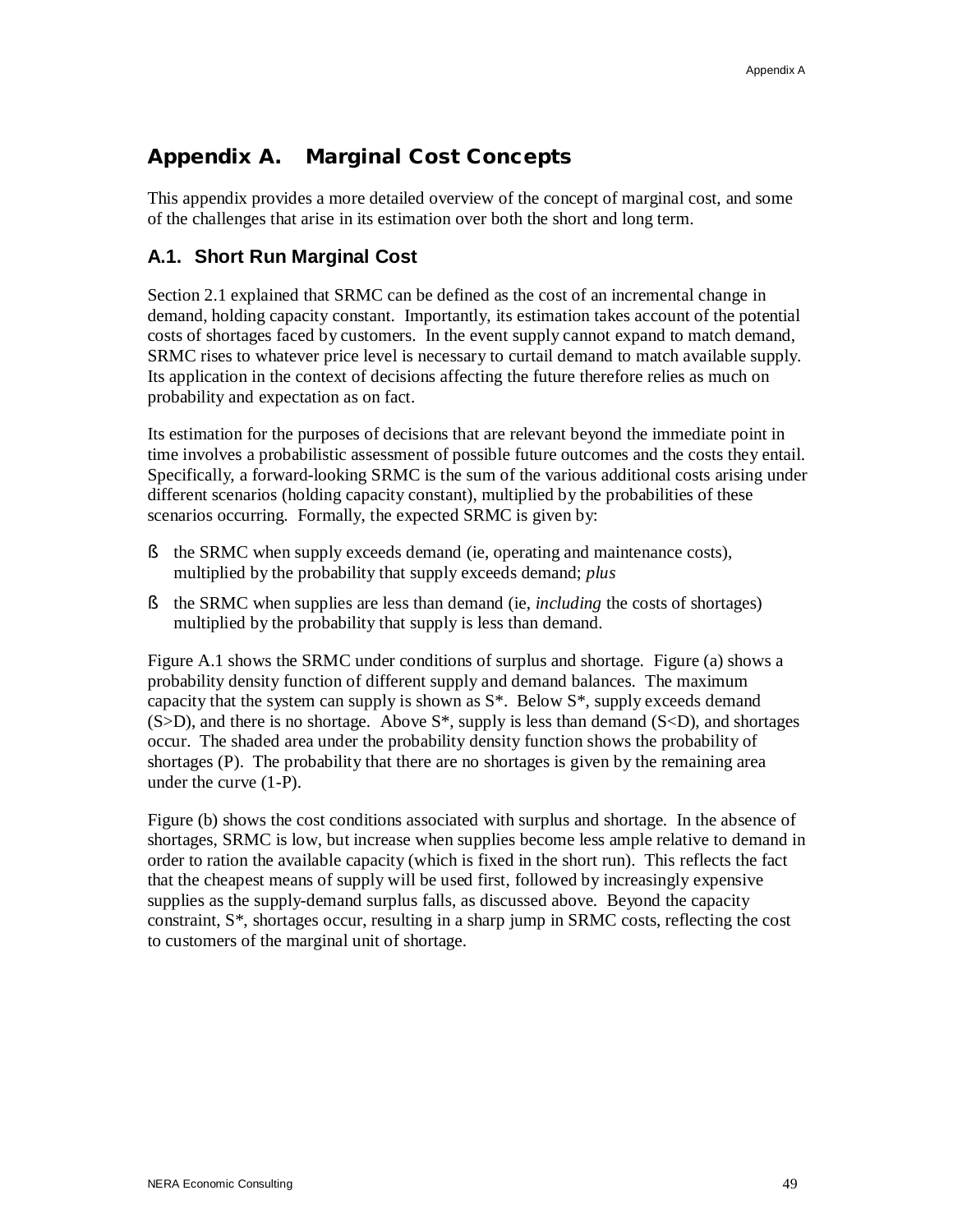# Appendix A. Marginal Cost Concepts

This appendix provides a more detailed overview of the concept of marginal cost, and some of the challenges that arise in its estimation over both the short and long term.

## A.1. Short Run Marginal Cost

Section 2.1 explained that SRMC can be defined as the cost of an incremental change in demand, holding capacity constant. Importantly, its estimation takes account of the potential costs of shortages faced by customers. In the event supply cannot expand to match demand, SRMC rises to whatever price level is necessary to curtail demand to match available supply. Its application in the context of decisions affecting the future therefore relies as much on probability and expectation as on fact.

Its estimation for the purposes of decisions that are relevant beyond the immediate point in time involves a probabilistic assessment of possible future outcomes and the costs they entail. Specifically, a forward-looking SRMC is the sum of the various additional costs arising under different scenarios (holding capacity constant), multiplied by the probabilities of these scenarios occurring. Formally, the expected SRMC is given by:

- the SRMC when supply exceeds demand (ie, operating and maintenance costs), multiplied by the probability that supply exceeds demand; *plus*
- the SRMC when supplies are less than demand (ie, *including* the costs of shortages) multiplied by the probability that supply is less than demand.

Figure A.1 shows the SRMC under conditions of surplus and shortage. Figure (a) shows a probability density function of different supply and demand balances. The maximum capacity that the system can supply is shown as S*. Below S*, supply exceeds demand (S>D), and there is no shortage. Above S*, supply is less than demand (S<D), and shortages occur. The shaded area under the probability density function shows the probability of shortages (P). The probability that there are no shortages is given by the remaining area under the curve (1-P).

Figure (b) shows the cost conditions associated with surplus and shortage. In the absence of shortages, SRMC is low, but increase when supplies become less ample relative to demand in order to ration the available capacity (which is fixed in the short run). This reflects the fact that the cheapest means of supply will be used first, followed by increasingly expensive supplies as the supply-demand surplus falls, as discussed above. Beyond the capacity constraint, S*, shortages occur, resulting in a sharp jump in SRMC costs, reflecting the cost to customers of the marginal unit of shortage.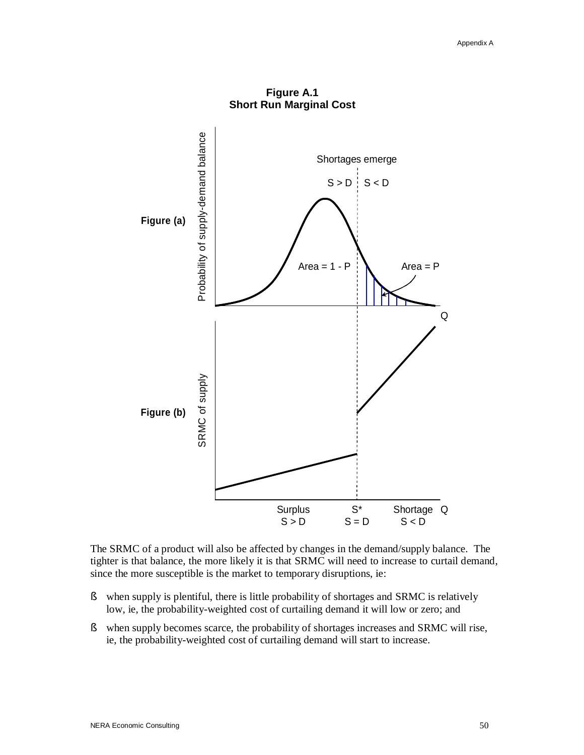**Figure A.1**
**Short Run Marginal Cost**

Figure (a): Probability of supply-demand balance

Shortages emerge

S > D | S < D

Area = 1 - P

Area = P

Q

Figure (b): SRMC of supply

Surplus S > D

S* S = D

Shortage S < D

Q

The SRMC of a product will also be affected by changes in the demand/supply balance. The tighter is that balance, the more likely it is that SRMC will need to increase to curtail demand, since the more susceptible is the market to temporary disruptions, ie:

- when supply is plentiful, there is little probability of shortages and SRMC is relatively low, ie, the probability-weighted cost of curtailing demand it will low or zero; and
- when supply becomes scarce, the probability of shortages increases and SRMC will rise, ie, the probability-weighted cost of curtailing demand will start to increase.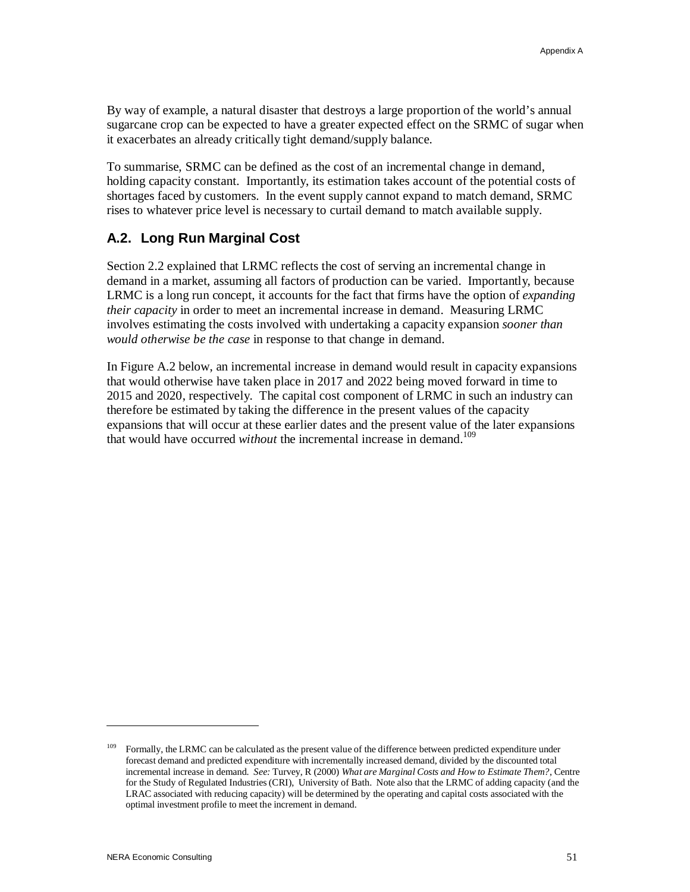By way of example, a natural disaster that destroys a large proportion of the world's annual sugarcane crop can be expected to have a greater expected effect on the SRMC of sugar when it exacerbates an already critically tight demand/supply balance.

To summarise, SRMC can be defined as the cost of an incremental change in demand, holding capacity constant. Importantly, its estimation takes account of the potential costs of shortages faced by customers. In the event supply cannot expand to match demand, SRMC rises to whatever price level is necessary to curtail demand to match available supply.

## A.2. Long Run Marginal Cost

Section 2.2 explained that LRMC reflects the cost of serving an incremental change in demand in a market, assuming all factors of production can be varied. Importantly, because LRMC is a long run concept, it accounts for the fact that firms have the option of *expanding their capacity* in order to meet an incremental increase in demand. Measuring LRMC involves estimating the costs involved with undertaking a capacity expansion *sooner than would otherwise be the case* in response to that change in demand.

In Figure A.2 below, an incremental increase in demand would result in capacity expansions that would otherwise have taken place in 2017 and 2022 being moved forward in time to 2015 and 2020, respectively. The capital cost component of LRMC in such an industry can therefore be estimated by taking the difference in the present values of the capacity expansions that will occur at these earlier dates and the present value of the later expansions that would have occurred *without* the incremental increase in demand.[109]

---

[109] Formally, the LRMC can be calculated as the present value of the difference between predicted expenditure under forecast demand and predicted expenditure with incrementally increased demand, divided by the discounted total incremental increase in demand. *See:* Turvey, R (2000) *What are Marginal Costs and How to Estimate Them?*, Centre for the Study of Regulated Industries (CRI), University of Bath. Note also that the LRMC of adding capacity (and the LRAC associated with reducing capacity) will be determined by the operating and capital costs associated with the optimal investment profile to meet the increment in demand.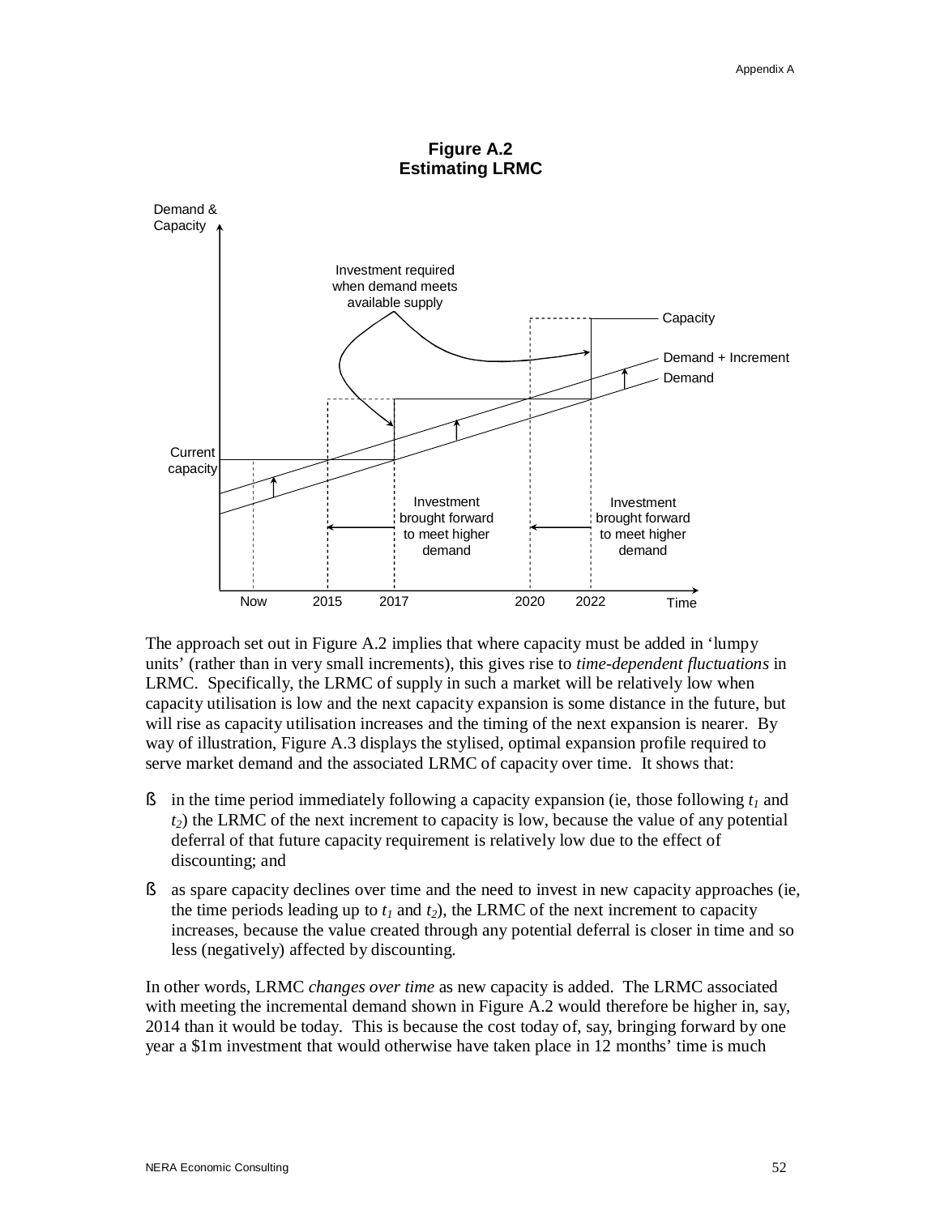**Figure A.2**
**Estimating LRMC**

The approach set out in Figure A.2 implies that where capacity must be added in 'lumpy units' (rather than in very small increments), this gives rise to *time-dependent fluctuations* in LRMC. Specifically, the LRMC of supply in such a market will be relatively low when capacity utilisation is low and the next capacity expansion is some distance in the future, but will rise as capacity utilisation increases and the timing of the next expansion is nearer. By way of illustration, Figure A.3 displays the stylised, optimal expansion profile required to serve market demand and the associated LRMC of capacity over time. It shows that:

- in the time period immediately following a capacity expansion (ie, those following $t_1$ and $t_2$) the LRMC of the next increment to capacity is low, because the value of any potential deferral of that future capacity requirement is relatively low due to the effect of discounting; and
- as spare capacity declines over time and the need to invest in new capacity approaches (ie, the time periods leading up to $t_1$ and $t_2$), the LRMC of the next increment to capacity increases, because the value created through any potential deferral is closer in time and so less (negatively) affected by discounting.

In other words, LRMC *changes over time* as new capacity is added. The LRMC associated with meeting the incremental demand shown in Figure A.2 would therefore be higher in, say, 2014 than it would be today. This is because the cost today of, say, bringing forward by one year a $1m investment that would otherwise have taken place in 12 months' time is much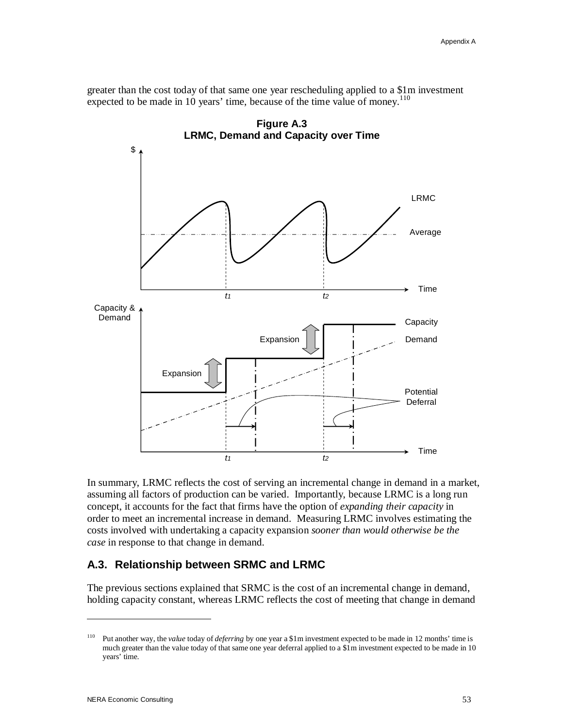greater than the cost today of that same one year rescheduling applied to a $1m investment expected to be made in 10 years' time, because of the time value of money.[110]

**Figure A.3**
**LRMC, Demand and Capacity over Time**

In summary, LRMC reflects the cost of serving an incremental change in demand in a market, assuming all factors of production can be varied. Importantly, because LRMC is a long run concept, it accounts for the fact that firms have the option of *expanding their capacity* in order to meet an incremental increase in demand. Measuring LRMC involves estimating the costs involved with undertaking a capacity expansion *sooner than would otherwise be the case* in response to that change in demand.

## A.3. Relationship between SRMC and LRMC

The previous sections explained that SRMC is the cost of an incremental change in demand, holding capacity constant, whereas LRMC reflects the cost of meeting that change in demand

---

[110] Put another way, the *value* today of *deferring* by one year a $1m investment expected to be made in 12 months' time is much greater than the value today of that same one year deferral applied to a $1m investment expected to be made in 10 years' time.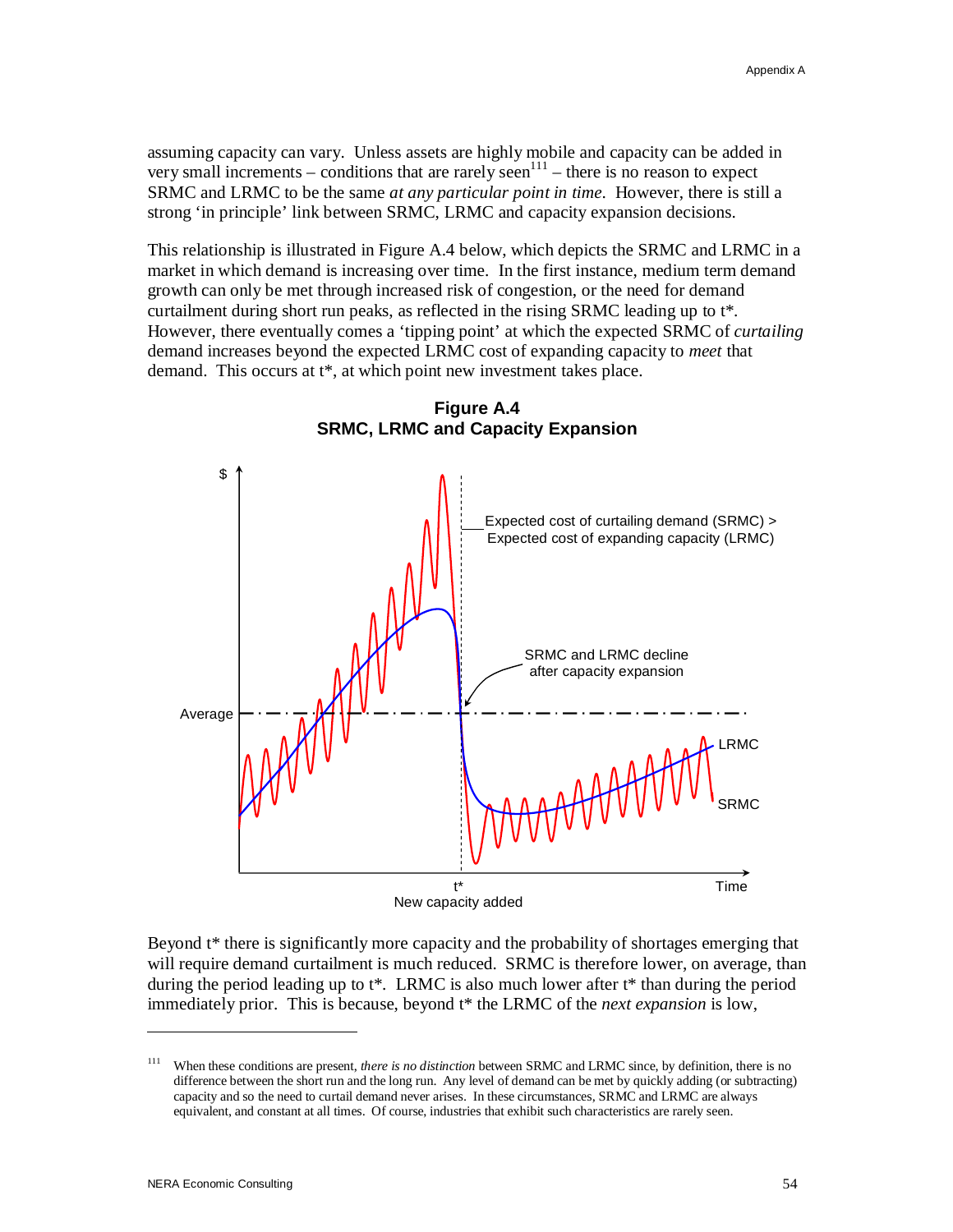assuming capacity can vary. Unless assets are highly mobile and capacity can be added in very small increments – conditions that are rarely seen[111] – there is no reason to expect SRMC and LRMC to be the same *at any particular point in time*. However, there is still a strong 'in principle' link between SRMC, LRMC and capacity expansion decisions.

This relationship is illustrated in Figure A.4 below, which depicts the SRMC and LRMC in a market in which demand is increasing over time. In the first instance, medium term demand growth can only be met through increased risk of congestion, or the need for demand curtailment during short run peaks, as reflected in the rising SRMC leading up to t*. However, there eventually comes a 'tipping point' at which the expected SRMC of *curtailing* demand increases beyond the expected LRMC cost of expanding capacity to *meet* that demand. This occurs at t*, at which point new investment takes place.

**Figure A.4**
**SRMC, LRMC and Capacity Expansion**

Beyond t* there is significantly more capacity and the probability of shortages emerging that will require demand curtailment is much reduced. SRMC is therefore lower, on average, than during the period leading up to t*. LRMC is also much lower after t* than during the period immediately prior. This is because, beyond t* the LRMC of the *next expansion* is low,

---

[111] When these conditions are present, *there is no distinction* between SRMC and LRMC since, by definition, there is no difference between the short run and the long run. Any level of demand can be met by quickly adding (or subtracting) capacity and so the need to curtail demand never arises. In these circumstances, SRMC and LRMC are always equivalent, and constant at all times. Of course, industries that exhibit such characteristics are rarely seen.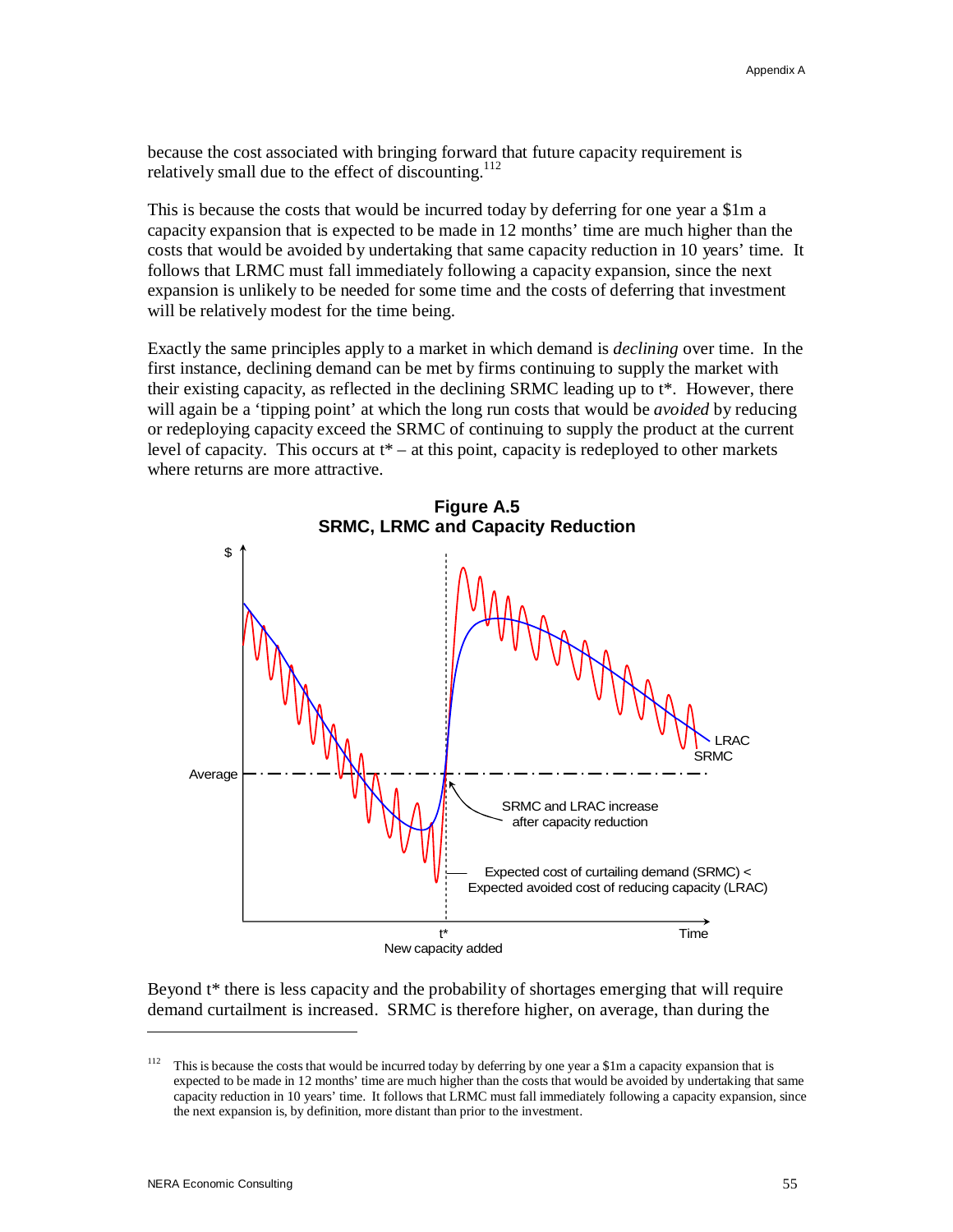because the cost associated with bringing forward that future capacity requirement is relatively small due to the effect of discounting.[112]

This is because the costs that would be incurred today by deferring for one year a $1m a capacity expansion that is expected to be made in 12 months' time are much higher than the costs that would be avoided by undertaking that same capacity reduction in 10 years' time. It follows that LRMC must fall immediately following a capacity expansion, since the next expansion is unlikely to be needed for some time and the costs of deferring that investment will be relatively modest for the time being.

Exactly the same principles apply to a market in which demand is *declining* over time. In the first instance, declining demand can be met by firms continuing to supply the market with their existing capacity, as reflected in the declining SRMC leading up to t*. However, there will again be a 'tipping point' at which the long run costs that would be *avoided* by reducing or redeploying capacity exceed the SRMC of continuing to supply the product at the current level of capacity. This occurs at t* – at this point, capacity is redeployed to other markets where returns are more attractive.

**Figure A.5**
**SRMC, LRMC and Capacity Reduction**

Beyond t* there is less capacity and the probability of shortages emerging that will require demand curtailment is increased. SRMC is therefore higher, on average, than during the

---

[112] This is because the costs that would be incurred today by deferring by one year a $1m a capacity expansion that is expected to be made in 12 months' time are much higher than the costs that would be avoided by undertaking that same capacity reduction in 10 years' time. It follows that LRMC must fall immediately following a capacity expansion, since the next expansion is, by definition, more distant than prior to the investment.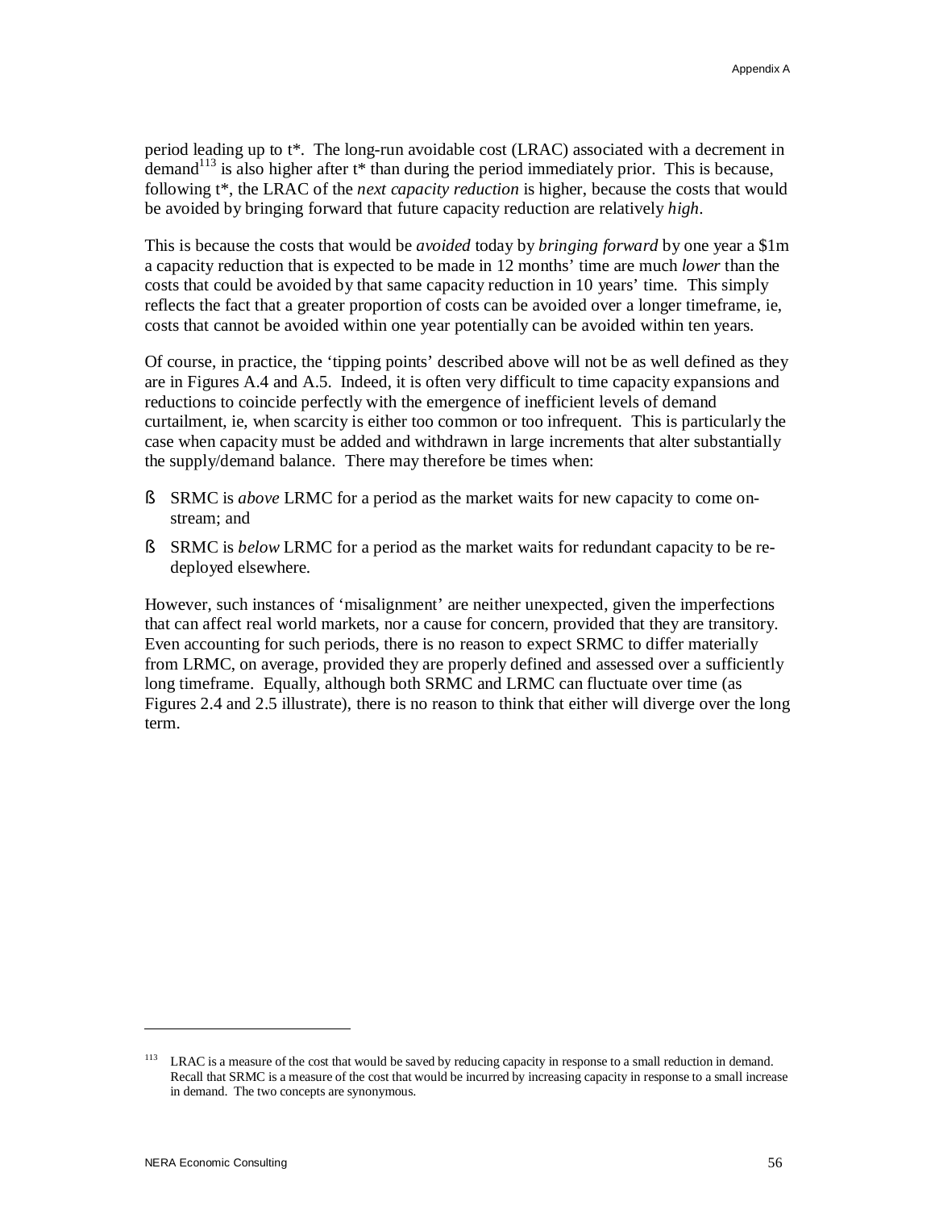period leading up to t*. The long-run avoidable cost (LRAC) associated with a decrement in demand[113] is also higher after t* than during the period immediately prior. This is because, following t*, the LRAC of the *next capacity reduction* is higher, because the costs that would be avoided by bringing forward that future capacity reduction are relatively *high*.

This is because the costs that would be *avoided* today by *bringing forward* by one year a $1m a capacity reduction that is expected to be made in 12 months' time are much *lower* than the costs that could be avoided by that same capacity reduction in 10 years' time. This simply reflects the fact that a greater proportion of costs can be avoided over a longer timeframe, ie, costs that cannot be avoided within one year potentially can be avoided within ten years.

Of course, in practice, the 'tipping points' described above will not be as well defined as they are in Figures A.4 and A.5. Indeed, it is often very difficult to time capacity expansions and reductions to coincide perfectly with the emergence of inefficient levels of demand curtailment, ie, when scarcity is either too common or too infrequent. This is particularly the case when capacity must be added and withdrawn in large increments that alter substantially the supply/demand balance. There may therefore be times when:

- SRMC is *above* LRMC for a period as the market waits for new capacity to come on-stream; and
- SRMC is *below* LRMC for a period as the market waits for redundant capacity to be re-deployed elsewhere.

However, such instances of 'misalignment' are neither unexpected, given the imperfections that can affect real world markets, nor a cause for concern, provided that they are transitory. Even accounting for such periods, there is no reason to expect SRMC to differ materially from LRMC, on average, provided they are properly defined and assessed over a sufficiently long timeframe. Equally, although both SRMC and LRMC can fluctuate over time (as Figures 2.4 and 2.5 illustrate), there is no reason to think that either will diverge over the long term.

---

[113] LRAC is a measure of the cost that would be saved by reducing capacity in response to a small reduction in demand. Recall that SRMC is a measure of the cost that would be incurred by increasing capacity in response to a small increase in demand. The two concepts are synonymous.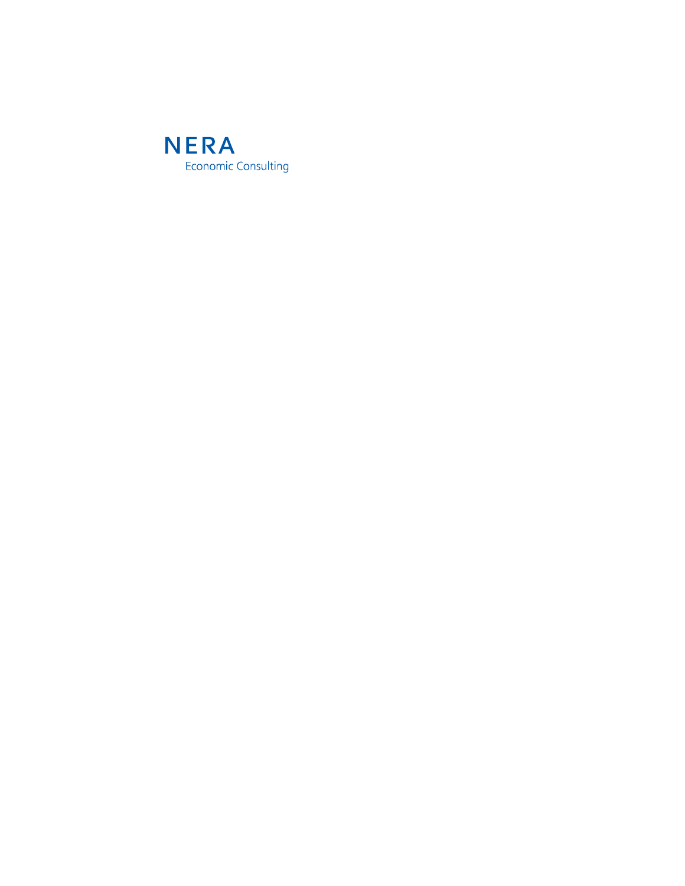NERA

Economic Consulting